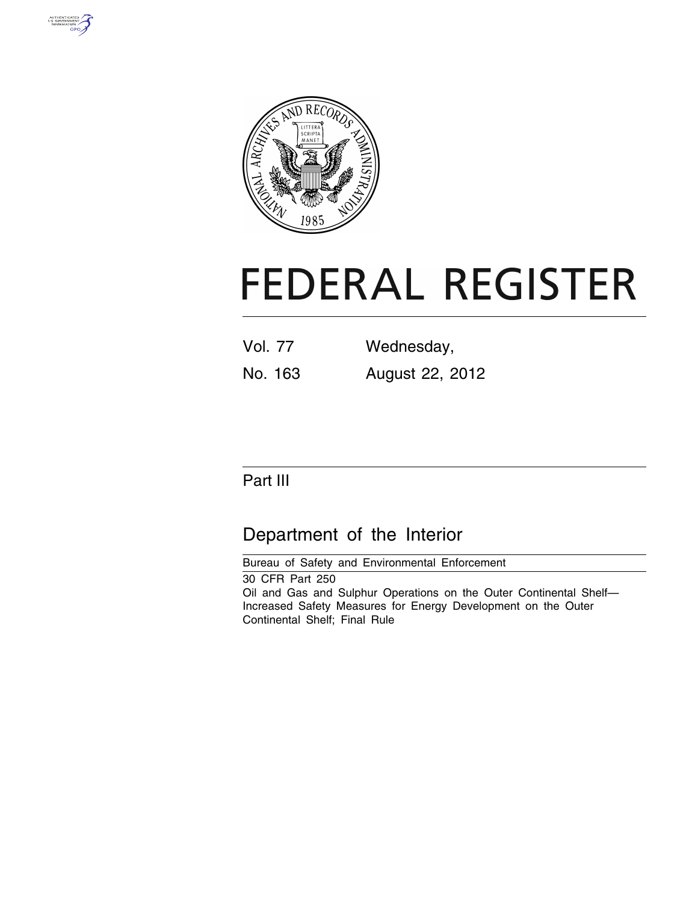# FEDERAL REGISTER

Vol. 77 Wednesday,

No. 163 August 22, 2012

## Part III

## Department of the Interior

Bureau of Safety and Environmental Enforcement

30 CFR Part 250

Oil and Gas and Sulphur Operations on the Outer Continental Shelf—Increased Safety Measures for Energy Development on the Outer Continental Shelf; Final Rule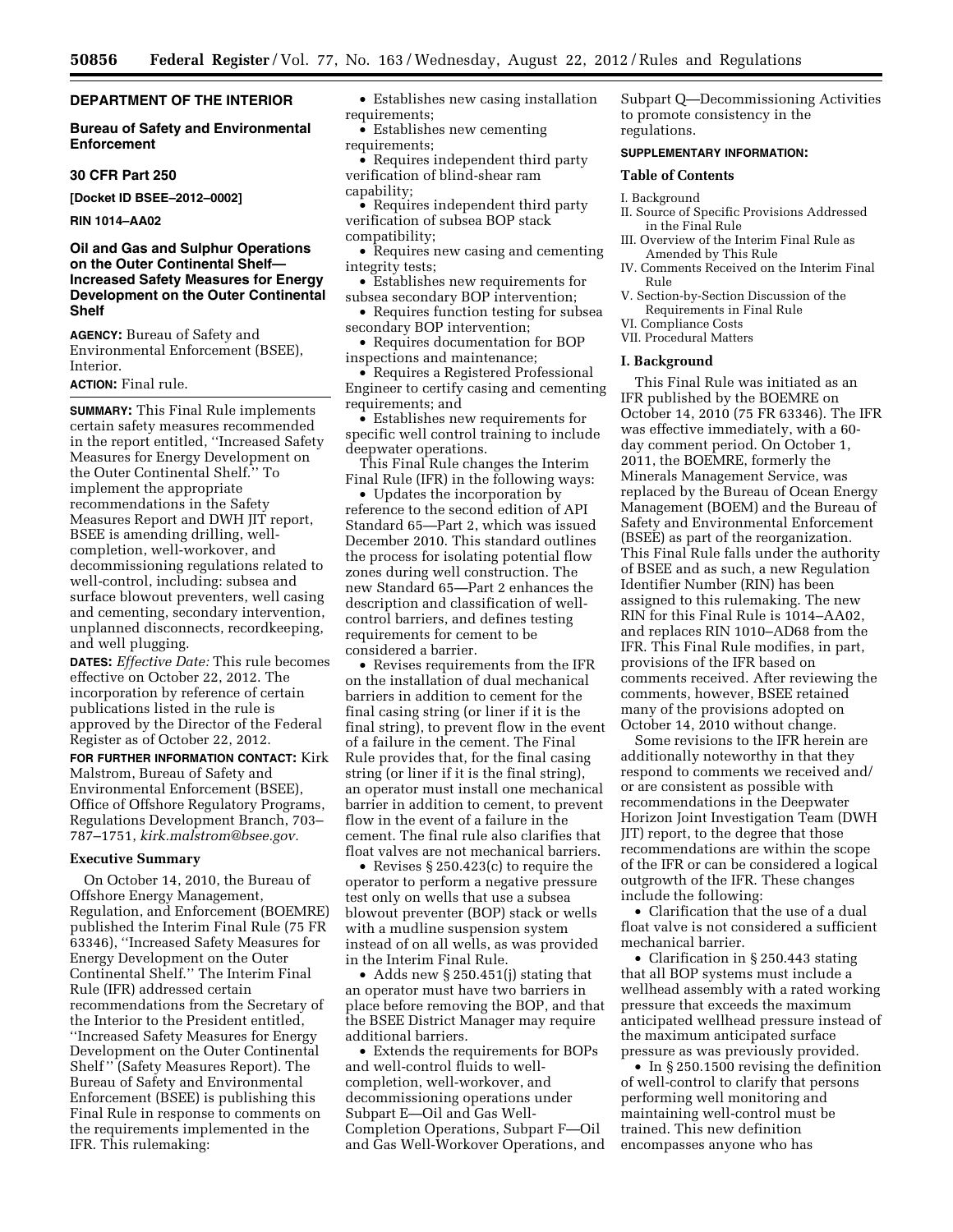**DEPARTMENT OF THE INTERIOR**

**Bureau of Safety and Environmental Enforcement**

**30 CFR Part 250**

**[Docket ID BSEE–2012–0002]**

**RIN 1014–AA02**

## Oil and Gas and Sulphur Operations on the Outer Continental Shelf—Increased Safety Measures for Energy Development on the Outer Continental Shelf

**AGENCY:** Bureau of Safety and Environmental Enforcement (BSEE), Interior.

**ACTION:** Final rule.

**SUMMARY:** This Final Rule implements certain safety measures recommended in the report entitled, ''Increased Safety Measures for Energy Development on the Outer Continental Shelf.'' To implement the appropriate recommendations in the Safety Measures Report and DWH JIT report, BSEE is amending drilling, well-completion, well-workover, and decommissioning regulations related to well-control, including: subsea and surface blowout preventers, well casing and cementing, secondary intervention, unplanned disconnects, recordkeeping, and well plugging.

**DATES:** *Effective Date:* This rule becomes effective on October 22, 2012. The incorporation by reference of certain publications listed in the rule is approved by the Director of the Federal Register as of October 22, 2012.

**FOR FURTHER INFORMATION CONTACT:** Kirk Malstrom, Bureau of Safety and Environmental Enforcement (BSEE), Office of Offshore Regulatory Programs, Regulations Development Branch, 703–787–1751, *kirk.malstrom@bsee.gov.*

### Executive Summary

On October 14, 2010, the Bureau of Offshore Energy Management, Regulation, and Enforcement (BOEMRE) published the Interim Final Rule (75 FR 63346), ''Increased Safety Measures for Energy Development on the Outer Continental Shelf.'' The Interim Final Rule (IFR) addressed certain recommendations from the Secretary of the Interior to the President entitled, ''Increased Safety Measures for Energy Development on the Outer Continental Shelf '' (Safety Measures Report). The Bureau of Safety and Environmental Enforcement (BSEE) is publishing this Final Rule in response to comments on the requirements implemented in the IFR. This rulemaking:

- Establishes new casing installation requirements;
- Establishes new cementing requirements;
- Requires independent third party verification of blind-shear ram capability;
- Requires independent third party verification of subsea BOP stack compatibility;
- Requires new casing and cementing integrity tests;
- Establishes new requirements for subsea secondary BOP intervention;
- Requires function testing for subsea secondary BOP intervention;
- Requires documentation for BOP inspections and maintenance;
- Requires a Registered Professional Engineer to certify casing and cementing requirements; and
- Establishes new requirements for specific well control training to include deepwater operations.

This Final Rule changes the Interim Final Rule (IFR) in the following ways:

- Updates the incorporation by reference to the second edition of API Standard 65—Part 2, which was issued December 2010. This standard outlines the process for isolating potential flow zones during well construction. The new Standard 65—Part 2 enhances the description and classification of well-control barriers, and defines testing requirements for cement to be considered a barrier.
- Revises requirements from the IFR on the installation of dual mechanical barriers in addition to cement for the final casing string (or liner if it is the final string), to prevent flow in the event of a failure in the cement. The Final Rule provides that, for the final casing string (or liner if it is the final string), an operator must install one mechanical barrier in addition to cement, to prevent flow in the event of a failure in the cement. The final rule also clarifies that float valves are not mechanical barriers.
- Revises § 250.423(c) to require the operator to perform a negative pressure test only on wells that use a subsea blowout preventer (BOP) stack or wells with a mudline suspension system instead of on all wells, as was provided in the Interim Final Rule.
- Adds new § 250.451(j) stating that an operator must have two barriers in place before removing the BOP, and that the BSEE District Manager may require additional barriers.
- Extends the requirements for BOPs and well-control fluids to well-completion, well-workover, and decommissioning operations under Subpart E—Oil and Gas Well-Completion Operations, Subpart F—Oil and Gas Well-Workover Operations, and Subpart Q—Decommissioning Activities to promote consistency in the regulations.

**SUPPLEMENTARY INFORMATION:**

**Table of Contents**

I. Background
II. Source of Specific Provisions Addressed in the Final Rule
III. Overview of the Interim Final Rule as Amended by This Rule
IV. Comments Received on the Interim Final Rule
V. Section-by-Section Discussion of the Requirements in Final Rule
VI. Compliance Costs
VII. Procedural Matters

### I. Background

This Final Rule was initiated as an IFR published by the BOEMRE on October 14, 2010 (75 FR 63346). The IFR was effective immediately, with a 60-day comment period. On October 1, 2011, the BOEMRE, formerly the Minerals Management Service, was replaced by the Bureau of Ocean Energy Management (BOEM) and the Bureau of Safety and Environmental Enforcement (BSEE) as part of the reorganization. This Final Rule falls under the authority of BSEE and as such, a new Regulation Identifier Number (RIN) has been assigned to this rulemaking. The new RIN for this Final Rule is 1014–AA02, and replaces RIN 1010–AD68 from the IFR. This Final Rule modifies, in part, provisions of the IFR based on comments received. After reviewing the comments, however, BSEE retained many of the provisions adopted on October 14, 2010 without change.

Some revisions to the IFR herein are additionally noteworthy in that they respond to comments we received and/or are consistent as possible with recommendations in the Deepwater Horizon Joint Investigation Team (DWH JIT) report, to the degree that those recommendations are within the scope of the IFR or can be considered a logical outgrowth of the IFR. These changes include the following:

- Clarification that the use of a dual float valve is not considered a sufficient mechanical barrier.
- Clarification in § 250.443 stating that all BOP systems must include a wellhead assembly with a rated working pressure that exceeds the maximum anticipated wellhead pressure instead of the maximum anticipated surface pressure as was previously provided.
- In § 250.1500 revising the definition of well-control to clarify that persons performing well monitoring and maintaining well-control must be trained. This new definition encompasses anyone who has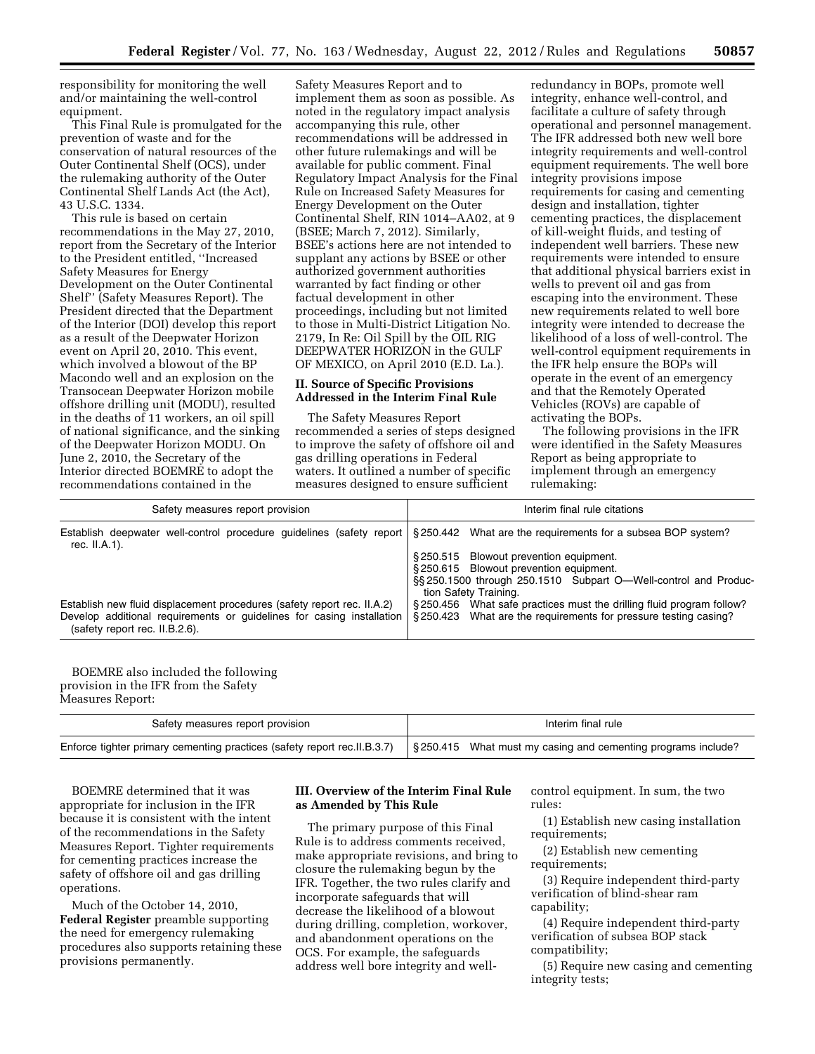responsibility for monitoring the well and/or maintaining the well-control equipment.

This Final Rule is promulgated for the prevention of waste and for the conservation of natural resources of the Outer Continental Shelf (OCS), under the rulemaking authority of the Outer Continental Shelf Lands Act (the Act), 43 U.S.C. 1334.

This rule is based on certain recommendations in the May 27, 2010, report from the Secretary of the Interior to the President entitled, ''Increased Safety Measures for Energy Development on the Outer Continental Shelf'' (Safety Measures Report). The President directed that the Department of the Interior (DOI) develop this report as a result of the Deepwater Horizon event on April 20, 2010. This event, which involved a blowout of the BP Macondo well and an explosion on the Transocean Deepwater Horizon mobile offshore drilling unit (MODU), resulted in the deaths of 11 workers, an oil spill of national significance, and the sinking of the Deepwater Horizon MODU. On June 2, 2010, the Secretary of the Interior directed BOEMRE to adopt the recommendations contained in the Safety Measures Report and to implement them as soon as possible. As noted in the regulatory impact analysis accompanying this rule, other recommendations will be addressed in other future rulemakings and will be available for public comment. Final Regulatory Impact Analysis for the Final Rule on Increased Safety Measures for Energy Development on the Outer Continental Shelf, RIN 1014–AA02, at 9 (BSEE; March 7, 2012). Similarly, BSEE's actions here are not intended to supplant any actions by BSEE or other authorized government authorities warranted by fact finding or other factual development in other proceedings, including but not limited to those in Multi-District Litigation No. 2179, In Re: Oil Spill by the OIL RIG DEEPWATER HORIZON in the GULF OF MEXICO, on April 2010 (E.D. La.).

## II. Source of Specific Provisions Addressed in the Interim Final Rule

The Safety Measures Report recommended a series of steps designed to improve the safety of offshore oil and gas drilling operations in Federal waters. It outlined a number of specific measures designed to ensure sufficient redundancy in BOPs, promote well integrity, enhance well-control, and facilitate a culture of safety through operational and personnel management. The IFR addressed both new well bore integrity requirements and well-control equipment requirements. The well bore integrity provisions impose requirements for casing and cementing design and installation, tighter cementing practices, the displacement of kill-weight fluids, and testing of independent well barriers. These new requirements were intended to ensure that additional physical barriers exist in wells to prevent oil and gas from escaping into the environment. These new requirements related to well bore integrity were intended to decrease the likelihood of a loss of well-control. The well-control equipment requirements in the IFR help ensure the BOPs will operate in the event of an emergency and that the Remotely Operated Vehicles (ROVs) are capable of activating the BOPs.

The following provisions in the IFR were identified in the Safety Measures Report as being appropriate to implement through an emergency rulemaking:

| Safety measures report provision | Interim final rule citations |
|---|---|
| Establish deepwater well-control procedure guidelines (safety report rec. II.A.1). | §250.442 What are the requirements for a subsea BOP system? |
| | §250.515 Blowout prevention equipment.<br>§250.615 Blowout prevention equipment.<br>§§250.1500 through 250.1510 Subpart O—Well-control and Production Safety Training. |
| Establish new fluid displacement procedures (safety report rec. II.A.2) | §250.456 What safe practices must the drilling fluid program follow? |
| Develop additional requirements or guidelines for casing installation (safety report rec. II.B.2.6). | §250.423 What are the requirements for pressure testing casing? |

BOEMRE also included the following provision in the IFR from the Safety Measures Report:

| Safety measures report provision | Interim final rule |
|---|---|
| Enforce tighter primary cementing practices (safety report rec.II.B.3.7) | §250.415 What must my casing and cementing programs include? |

BOEMRE determined that it was appropriate for inclusion in the IFR because it is consistent with the intent of the recommendations in the Safety Measures Report. Tighter requirements for cementing practices increase the safety of offshore oil and gas drilling operations.

Much of the October 14, 2010, **Federal Register** preamble supporting the need for emergency rulemaking procedures also supports retaining these provisions permanently.

## III. Overview of the Interim Final Rule as Amended by This Rule

The primary purpose of this Final Rule is to address comments received, make appropriate revisions, and bring to closure the rulemaking begun by the IFR. Together, the two rules clarify and incorporate safeguards that will decrease the likelihood of a blowout during drilling, completion, workover, and abandonment operations on the OCS. For example, the safeguards address well bore integrity and well-control equipment. In sum, the two rules:

(1) Establish new casing installation requirements;

(2) Establish new cementing requirements;

(3) Require independent third-party verification of blind-shear ram capability;

(4) Require independent third-party verification of subsea BOP stack compatibility;

(5) Require new casing and cementing integrity tests;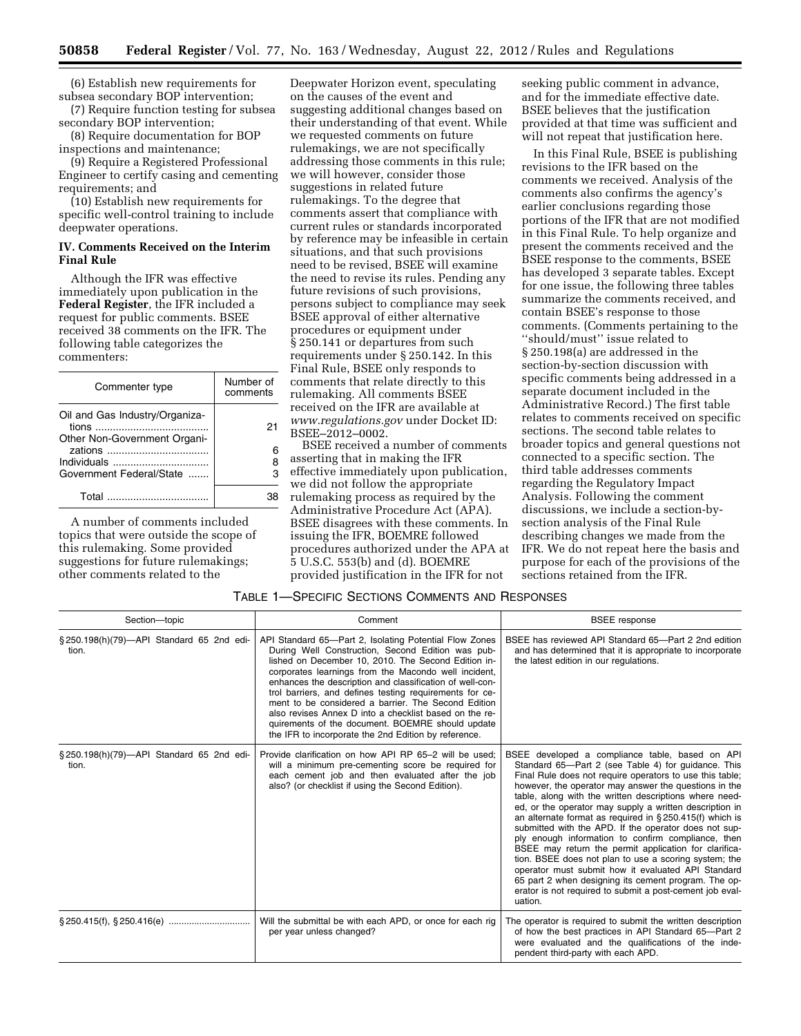(6) Establish new requirements for subsea secondary BOP intervention;

(7) Require function testing for subsea secondary BOP intervention;

(8) Require documentation for BOP inspections and maintenance;

(9) Require a Registered Professional Engineer to certify casing and cementing requirements; and

(10) Establish new requirements for specific well-control training to include deepwater operations.

### IV. Comments Received on the Interim Final Rule

Although the IFR was effective immediately upon publication in the **Federal Register**, the IFR included a request for public comments. BSEE received 38 comments on the IFR. The following table categorizes the commenters:

| Commenter type | Number of comments |
|---|---|
| Oil and Gas Industry/Organizations | 21 |
| Other Non-Government Organizations | 6 |
| Individuals | 8 |
| Government Federal/State | 3 |
| Total | 38 |

A number of comments included topics that were outside the scope of this rulemaking. Some provided suggestions for future rulemakings; other comments related to the Deepwater Horizon event, speculating on the causes of the event and suggesting additional changes based on their understanding of that event. While we requested comments on future rulemakings, we are not specifically addressing those comments in this rule; we will however, consider those suggestions in related future rulemakings. To the degree that comments assert that compliance with current rules or standards incorporated by reference may be infeasible in certain situations, and that such provisions need to be revised, BSEE will examine the need to revise its rules. Pending any future revisions of such provisions, persons subject to compliance may seek BSEE approval of either alternative procedures or equipment under § 250.141 or departures from such requirements under § 250.142. In this Final Rule, BSEE only responds to comments that relate directly to this rulemaking. All comments BSEE received on the IFR are available at *www.regulations.gov* under Docket ID: BSEE–2012–0002.

BSEE received a number of comments asserting that in making the IFR effective immediately upon publication, we did not follow the appropriate rulemaking process as required by the Administrative Procedure Act (APA). BSEE disagrees with these comments. In issuing the IFR, BOEMRE followed procedures authorized under the APA at 5 U.S.C. 553(b) and (d). BOEMRE provided justification in the IFR for not seeking public comment in advance, and for the immediate effective date. BSEE believes that the justification provided at that time was sufficient and will not repeat that justification here.

In this Final Rule, BSEE is publishing revisions to the IFR based on the comments we received. Analysis of the comments also confirms the agency's earlier conclusions regarding those portions of the IFR that are not modified in this Final Rule. To help organize and present the comments received and the BSEE response to the comments, BSEE has developed 3 separate tables. Except for one issue, the following three tables summarize the comments received, and contain BSEE's response to those comments. (Comments pertaining to the ''should/must'' issue related to § 250.198(a) are addressed in the section-by-section discussion with specific comments being addressed in a separate document included in the Administrative Record.) The first table relates to comments received on specific sections. The second table relates to broader topics and general questions not connected to a specific section. The third table addresses comments regarding the Regulatory Impact Analysis. Following the comment discussions, we include a section-by-section analysis of the Final Rule describing changes we made from the IFR. We do not repeat here the basis and purpose for each of the provisions of the sections retained from the IFR.

TABLE 1—SPECIFIC SECTIONS COMMENTS AND RESPONSES

| Section—topic | Comment | BSEE response |
|---|---|---|
| § 250.198(h)(79)—API Standard 65 2nd edition. | API Standard 65—Part 2, Isolating Potential Flow Zones During Well Construction, Second Edition was published on December 10, 2010. The Second Edition incorporates learnings from the Macondo well incident, enhances the description and classification of well-control barriers, and defines testing requirements for cement to be considered a barrier. The Second Edition also revises Annex D into a checklist based on the requirements of the document. BOEMRE should update the IFR to incorporate the 2nd Edition by reference. | BSEE has reviewed API Standard 65—Part 2 2nd edition and has determined that it is appropriate to incorporate the latest edition in our regulations. |
| § 250.198(h)(79)—API Standard 65 2nd edition. | Provide clarification on how API RP 65–2 will be used; will a minimum pre-cementing score be required for each cement job and then evaluated after the job also? (or checklist if using the Second Edition). | BSEE developed a compliance table, based on API Standard 65—Part 2 (see Table 4) for guidance. This Final Rule does not require operators to use this table; however, the operator may answer the questions in the table, along with the written descriptions where needed, or the operator may supply a written description in an alternate format as required in § 250.415(f) which is submitted with the APD. If the operator does not supply enough information to confirm compliance, then BSEE may return the permit application for clarification. BSEE does not plan to use a scoring system; the operator must submit how it evaluated API Standard 65 part 2 when designing its cement program. The operator is not required to submit a post-cement job evaluation. |
| § 250.415(f), § 250.416(e) | Will the submittal be with each APD, or once for each rig per year unless changed? | The operator is required to submit the written description of how the best practices in API Standard 65—Part 2 were evaluated and the qualifications of the independent third-party with each APD. |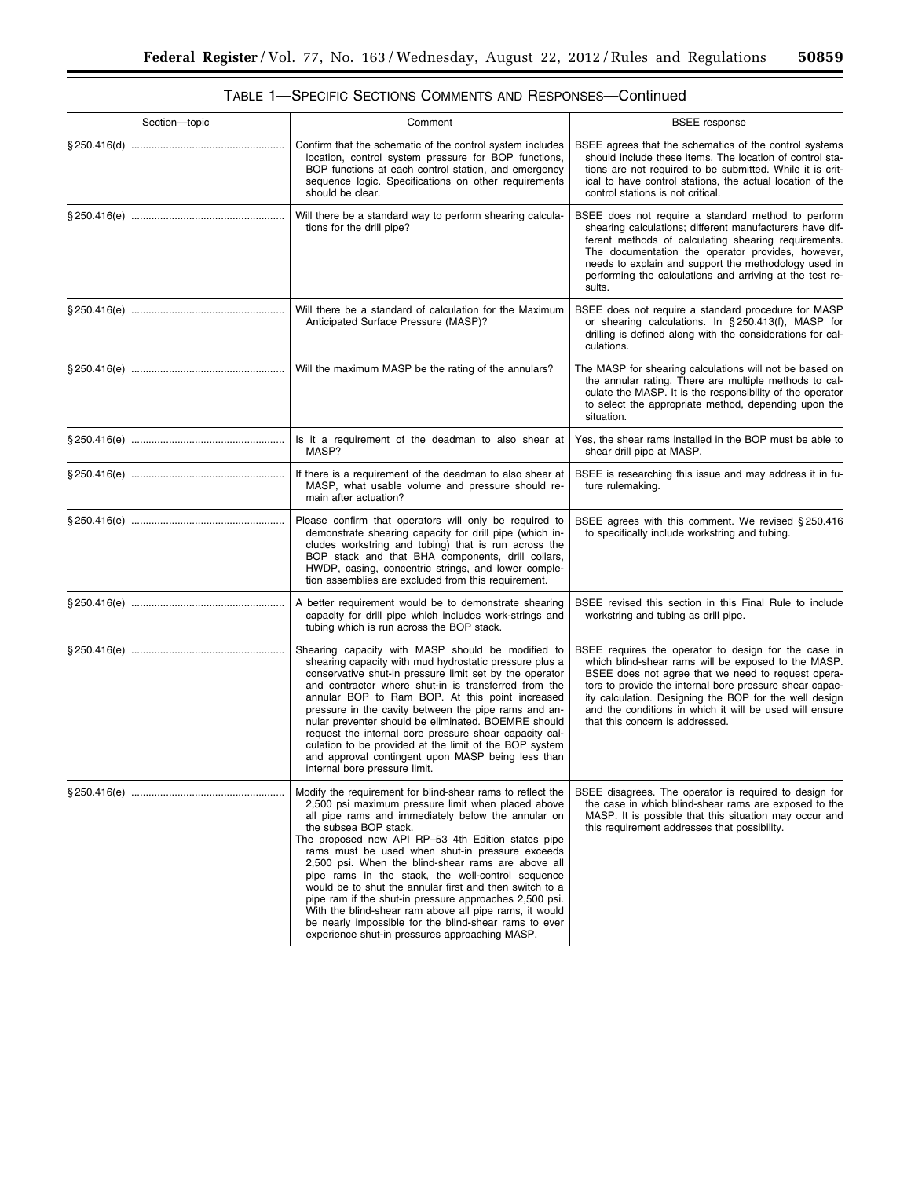### TABLE 1—SPECIFIC SECTIONS COMMENTS AND RESPONSES—Continued

| Section—topic | Comment | BSEE response |
| --- | --- | --- |
| § 250.416(d) | Confirm that the schematic of the control system includes location, control system pressure for BOP functions, BOP functions at each control station, and emergency sequence logic. Specifications on other requirements should be clear. | BSEE agrees that the schematics of the control systems should include these items. The location of control stations are not required to be submitted. While it is critical to have control stations, the actual location of the control stations is not critical. |
| § 250.416(e) | Will there be a standard way to perform shearing calculations for the drill pipe? | BSEE does not require a standard method to perform shearing calculations; different manufacturers have different methods of calculating shearing requirements. The documentation the operator provides, however, needs to explain and support the methodology used in performing the calculations and arriving at the test results. |
| § 250.416(e) | Will there be a standard of calculation for the Maximum Anticipated Surface Pressure (MASP)? | BSEE does not require a standard procedure for MASP or shearing calculations. In § 250.413(f), MASP for drilling is defined along with the considerations for calculations. |
| § 250.416(e) | Will the maximum MASP be the rating of the annulars? | The MASP for shearing calculations will not be based on the annular rating. There are multiple methods to calculate the MASP. It is the responsibility of the operator to select the appropriate method, depending upon the situation. |
| § 250.416(e) | Is it a requirement of the deadman to also shear at MASP? | Yes, the shear rams installed in the BOP must be able to shear drill pipe at MASP. |
| § 250.416(e) | If there is a requirement of the deadman to also shear at MASP, what usable volume and pressure should remain after actuation? | BSEE is researching this issue and may address it in future rulemaking. |
| § 250.416(e) | Please confirm that operators will only be required to demonstrate shearing capacity for drill pipe (which includes workstring and tubing) that is run across the BOP stack and that BHA components, drill collars, HWDP, casing, concentric strings, and lower completion assemblies are excluded from this requirement. | BSEE agrees with this comment. We revised § 250.416 to specifically include workstring and tubing. |
| § 250.416(e) | A better requirement would be to demonstrate shearing capacity for drill pipe which includes work-strings and tubing which is run across the BOP stack. | BSEE revised this section in this Final Rule to include workstring and tubing as drill pipe. |
| § 250.416(e) | Shearing capacity with MASP should be modified to shearing capacity with mud hydrostatic pressure plus a conservative shut-in pressure limit set by the operator and contractor where shut-in is transferred from the annular BOP to Ram BOP. At this point increased pressure in the cavity between the pipe rams and annular preventer should be eliminated. BOEMRE should request the internal bore pressure shear capacity calculation to be provided at the limit of the BOP system and approval contingent upon MASP being less than internal bore pressure limit. | BSEE requires the operator to design for the case in which blind-shear rams will be exposed to the MASP. BSEE does not agree that we need to request operators to provide the internal bore pressure shear capacity calculation. Designing the BOP for the well design and the conditions in which it will be used will ensure that this concern is addressed. |
| § 250.416(e) | Modify the requirement for blind-shear rams to reflect the 2,500 psi maximum pressure limit when placed above all pipe rams and immediately below the annular on the subsea BOP stack.<br>The proposed new API RP–53 4th Edition states pipe rams must be used when shut-in pressure exceeds 2,500 psi. When the blind-shear rams are above all pipe rams in the stack, the well-control sequence would be to shut the annular first and then switch to a pipe ram if the shut-in pressure approaches 2,500 psi. With the blind-shear ram above all pipe rams, it would be nearly impossible for the blind-shear rams to ever experience shut-in pressures approaching MASP. | BSEE disagrees. The operator is required to design for the case in which blind-shear rams are exposed to the MASP. It is possible that this situation may occur and this requirement addresses that possibility. |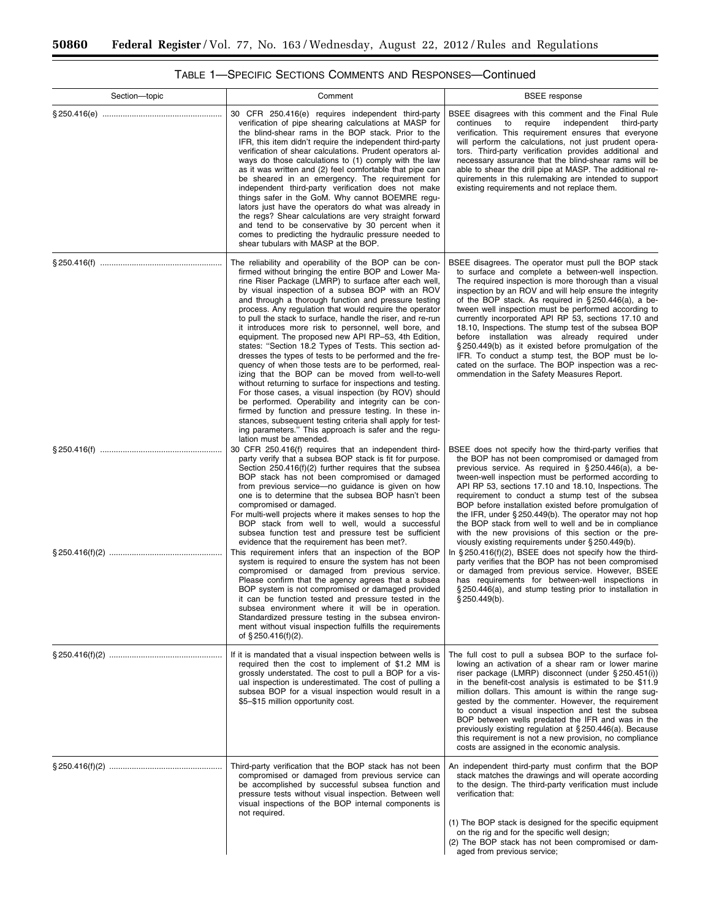TABLE 1—SPECIFIC SECTIONS COMMENTS AND RESPONSES—Continued

| Section—topic | Comment | BSEE response |
| --- | --- | --- |
| § 250.416(e) | 30 CFR 250.416(e) requires independent third-party verification of pipe shearing calculations at MASP for the blind-shear rams in the BOP stack. Prior to the IFR, this item didn't require the independent third-party verification of shear calculations. Prudent operators always do those calculations to (1) comply with the law as it was written and (2) feel comfortable that pipe can be sheared in an emergency. The requirement for independent third-party verification does not make things safer in the GoM. Why cannot BOEMRE regulators just have the operators do what was already in the regs? Shear calculations are very straight forward and tend to be conservative by 30 percent when it comes to predicting the hydraulic pressure needed to shear tubulars with MASP at the BOP. | BSEE disagrees with this comment and the Final Rule continues to require independent third-party verification. This requirement ensures that everyone will perform the calculations, not just prudent operators. Third-party verification provides additional and necessary assurance that the blind-shear rams will be able to shear the drill pipe at MASP. The additional requirements in this rulemaking are intended to support existing requirements and not replace them. |
| § 250.416(f) | The reliability and operability of the BOP can be confirmed without bringing the entire BOP and Lower Marine Riser Package (LMRP) to surface after each well, by visual inspection of a subsea BOP with an ROV and through a thorough function and pressure testing process. Any regulation that would require the operator to pull the stack to surface, handle the riser, and re-run it introduces more risk to personnel, well bore, and equipment. The proposed new API RP–53, 4th Edition, states: "Section 18.2 Types of Tests. This section addresses the types of tests to be performed and the frequency of when those tests are to be performed, realizing that the BOP can be moved from well-to-well without returning to surface for inspections and testing. For those cases, a visual inspection (by ROV) should be performed. Operability and integrity can be confirmed by function and pressure testing. In these instances, subsequent testing criteria shall apply for testing parameters." This approach is safer and the regulation must be amended. | BSEE disagrees. The operator must pull the BOP stack to surface and complete a between-well inspection. The required inspection is more thorough than a visual inspection by an ROV and will help ensure the integrity of the BOP stack. As required in § 250.446(a), a between well inspection must be performed according to currently incorporated API RP 53, sections 17.10 and 18.10, Inspections. The stump test of the subsea BOP before installation was already required under § 250.449(b) as it existed before promulgation of the IFR. To conduct a stump test, the BOP must be located on the surface. The BOP inspection was a recommendation in the Safety Measures Report. |
| § 250.416(f) | 30 CFR 250.416(f) requires that an independent third-party verify that a subsea BOP stack is fit for purpose. Section 250.416(f)(2) further requires that the subsea BOP stack has not been compromised or damaged from previous service—no guidance is given on how one is to determine that the subsea BOP hasn't been compromised or damaged.<br>For multi-well projects where it makes senses to hop the BOP stack from well to well, would a successful subsea function test and pressure test be sufficient evidence that the requirement has been met?. | BSEE does not specify how the third-party verifies that the BOP has not been compromised or damaged from previous service. As required in § 250.446(a), a between-well inspection must be performed according to API RP 53, sections 17.10 and 18.10, Inspections. The requirement to conduct a stump test of the subsea BOP before installation existed before promulgation of the IFR, under § 250.449(b). The operator may not hop the BOP stack from well to well and be in compliance with the new provisions of this section or the previously existing requirements under § 250.449(b). |
| § 250.416(f)(2) | This requirement infers that an inspection of the BOP system is required to ensure the system has not been compromised or damaged from previous service. Please confirm that the agency agrees that a subsea BOP system is not compromised or damaged provided it can be function tested and pressure tested in the subsea environment where it will be in operation. Standardized pressure testing in the subsea environment without visual inspection fulfills the requirements of § 250.416(f)(2). | In § 250.416(f)(2), BSEE does not specify how the third-party verifies that the BOP has not been compromised or damaged from previous service. However, BSEE has requirements for between-well inspections in § 250.446(a), and stump testing prior to installation in § 250.449(b). |
| § 250.416(f)(2) | If it is mandated that a visual inspection between wells is required then the cost to implement of $1.2 MM is grossly understated. The cost to pull a BOP for a visual inspection is underestimated. The cost of pulling a subsea BOP for a visual inspection would result in a $5–$15 million opportunity cost. | The full cost to pull a subsea BOP to the surface following an activation of a shear ram or lower marine riser package (LMRP) disconnect (under § 250.451(i)) in the benefit-cost analysis is estimated to be $11.9 million dollars. This amount is within the range suggested by the commenter. However, the requirement to conduct a visual inspection and test the subsea BOP between wells predated the IFR and was in the previously existing regulation at § 250.446(a). Because this requirement is not a new provision, no compliance costs are assigned in the economic analysis. |
| § 250.416(f)(2) | Third-party verification that the BOP stack has not been compromised or damaged from previous service can be accomplished by successful subsea function and pressure tests without visual inspection. Between well visual inspections of the BOP internal components is not required. | An independent third-party must confirm that the BOP stack matches the drawings and will operate according to the design. The third-party verification must include verification that:<br><br>(1) The BOP stack is designed for the specific equipment on the rig and for the specific well design;<br>(2) The BOP stack has not been compromised or damaged from previous service; |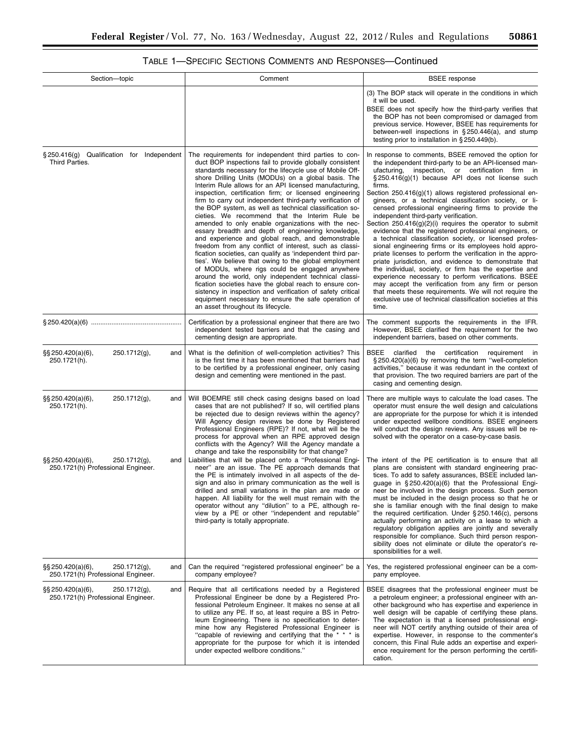## TABLE 1—SPECIFIC SECTIONS COMMENTS AND RESPONSES—Continued

| Section—topic | Comment | BSEE response |
|---|---|---|
| | | (3) The BOP stack will operate in the conditions in which it will be used.<br>BSEE does not specify how the third-party verifies that the BOP has not been compromised or damaged from previous service. However, BSEE has requirements for between-well inspections in § 250.446(a), and stump testing prior to installation in § 250.449(b). |
| § 250.416(g) Qualification for Independent Third Parties. | The requirements for independent third parties to conduct BOP inspections fail to provide globally consistent standards necessary for the lifecycle use of Mobile Offshore Drilling Units (MODUs) on a global basis. The Interim Rule allows for an API licensed manufacturing, inspection, certification firm; or licensed engineering firm to carry out independent third-party verification of the BOP system, as well as technical classification societies. We recommend that the Interim Rule be amended to only enable organizations with the necessary breadth and depth of engineering knowledge, and experience and global reach, and demonstrable freedom from any conflict of interest, such as classification societies, can qualify as 'independent third parties'. We believe that owing to the global employment of MODUs, where rigs could be engaged anywhere around the world, only independent technical classification societies have the global reach to ensure consistency in inspection and verification of safety critical equipment necessary to ensure the safe operation of an asset throughout its lifecycle. | In response to comments, BSEE removed the option for the independent third-party to be an API-licensed manufacturing, inspection, or certification firm in § 250.416(g)(1) because API does not license such firms.<br>Section 250.416(g)(1) allows registered professional engineers, or a technical classification society, or licensed professional engineering firms to provide the independent third-party verification.<br>Section 250.416(g)(2)(i) requires the operator to submit evidence that the registered professional engineers, or a technical classification society, or licensed professional engineering firms or its employees hold appropriate licenses to perform the verification in the appropriate jurisdiction, and evidence to demonstrate that the individual, society, or firm has the expertise and experience necessary to perform verifications. BSEE may accept the verification from any firm or person that meets these requirements. We will not require the exclusive use of technical classification societies at this time. |
| § 250.420(a)(6) | Certification by a professional engineer that there are two independent tested barriers and that the casing and cementing design are appropriate. | The comment supports the requirements in the IFR. However, BSEE clarified the requirement for the two independent barriers, based on other comments. |
| §§ 250.420(a)(6), 250.1712(g), and 250.1721(h). | What is the definition of well-completion activities? This is the first time it has been mentioned that barriers had to be certified by a professional engineer, only casing design and cementing were mentioned in the past. | BSEE clarified the certification requirement in § 250.420(a)(6) by removing the term "well-completion activities," because it was redundant in the context of that provision. The two required barriers are part of the casing and cementing design. |
| §§ 250.420(a)(6), 250.1712(g), and 250.1721(h). | Will BOEMRE still check casing designs based on load cases that are not published? If so, will certified plans be rejected due to design reviews within the agency? Will Agency design reviews be done by Registered Professional Engineers (RPE)? If not, what will be the process for approval when an RPE approved design conflicts with the Agency? Will the Agency mandate a change and take the responsibility for that change? | There are multiple ways to calculate the load cases. The operator must ensure the well design and calculations are appropriate for the purpose for which it is intended under expected wellbore conditions. BSEE engineers will conduct the design reviews. Any issues will be resolved with the operator on a case-by-case basis. |
| §§ 250.420(a)(6), 250.1712(g), and 250.1721(h) Professional Engineer. | Liabilities that will be placed onto a "Professional Engineer" are an issue. The PE approach demands that the PE is intimately involved in all aspects of the design and also in primary communication as the well is drilled and small variations in the plan are made or happen. All liability for the well must remain with the operator without any "dilution" to a PE, although review by a PE or other "independent and reputable" third-party is totally appropriate. | The intent of the PE certification is to ensure that all plans are consistent with standard engineering practices. To add to safety assurances, BSEE included language in § 250.420(a)(6) that the Professional Engineer be involved in the design process. Such person must be included in the design process so that he or she is familiar enough with the final design to make the required certification. Under § 250.146(c), persons actually performing an activity on a lease to which a regulatory obligation applies are jointly and severally responsible for compliance. Such third person responsibility does not eliminate or dilute the operator's responsibilities for a well. |
| §§ 250.420(a)(6), 250.1712(g), and 250.1721(h) Professional Engineer. | Can the required "registered professional engineer" be a company employee? | Yes, the registered professional engineer can be a company employee. |
| §§ 250.420(a)(6), 250.1712(g), and 250.1721(h) Professional Engineer. | Require that all certifications needed by a Registered Professional Engineer be done by a Registered Professional Petroleum Engineer. It makes no sense at all to utilize any PE. If so, at least require a BS in Petroleum Engineering. There is no specification to determine how any Registered Professional Engineer is "capable of reviewing and certifying that the * * * is appropriate for the purpose for which it is intended under expected wellbore conditions." | BSEE disagrees that the professional engineer must be a petroleum engineer; a professional engineer with another background who has expertise and experience in well design will be capable of certifying these plans. The expectation is that a licensed professional engineer will NOT certify anything outside of their area of expertise. However, in response to the commenter's concern, this Final Rule adds an expertise and experience requirement for the person performing the certification. |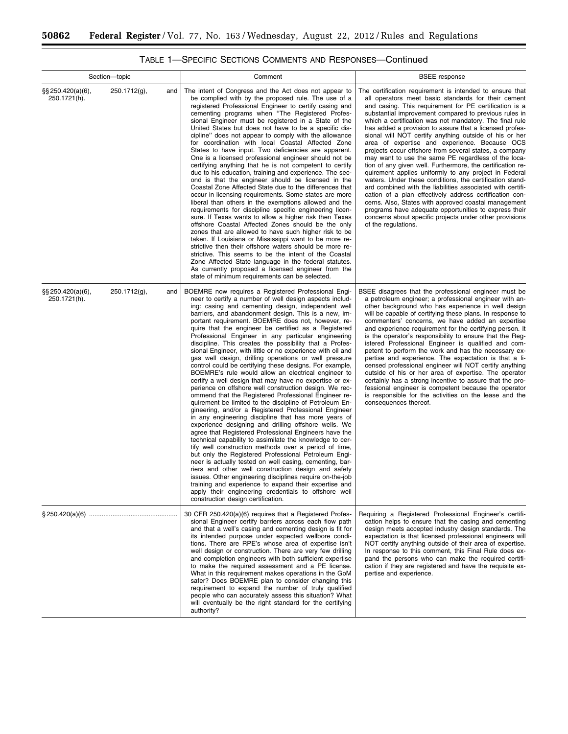TABLE 1—SPECIFIC SECTIONS COMMENTS AND RESPONSES—Continued

| Section—topic | Comment | BSEE response |
| --- | --- | --- |
| §§ 250.420(a)(6), 250.1712(g), and 250.1721(h). | The intent of Congress and the Act does not appear to be complied with by the proposed rule. The use of a registered Professional Engineer to certify casing and cementing programs when "The Registered Professional Engineer must be registered in a State of the United States but does not have to be a specific discipline" does not appear to comply with the allowance for coordination with local Coastal Affected Zone States to have input. Two deficiencies are apparent. One is a licensed professional engineer should not be certifying anything that he is not competent to certify due to his education, training and experience. The second is that the engineer should be licensed in the Coastal Zone Affected State due to the differences that occur in licensing requirements. Some states are more liberal than others in the exemptions allowed and the requirements for discipline specific engineering licensure. If Texas wants to allow a higher risk then Texas offshore Coastal Affected Zones should be the only zones that are allowed to have such higher risk to be taken. If Louisiana or Mississippi want to be more restrictive then their offshore waters should be more restrictive. This seems to be the intent of the Coastal Zone Affected State language in the federal statutes. As currently proposed a licensed engineer from the state of minimum requirements can be selected. | The certification requirement is intended to ensure that all operators meet basic standards for their cement and casing. This requirement for PE certification is a substantial improvement compared to previous rules in which a certification was not mandatory. The final rule has added a provision to assure that a licensed professional will NOT certify anything outside of his or her area of expertise and experience. Because OCS projects occur offshore from several states, a company may want to use the same PE regardless of the location of any given well. Furthermore, the certification requirement applies uniformly to any project in Federal waters. Under these conditions, the certification standard combined with the liabilities associated with certification of a plan effectively address certification concerns. Also, States with approved coastal management programs have adequate opportunities to express their concerns about specific projects under other provisions of the regulations. |
| §§ 250.420(a)(6), 250.1712(g), and 250.1721(h). | BOEMRE now requires a Registered Professional Engineer to certify a number of well design aspects including: casing and cementing design, independent well barriers, and abandonment design. This is a new, important requirement. BOEMRE does not, however, require that the engineer be certified as a Registered Professional Engineer in any particular engineering discipline. This creates the possibility that a Professional Engineer, with little or no experience with oil and gas well design, drilling operations or well pressure control could be certifying these designs. For example, BOEMRE's rule would allow an electrical engineer to certify a well design that may have no expertise or experience on offshore well construction design. We recommend that the Registered Professional Engineer requirement be limited to the discipline of Petroleum Engineering, and/or a Registered Professional Engineer in any engineering discipline that has more years of experience designing and drilling offshore wells. We agree that Registered Professional Engineers have the technical capability to assimilate the knowledge to certify well construction methods over a period of time, but only the Registered Professional Petroleum Engineer is actually tested on well casing, cementing, barriers and other well construction design and safety issues. Other engineering disciplines require on-the-job training and experience to expand their expertise and apply their engineering credentials to offshore well construction design certification. | BSEE disagrees that the professional engineer must be a petroleum engineer; a professional engineer with another background who has experience in well design will be capable of certifying these plans. In response to commenters' concerns, we have added an expertise and experience requirement for the certifying person. It is the operator's responsibility to ensure that the Registered Professional Engineer is qualified and competent to perform the work and has the necessary expertise and experience. The expectation is that a licensed professional engineer will NOT certify anything outside of his or her area of expertise. The operator certainly has a strong incentive to assure that the professional engineer is competent because the operator is responsible for the activities on the lease and the consequences thereof. |
| § 250.420(a)(6) | 30 CFR 250.420(a)(6) requires that a Registered Professional Engineer certify barriers across each flow path and that a well's casing and cementing design is fit for its intended purpose under expected wellbore conditions. There are RPE's whose area of expertise isn't well design or construction. There are very few drilling and completion engineers with both sufficient expertise to make the required assessment and a PE license. What in this requirement makes operations in the GoM safer? Does BOEMRE plan to consider changing this requirement to expand the number of truly qualified people who can accurately assess this situation? What will eventually be the right standard for the certifying authority? | Requiring a Registered Professional Engineer's certification helps to ensure that the casing and cementing design meets accepted industry design standards. The expectation is that licensed professional engineers will NOT certify anything outside of their area of expertise. In response to this comment, this Final Rule does expand the persons who can make the required certification if they are registered and have the requisite expertise and experience. |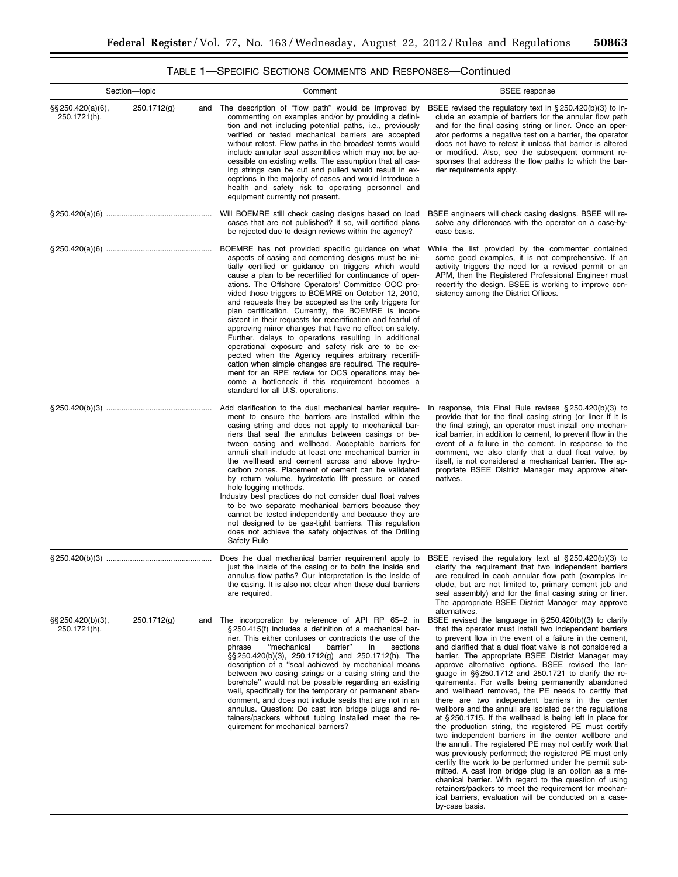TABLE 1—SPECIFIC SECTIONS COMMENTS AND RESPONSES—Continued

| Section—topic | Comment | BSEE response |
| --- | --- | --- |
| §§ 250.420(a)(6), 250.1712(g) and 250.1721(h). | The description of ''flow path'' would be improved by commenting on examples and/or by providing a definition and not including potential paths, i.e., previously verified or tested mechanical barriers are accepted without retest. Flow paths in the broadest terms would include annular seal assemblies which may not be accessible on existing wells. The assumption that all casing strings can be cut and pulled would result in exceptions in the majority of cases and would introduce a health and safety risk to operating personnel and equipment currently not present. | BSEE revised the regulatory text in § 250.420(b)(3) to include an example of barriers for the annular flow path and for the final casing string or liner. Once an operator performs a negative test on a barrier, the operator does not have to retest it unless that barrier is altered or modified. Also, see the subsequent comment responses that address the flow paths to which the barrier requirements apply. |
| § 250.420(a)(6) | Will BOEMRE still check casing designs based on load cases that are not published? If so, will certified plans be rejected due to design reviews within the agency? | BSEE engineers will check casing designs. BSEE will resolve any differences with the operator on a case-by-case basis. |
| § 250.420(a)(6) | BOEMRE has not provided specific guidance on what aspects of casing and cementing designs must be initially certified or guidance on triggers which would cause a plan to be recertified for continuance of operations. The Offshore Operators' Committee OOC provided those triggers to BOEMRE on October 12, 2010, and requests they be accepted as the only triggers for plan certification. Currently, the BOEMRE is inconsistent in their requests for recertification and fearful of approving minor changes that have no effect on safety. Further, delays to operations resulting in additional operational exposure and safety risk are to be expected when the Agency requires arbitrary recertification when simple changes are required. The requirement for an RPE review for OCS operations may become a bottleneck if this requirement becomes a standard for all U.S. operations. | While the list provided by the commenter contained some good examples, it is not comprehensive. If an activity triggers the need for a revised permit or an APM, then the Registered Professional Engineer must recertify the design. BSEE is working to improve consistency among the District Offices. |
| § 250.420(b)(3) | Add clarification to the dual mechanical barrier requirement to ensure the barriers are installed within the casing string and does not apply to mechanical barriers that seal the annulus between casings or between casing and wellhead. Acceptable barriers for annuli shall include at least one mechanical barrier in the wellhead and cement across and above hydrocarbon zones. Placement of cement can be validated by return volume, hydrostatic lift pressure or cased hole logging methods.<br>Industry best practices do not consider dual float valves to be two separate mechanical barriers because they cannot be tested independently and because they are not designed to be gas-tight barriers. This regulation does not achieve the safety objectives of the Drilling Safety Rule | In response, this Final Rule revises § 250.420(b)(3) to provide that for the final casing string (or liner if it is the final string), an operator must install one mechanical barrier, in addition to cement, to prevent flow in the event of a failure in the cement. In response to the comment, we also clarify that a dual float valve, by itself, is not considered a mechanical barrier. The appropriate BSEE District Manager may approve alternatives. |
| § 250.420(b)(3) | Does the dual mechanical barrier requirement apply to just the inside of the casing or to both the inside and annulus flow paths? Our interpretation is the inside of the casing. It is also not clear when these dual barriers are required. | BSEE revised the regulatory text at § 250.420(b)(3) to clarify the requirement that two independent barriers are required in each annular flow path (examples include, but are not limited to, primary cement job and seal assembly) and for the final casing string or liner. The appropriate BSEE District Manager may approve alternatives. |
| §§ 250.420(b)(3), 250.1712(g) and 250.1721(h). | The incorporation by reference of API RP 65–2 in § 250.415(f) includes a definition of a mechanical barrier. This either confuses or contradicts the use of the phrase ''mechanical barrier'' in sections §§ 250.420(b)(3), 250.1712(g) and 250.1712(h). The description of a ''seal achieved by mechanical means between two casing strings or a casing string and the borehole'' would not be possible regarding an existing well, specifically for the temporary or permanent abandonment, and does not include seals that are not in an annulus. Question: Do cast iron bridge plugs and retainers/packers without tubing installed meet the requirement for mechanical barriers? | BSEE revised the language in § 250.420(b)(3) to clarify that the operator must install two independent barriers to prevent flow in the event of a failure in the cement, and clarified that a dual float valve is not considered a barrier. The appropriate BSEE District Manager may approve alternative options. BSEE revised the language in §§ 250.1712 and 250.1721 to clarify the requirements. For wells being permanently abandoned and wellhead removed, the PE needs to certify that there are two independent barriers in the center wellbore and the annuli are isolated per the regulations at § 250.1715. If the wellhead is being left in place for the production string, the registered PE must certify two independent barriers in the center wellbore and the annuli. The registered PE may not certify work that was previously performed; the registered PE must only certify the work to be performed under the permit submitted. A cast iron bridge plug is an option as a mechanical barrier. With regard to the question of using retainers/packers to meet the requirement for mechanical barriers, evaluation will be conducted on a case-by-case basis. |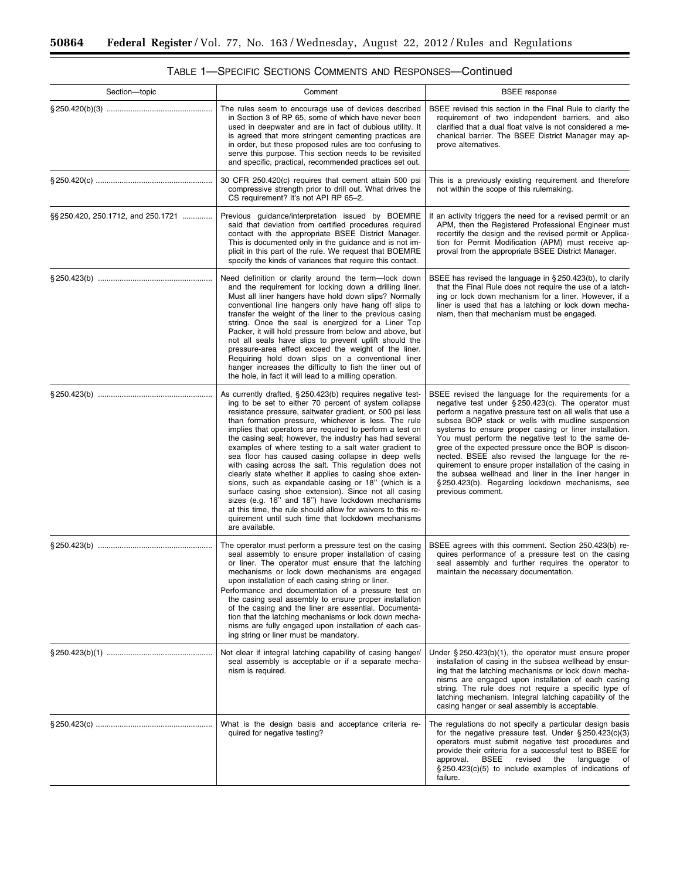TABLE 1—SPECIFIC SECTIONS COMMENTS AND RESPONSES—Continued

| Section—topic | Comment | BSEE response |
|---|---|---|
| § 250.420(b)(3) | The rules seem to encourage use of devices described in Section 3 of RP 65, some of which have never been used in deepwater and are in fact of dubious utility. It is agreed that more stringent cementing practices are in order, but these proposed rules are too confusing to serve this purpose. This section needs to be revisited and specific, practical, recommended practices set out. | BSEE revised this section in the Final Rule to clarify the requirement of two independent barriers, and also clarified that a dual float valve is not considered a mechanical barrier. The BSEE District Manager may approve alternatives. |
| § 250.420(c) | 30 CFR 250.420(c) requires that cement attain 500 psi compressive strength prior to drill out. What drives the CS requirement? It's not API RP 65–2. | This is a previously existing requirement and therefore not within the scope of this rulemaking. |
| §§ 250.420, 250.1712, and 250.1721 | Previous guidance/interpretation issued by BOEMRE said that deviation from certified procedures required contact with the appropriate BSEE District Manager. This is documented only in the guidance and is not implicit in this part of the rule. We request that BOEMRE specify the kinds of variances that require this contact. | If an activity triggers the need for a revised permit or an APM, then the Registered Professional Engineer must recertify the design and the revised permit or Application for Permit Modification (APM) must receive approval from the appropriate BSEE District Manager. |
| § 250.423(b) | Need definition or clarity around the term—lock down and the requirement for locking down a drilling liner. Must all liner hangers have hold down slips? Normally conventional line hangers only have hang off slips to transfer the weight of the liner to the previous casing string. Once the seal is energized for a Liner Top Packer, it will hold pressure from below and above, but not all seals have slips to prevent uplift should the pressure-area effect exceed the weight of the liner. Requiring hold down slips on a conventional liner hanger increases the difficulty to fish the liner out of the hole, in fact it will lead to a milling operation. | BSEE has revised the language in § 250.423(b), to clarify that the Final Rule does not require the use of a latching or lock down mechanism for a liner. However, if a liner is used that has a latching or lock down mechanism, then that mechanism must be engaged. |
| § 250.423(b) | As currently drafted, § 250.423(b) requires negative testing to be set to either 70 percent of system collapse resistance pressure, saltwater gradient, or 500 psi less than formation pressure, whichever is less. The rule implies that operators are required to perform a test on the casing seal; however, the industry has had several examples of where testing to a salt water gradient to sea floor has caused casing collapse in deep wells with casing across the salt. This regulation does not clearly state whether it applies to casing shoe extensions, such as expandable casing or 18" (which is a surface casing shoe extension). Since not all casing sizes (e.g. 16" and 18") have lockdown mechanisms at this time, the rule should allow for waivers to this requirement until such time that lockdown mechanisms are available. | BSEE revised the language for the requirements for a negative test under § 250.423(c). The operator must perform a negative pressure test on all wells that use a subsea BOP stack or wells with mudline suspension systems to ensure proper casing or liner installation. You must perform the negative test to the same degree of the expected pressure once the BOP is disconnected. BSEE also revised the language for the requirement to ensure proper installation of the casing in the subsea wellhead and liner in the liner hanger in § 250.423(b). Regarding lockdown mechanisms, see previous comment. |
| § 250.423(b) | The operator must perform a pressure test on the casing seal assembly to ensure proper installation of casing or liner. The operator must ensure that the latching mechanisms or lock down mechanisms are engaged upon installation of each casing string or liner.<br>Performance and documentation of a pressure test on the casing seal assembly to ensure proper installation of the casing and the liner are essential. Documentation that the latching mechanisms or lock down mechanisms are fully engaged upon installation of each casing string or liner must be mandatory. | BSEE agrees with this comment. Section 250.423(b) requires performance of a pressure test on the casing seal assembly and further requires the operator to maintain the necessary documentation. |
| § 250.423(b)(1) | Not clear if integral latching capability of casing hanger/seal assembly is acceptable or if a separate mechanism is required. | Under § 250.423(b)(1), the operator must ensure proper installation of casing in the subsea wellhead by ensuring that the latching mechanisms or lock down mechanisms are engaged upon installation of each casing string. The rule does not require a specific type of latching mechanism. Integral latching capability of the casing hanger or seal assembly is acceptable. |
| § 250.423(c) | What is the design basis and acceptance criteria required for negative testing? | The regulations do not specify a particular design basis for the negative pressure test. Under § 250.423(c)(3) operators must submit negative test procedures and provide their criteria for a successful test to BSEE for approval. BSEE revised the language of § 250.423(c)(5) to include examples of indications of failure. |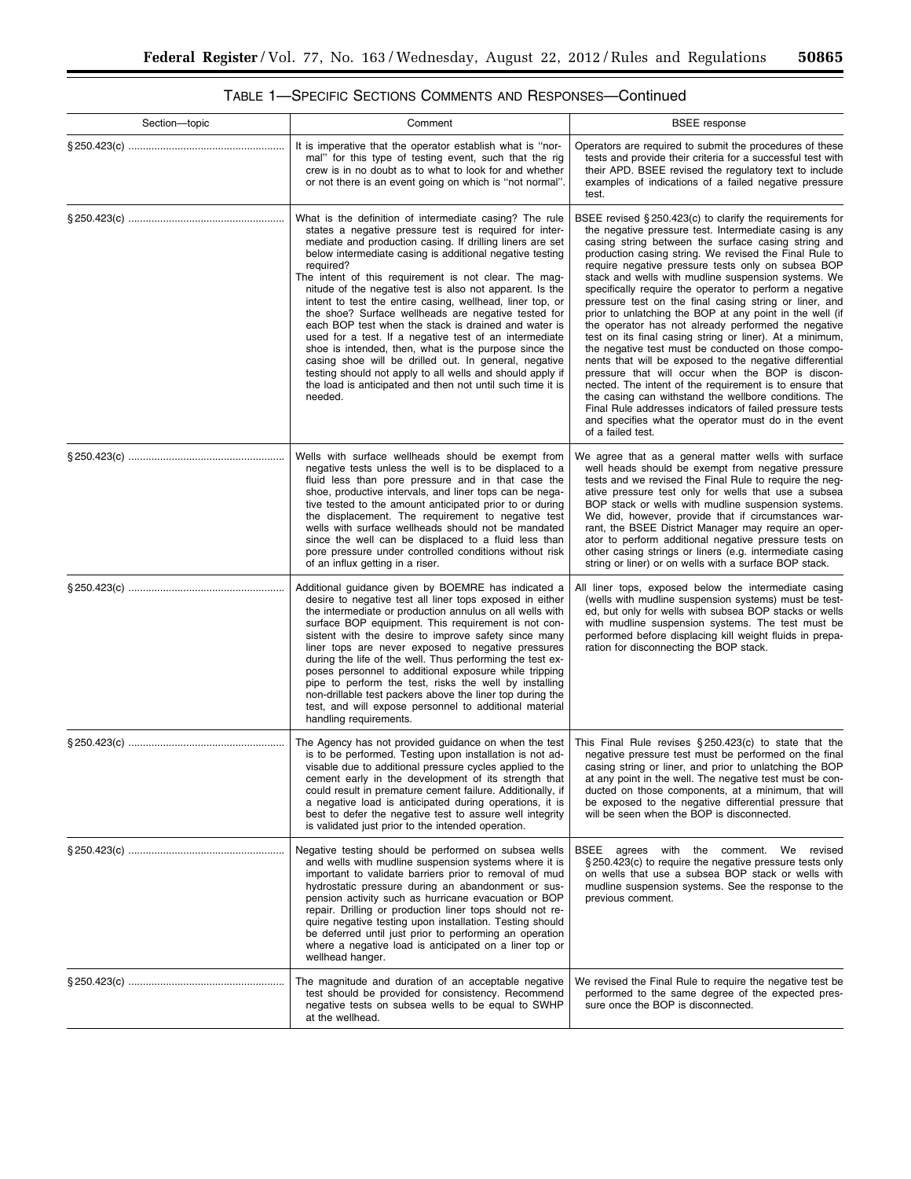TABLE 1—SPECIFIC SECTIONS COMMENTS AND RESPONSES—Continued

| Section—topic | Comment | BSEE response |
|---|---|---|
| § 250.423(c) | It is imperative that the operator establish what is "normal" for this type of testing event, such that the rig crew is in no doubt as to what to look for and whether or not there is an event going on which is "not normal". | Operators are required to submit the procedures of these tests and provide their criteria for a successful test with their APD. BSEE revised the regulatory text to include examples of indications of a failed negative pressure test. |
| § 250.423(c) | What is the definition of intermediate casing? The rule states a negative pressure test is required for intermediate and production casing. If drilling liners are set below intermediate casing is additional negative testing required? The intent of this requirement is not clear. The magnitude of the negative test is also not apparent. Is the intent to test the entire casing, wellhead, liner top, or the shoe? Surface wellheads are negative tested for each BOP test when the stack is drained and water is used for a test. If a negative test of an intermediate shoe is intended, then, what is the purpose since the casing shoe will be drilled out. In general, negative testing should not apply to all wells and should apply if the load is anticipated and then not until such time it is needed. | BSEE revised § 250.423(c) to clarify the requirements for the negative pressure test. Intermediate casing is any casing string between the surface casing string and production casing string. We revised the Final Rule to require negative pressure tests only on subsea BOP stack and wells with mudline suspension systems. We specifically require the operator to perform a negative pressure test on the final casing string or liner, and prior to unlatching the BOP at any point in the well (if the operator has not already performed the negative test on its final casing string or liner). At a minimum, the negative test must be conducted on those components that will be exposed to the negative differential pressure that will occur when the BOP is disconnected. The intent of the requirement is to ensure that the casing can withstand the wellbore conditions. The Final Rule addresses indicators of failed pressure tests and specifies what the operator must do in the event of a failed test. |
| § 250.423(c) | Wells with surface wellheads should be exempt from negative pressure tests unless the well is to be displaced to a fluid less than pore pressure and in that case the shoe, productive intervals, and liner tops can be negative tested to the amount anticipated prior to or during the displacement. The requirement to negative test wells with surface wellheads should not be mandated since the well can be displaced to a fluid less than pore pressure under controlled conditions without risk of an influx getting in a riser. | We agree that as a general matter wells with surface well heads should be exempt from negative pressure tests and we revised the Final Rule to require the negative pressure test only for wells that use a subsea BOP stack or wells with mudline suspension systems. We did, however, provide that if circumstances warrant, the BSEE District Manager may require an operator to perform additional negative pressure tests on other casing strings or liners (e.g. intermediate casing string or liner) or on wells with a surface BOP stack. |
| § 250.423(c) | Additional guidance given by BOEMRE has indicated a desire to negative test all liner tops exposed in either the intermediate or production annulus on all wells with surface BOP equipment. This requirement is not consistent with the desire to improve safety since many liner tops are never exposed to negative pressures during the life of the well. Thus performing the test exposes personnel to additional exposure while tripping pipe to perform the test, risks the well by installing non-drillable test packers above the liner top during the test, and will expose personnel to additional material handling requirements. | All liner tops, exposed below the intermediate casing (wells with mudline suspension systems) must be tested, but only for wells with subsea BOP stacks or wells with mudline suspension systems. The test must be performed before displacing kill weight fluids in preparation for disconnecting the BOP stack. |
| § 250.423(c) | The Agency has not provided guidance on when the test is to be performed. Testing upon installation is not advisable due to additional pressure cycles applied to the cement early in the development of its strength that could result in premature cement failure. Additionally, if a negative load is anticipated during operations, it is best to defer the negative test to assure well integrity is validated just prior to the intended operation. | This Final Rule revises § 250.423(c) to state that the negative pressure test must be performed on the final casing string or liner, and prior to unlatching the BOP at any point in the well. The negative test must be conducted on those components, at a minimum, that will be exposed to the negative differential pressure that will be seen when the BOP is disconnected. |
| § 250.423(c) | Negative testing should be performed on subsea wells and wells with mudline suspension systems where it is important to validate barriers prior to removal of mud hydrostatic pressure during an abandonment or suspension activity such as hurricane evacuation or BOP repair. Drilling or production liner tops should not require negative testing upon installation. Testing should be deferred until just prior to performing an operation where a negative load is anticipated on a liner top or wellhead hanger. | BSEE agrees with the comment. We revised § 250.423(c) to require the negative pressure tests only on wells that use a subsea BOP stack or wells with mudline suspension systems. See the response to the previous comment. |
| § 250.423(c) | The magnitude and duration of an acceptable negative test should be provided for consistency. Recommend negative tests on subsea wells to be equal to SWHP at the wellhead. | We revised the Final Rule to require the negative test be performed to the same degree of the expected pressure once the BOP is disconnected. |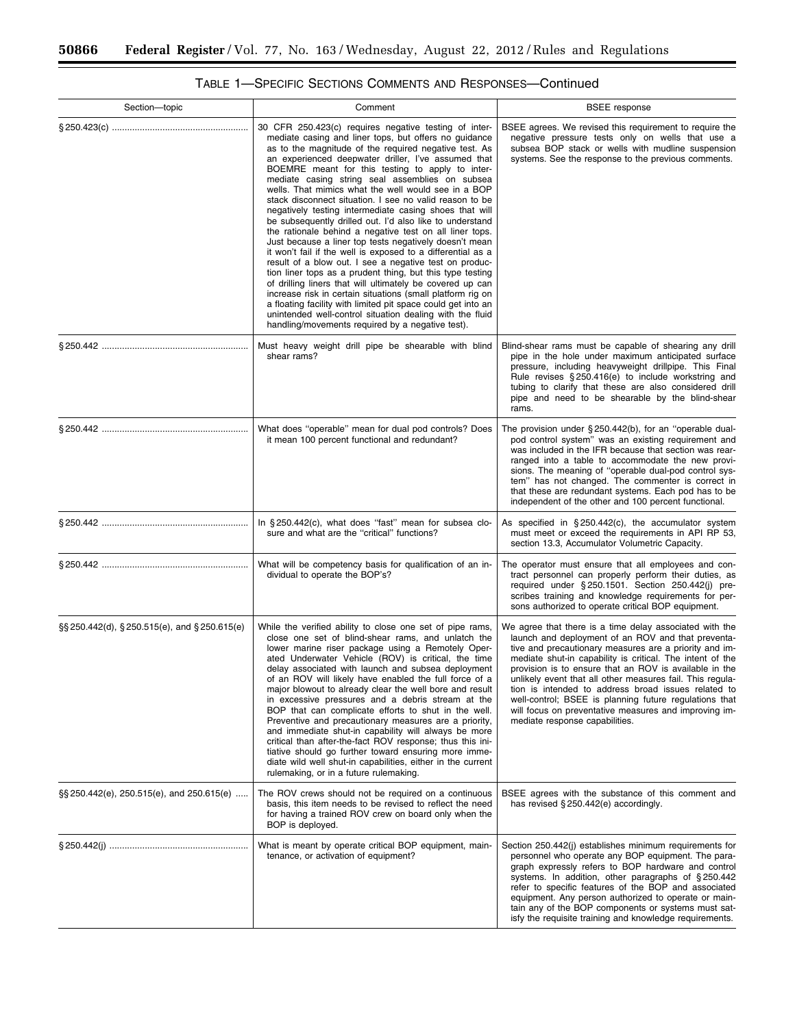TABLE 1—SPECIFIC SECTIONS COMMENTS AND RESPONSES—Continued

| Section—topic | Comment | BSEE response |
|---|---|---|
| § 250.423(c) | 30 CFR 250.423(c) requires negative testing of intermediate casing and liner tops, but offers no guidance as to the magnitude of the required negative test. As an experienced deepwater driller, I've assumed that BOEMRE meant for this testing to apply to intermediate casing string seal assemblies on subsea wells. That mimics what the well would see in a BOP stack disconnect situation. I see no valid reason to be negatively testing intermediate casing shoes that will be subsequently drilled out. I'd also like to understand the rationale behind a negative test on all liner tops. Just because a liner top tests negatively doesn't mean it won't fail if the well is exposed to a differential as a result of a blow out. I see a negative test on production liner tops as a prudent thing, but this type testing of drilling liners that will ultimately be covered up can increase risk in certain situations (small platform rig on a floating facility with limited pit space could get into an unintended well-control situation dealing with the fluid handling/movements required by a negative test). | BSEE agrees. We revised this requirement to require the negative pressure tests only on wells that use a subsea BOP stack or wells with mudline suspension systems. See the response to the previous comments. |
| § 250.442 | Must heavy weight drill pipe be shearable with blind shear rams? | Blind-shear rams must be capable of shearing any drill pipe in the hole under maximum anticipated surface pressure, including heavyweight drillpipe. This Final Rule revises § 250.416(e) to include workstring and tubing to clarify that these are also considered drill pipe and need to be shearable by the blind-shear rams. |
| § 250.442 | What does "operable" mean for dual pod controls? Does it mean 100 percent functional and redundant? | The provision under § 250.442(b), for an "operable dual-pod control system" was an existing requirement and was included in the IFR because that section was rearranged into a table to accommodate the new provisions. The meaning of "operable dual-pod control system" has not changed. The commenter is correct in that these are redundant systems. Each pod has to be independent of the other and 100 percent functional. |
| § 250.442 | In § 250.442(c), what does "fast" mean for subsea closure and what are the "critical" functions? | As specified in § 250.442(c), the accumulator system must meet or exceed the requirements in API RP 53, section 13.3, Accumulator Volumetric Capacity. |
| § 250.442 | What will be competency basis for qualification of an individual to operate the BOP's? | The operator must ensure that all employees and contract personnel can properly perform their duties, as required under § 250.1501. Section 250.442(j) prescribes training and knowledge requirements for persons authorized to operate critical BOP equipment. |
| §§ 250.442(d), § 250.515(e), and § 250.615(e) | While the verified ability to close one set of pipe rams, close one set of blind-shear rams, and unlatch the lower marine riser package using a Remotely Operated Underwater Vehicle (ROV) is critical, the time delay associated with launch and subsea deployment of an ROV will likely have enabled the full force of a major blowout to already clear the well bore and result in excessive pressures and a debris stream at the BOP that can complicate efforts to shut in the well. Preventive and precautionary measures are a priority, and immediate shut-in capability will always be more critical than after-the-fact ROV response; thus this initiative should go further toward ensuring more immediate wild well shut-in capabilities, either in the current rulemaking, or in a future rulemaking. | We agree that there is a time delay associated with the launch and deployment of an ROV and that preventative and precautionary measures are a priority and immediate shut-in capability is critical. The intent of the provision is to ensure that an ROV is available in the unlikely event that all other measures fail. This regulation is intended to address broad issues related to well-control; BSEE is planning future regulations that will focus on preventative measures and improving immediate response capabilities. |
| §§ 250.442(e), 250.515(e), and 250.615(e) | The ROV crews should not be required on a continuous basis, this item needs to be revised to reflect the need for having a trained ROV crew on board only when the BOP is deployed. | BSEE agrees with the substance of this comment and has revised § 250.442(e) accordingly. |
| § 250.442(j) | What is meant by operate critical BOP equipment, maintenance, or activation of equipment? | Section 250.442(j) establishes minimum requirements for personnel who operate any BOP equipment. The paragraph expressly refers to BOP hardware and control systems. In addition, other paragraphs of § 250.442 refer to specific features of the BOP and associated equipment. Any person authorized to operate or maintain any of the BOP components or systems must satisfy the requisite training and knowledge requirements. |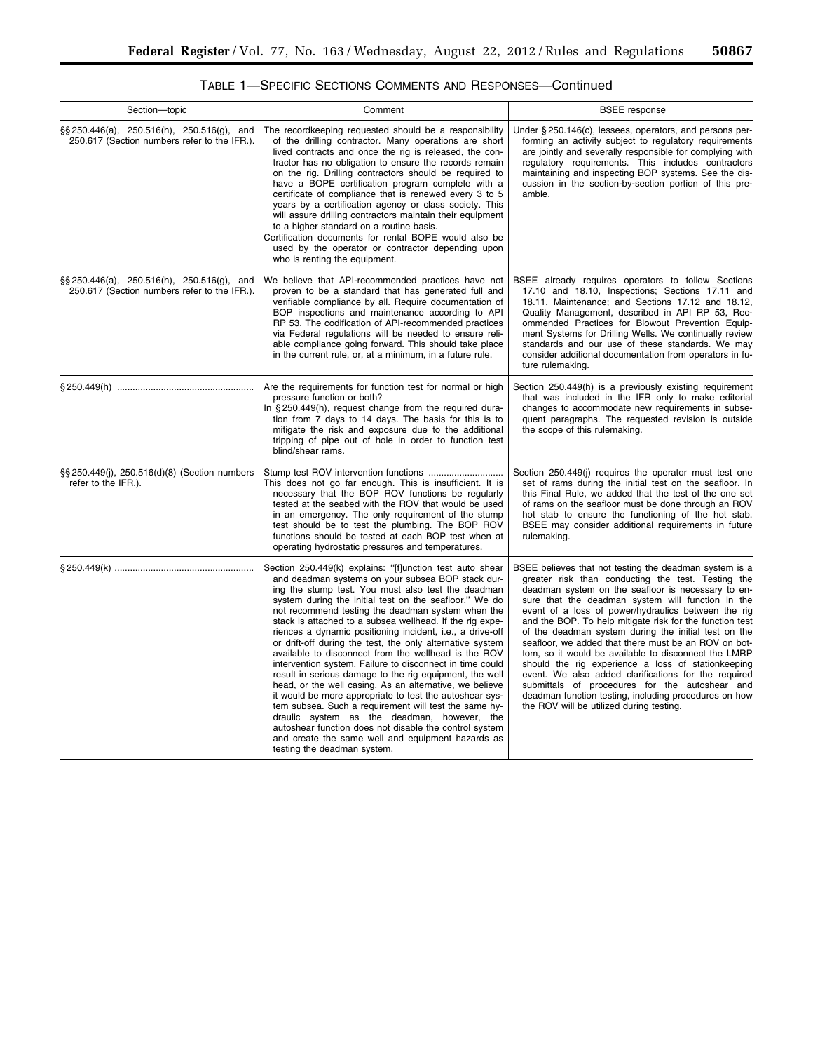## TABLE 1—SPECIFIC SECTIONS COMMENTS AND RESPONSES—Continued

| Section—topic | Comment | BSEE response |
|---|---|---|
| §§ 250.446(a), 250.516(h), 250.516(g), and 250.617 (Section numbers refer to the IFR.). | The recordkeeping requested should be a responsibility of the drilling contractor. Many operations are short lived contracts and once the rig is released, the contractor has no obligation to ensure the records remain on the rig. Drilling contractors should be required to have a BOPE certification program complete with a certificate of compliance that is renewed every 3 to 5 years by a certification agency or class society. This will assure drilling contractors maintain their equipment to a higher standard on a routine basis.<br>Certification documents for rental BOPE would also be used by the operator or contractor depending upon who is renting the equipment. | Under § 250.146(c), lessees, operators, and persons performing an activity subject to regulatory requirements are jointly and severally responsible for complying with regulatory requirements. This includes contractors maintaining and inspecting BOP systems. See the discussion in the section-by-section portion of this preamble. |
| §§ 250.446(a), 250.516(h), 250.516(g), and 250.617 (Section numbers refer to the IFR.). | We believe that API-recommended practices have not proven to be a standard that has generated full and verifiable compliance by all. Require documentation of BOP inspections and maintenance according to API RP 53. The codification of API-recommended practices via Federal regulations will be needed to ensure reliable compliance going forward. This should take place in the current rule, or, at a minimum, in a future rule. | BSEE already requires operators to follow Sections 17.10 and 18.10, Inspections; Sections 17.11 and 18.11, Maintenance; and Sections 17.12 and 18.12, Quality Management, described in API RP 53, Recommended Practices for Blowout Prevention Equipment Systems for Drilling Wells. We continually review standards and our use of these standards. We may consider additional documentation from operators in future rulemaking. |
| § 250.449(h) | Are the requirements for function test for normal or high pressure function or both?<br>In § 250.449(h), request change from the required duration from 7 days to 14 days. The basis for this is to mitigate the risk and exposure due to the additional tripping of pipe out of hole in order to function test blind/shear rams. | Section 250.449(h) is a previously existing requirement that was included in the IFR only to make editorial changes to accommodate new requirements in subsequent paragraphs. The requested revision is outside the scope of this rulemaking. |
| §§ 250.449(j), 250.516(d)(8) (Section numbers refer to the IFR.). | Stump test ROV intervention functions<br>This does not go far enough. This is insufficient. It is necessary that the BOP ROV functions be regularly tested at the seabed with the ROV that would be used in an emergency. The only requirement of the stump test should be to test the plumbing. The BOP ROV functions should be tested at each BOP test when at operating hydrostatic pressures and temperatures. | Section 250.449(j) requires the operator must test one set of rams during the initial test on the seafloor. In this Final Rule, we added that the test of the one set of rams on the seafloor must be done through an ROV hot stab to ensure the functioning of the hot stab. BSEE may consider additional requirements in future rulemaking. |
| § 250.449(k) | Section 250.449(k) explains: "[f]unction test auto shear and deadman systems on your subsea BOP stack during the stump test. You must also test the deadman system during the initial test on the seafloor." We do not recommend testing the deadman system when the stack is attached to a subsea wellhead. If the rig experiences a dynamic positioning incident, i.e., a drive-off or drift-off during the test, the only alternative system available to disconnect from the wellhead is the ROV intervention system. Failure to disconnect in time could result in serious damage to the rig equipment, the well head, or the well casing. As an alternative, we believe it would be more appropriate to test the autoshear system subsea. Such a requirement will test the same hydraulic system as the deadman, however, the autoshear function does not disable the control system and create the same well and equipment hazards as testing the deadman system. | BSEE believes that not testing the deadman system is a greater risk than conducting the test. Testing the deadman system on the seafloor is necessary to ensure that the deadman system will function in the event of a loss of power/hydraulics between the rig and the BOP. To help mitigate risk for the function test of the deadman system during the initial test on the seafloor, we added that there must be an ROV on bottom, so it would be available to disconnect the LMRP should the rig experience a loss of stationkeeping event. We also added clarifications for the required submittals of procedures for the autoshear and deadman function testing, including procedures on how the ROV will be utilized during testing. |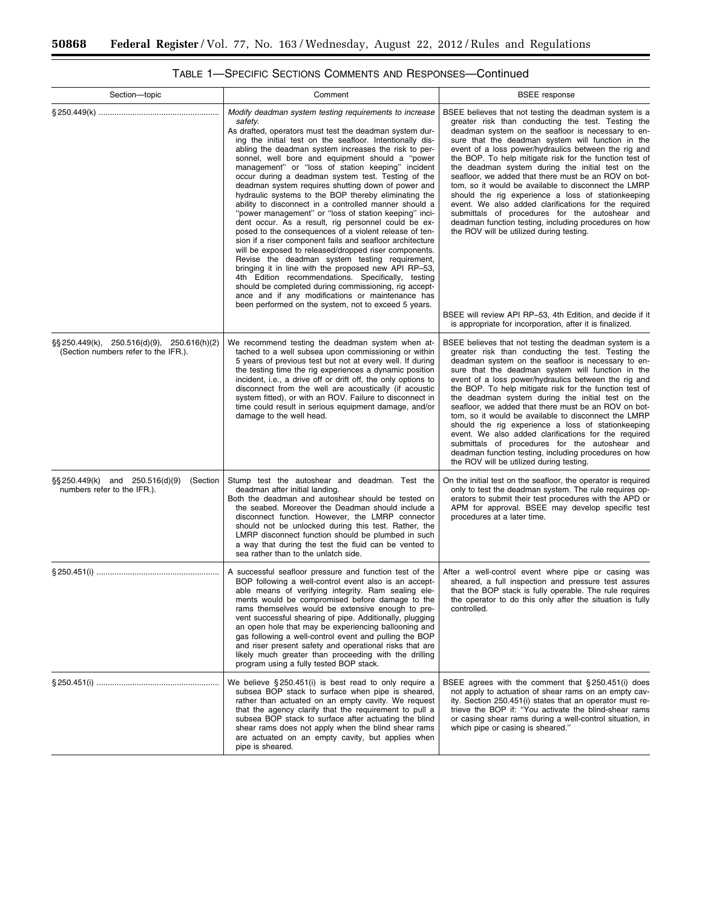TABLE 1—SPECIFIC SECTIONS COMMENTS AND RESPONSES—Continued

| Section—topic | Comment | BSEE response |
|---|---|---|
| § 250.449(k) | *Modify deadman system testing requirements to increase safety.* As drafted, operators must test the deadman system during the initial test on the seafloor. Intentionally disabling the deadman system increases the risk to personnel, well bore and equipment should a "power management" or "loss of station keeping" incident occur during a deadman system test. Testing of the deadman system requires shutting down of power and hydraulic systems to the BOP thereby eliminating the ability to disconnect in a controlled manner should a "power management" or "loss of station keeping" incident occur. As a result, rig personnel could be exposed to the consequences of a violent release of tension if a riser component fails and seafloor architecture will be exposed to released/dropped riser components. Revise the deadman system testing requirement, bringing it in line with the proposed new API RP–53, 4th Edition recommendations. Specifically, testing should be completed during commissioning, rig acceptance and if any modifications or maintenance has been performed on the system, not to exceed 5 years. | BSEE believes that not testing the deadman system is a greater risk than conducting the test. Testing the deadman system on the seafloor is necessary to ensure that the deadman system will function in the event of a loss power/hydraulics between the rig and the BOP. To help mitigate risk for the function test of the deadman system during the initial test on the seafloor, we added that there must be an ROV on bottom, so it would be available to disconnect the LMRP should the rig experience a loss of stationkeeping event. We also added clarifications for the required submittals of procedures for the autoshear and deadman function testing, including procedures on how the ROV will be utilized during testing.<br><br>BSEE will review API RP–53, 4th Edition, and decide if it is appropriate for incorporation, after it is finalized. |
| §§ 250.449(k), 250.516(d)(9), 250.616(h)(2) (Section numbers refer to the IFR.). | We recommend testing the deadman system when attached to a well subsea upon commissioning or within 5 years of previous test but not at every well. If during the testing time the rig experiences a dynamic position incident, i.e., a drive off or drift off, the only options to disconnect from the well are acoustically (if acoustic system fitted), or with an ROV. Failure to disconnect in time could result in serious equipment damage, and/or damage to the well head. | BSEE believes that not testing the deadman system is a greater risk than conducting the test. Testing the deadman system on the seafloor is necessary to ensure that the deadman system will function in the event of a loss power/hydraulics between the rig and the BOP. To help mitigate risk for the function test of the deadman system during the initial test on the seafloor, we added that there must be an ROV on bottom, so it would be available to disconnect the LMRP should the rig experience a loss of stationkeeping event. We also added clarifications for the required submittals of procedures for the autoshear and deadman function testing, including procedures on how the ROV will be utilized during testing. |
| §§ 250.449(k) and 250.516(d)(9) (Section numbers refer to the IFR.). | Stump test the autoshear and deadman. Test the deadman after initial landing. Both the deadman and autoshear should be tested on the seabed. Moreover the Deadman should include a disconnect function. However, the LMRP connector should not be unlocked during this test. Rather, the LMRP disconnect function should be plumbed in such a way that during the test the fluid can be vented to sea rather than to the unlatch side. | On the initial test on the seafloor, the operator is required only to test the deadman system. The rule requires operators to submit their test procedures with the APD or APM for approval. BSEE may develop specific test procedures at a later time. |
| § 250.451(i) | A successful seafloor pressure and function test of the BOP following a well-control event also is an acceptable means of verifying integrity. Ram sealing elements would be compromised before damage to the rams themselves would be extensive enough to prevent successful shearing of pipe. Additionally, plugging an open hole that may be experiencing ballooning and gas following a well-control event and pulling the BOP and riser present safety and operational risks that are likely much greater than proceeding with the drilling program using a fully tested BOP stack. | After a well-control event where pipe or casing was sheared, a full inspection and pressure test assures that the BOP stack is fully operable. The rule requires the operator to do this only after the situation is fully controlled. |
| § 250.451(i) | We believe § 250.451(i) is best read to only require a subsea BOP stack to surface when pipe is sheared, rather than actuated on an empty cavity. We request that the agency clarify that the requirement to pull a subsea BOP stack to surface after actuating the blind shear rams does not apply when the blind shear rams are actuated on an empty cavity, but applies when pipe is sheared. | BSEE agrees with the comment that § 250.451(i) does not apply to actuation of shear rams on an empty cavity. Section 250.451(i) states that an operator must retrieve the BOP if: "You activate the blind-shear rams or casing shear rams during a well-control situation, in which pipe or casing is sheared." |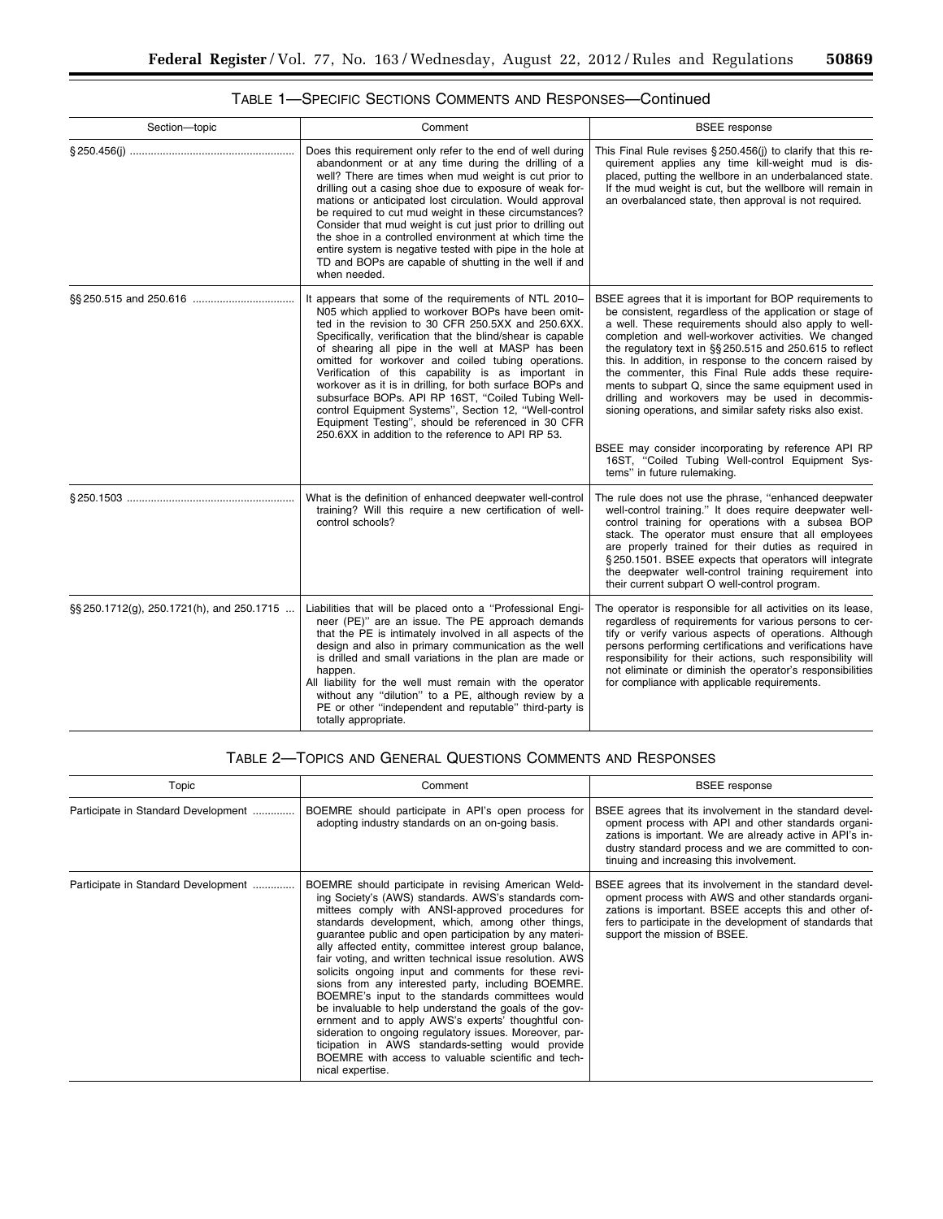TABLE 1—SPECIFIC SECTIONS COMMENTS AND RESPONSES—Continued

| Section—topic | Comment | BSEE response |
| --- | --- | --- |
| § 250.456(j) | Does this requirement only refer to the end of well during abandonment or at any time during the drilling of a well? There are times when mud weight is cut prior to drilling out a casing shoe due to exposure of weak formations or anticipated lost circulation. Would approval be required to cut mud weight in these circumstances? Consider that mud weight is cut just prior to drilling out the shoe in a controlled environment at which time the entire system is negative tested with pipe in the hole at TD and BOPs are capable of shutting in the well if and when needed. | This Final Rule revises § 250.456(j) to clarify that this requirement applies any time kill-weight mud is displaced, putting the wellbore in an underbalanced state. If the mud weight is cut, but the wellbore will remain in an overbalanced state, then approval is not required. |
| §§ 250.515 and 250.616 | It appears that some of the requirements of NTL 2010–N05 which applied to workover BOPs have been omitted in the revision to 30 CFR 250.5XX and 250.6XX. Specifically, verification that the blind/shear is capable of shearing all pipe in the well at MASP has been omitted for workover and coiled tubing operations. Verification of this capability is as important in workover as it is in drilling, for both surface BOPs and subsurface BOPs. API RP 16ST, "Coiled Tubing Well-control Equipment Systems", Section 12, "Well-control Equipment Testing", should be referenced in 30 CFR 250.6XX in addition to the reference to API RP 53. | BSEE agrees that it is important for BOP requirements to be consistent, regardless of the application or stage of a well. These requirements should also apply to well-completion and well-workover activities. We changed the regulatory text in §§ 250.515 and 250.615 to reflect this. In addition, in response to the concern raised by the commenter, this Final Rule adds these requirements to subpart Q, since the same equipment used in drilling and workovers may be used in decommissioning operations, and similar safety risks also exist.<br><br>BSEE may consider incorporating by reference API RP 16ST, "Coiled Tubing Well-control Equipment Systems" in future rulemaking. |
| § 250.1503 | What is the definition of enhanced deepwater well-control training? Will this require a new certification of well-control schools? | The rule does not use the phrase, "enhanced deepwater well-control training." It does require deepwater well-control training for operations with a subsea BOP stack. The operator must ensure that all employees are properly trained for their duties as required in § 250.1501. BSEE expects that operators will integrate the deepwater well-control training requirement into their current subpart O well-control program. |
| §§ 250.1712(g), 250.1721(h), and 250.1715 | Liabilities that will be placed onto a "Professional Engineer (PE)" are an issue. The PE approach demands that the PE is intimately involved in all aspects of the design and also in primary communication as the well is drilled and small variations in the plan are made or happen.<br>All liability for the well must remain with the operator without any "dilution" to a PE, although review by a PE or other "independent and reputable" third-party is totally appropriate. | The operator is responsible for all activities on its lease, regardless of requirements for various persons to certify or verify various aspects of operations. Although persons performing certifications and verifications have responsibility for their actions, such responsibility will not eliminate or diminish the operator's responsibilities for compliance with applicable requirements. |

TABLE 2—TOPICS AND GENERAL QUESTIONS COMMENTS AND RESPONSES

| Topic | Comment | BSEE response |
| --- | --- | --- |
| Participate in Standard Development | BOEMRE should participate in API's open process for adopting industry standards on an on-going basis. | BSEE agrees that its involvement in the standard development process with API and other standards organizations is important. We are already active in API's industry standard process and we are committed to continuing and increasing this involvement. |
| Participate in Standard Development | BOEMRE should participate in revising American Welding Society's (AWS) standards. AWS's standards committees comply with ANSI-approved procedures for standards development, which, among other things, guarantee public and open participation by any materially affected entity, committee interest group balance, fair voting, and written technical issue resolution. AWS solicits ongoing input and comments for these revisions from any interested party, including BOEMRE. BOEMRE's input to the standards committees would be invaluable to help understand the goals of the government and to apply AWS's experts' thoughtful consideration to ongoing regulatory issues. Moreover, participation in AWS standards-setting would provide BOEMRE with access to valuable scientific and technical expertise. | BSEE agrees that its involvement in the standard development process with AWS and other standards organizations is important. BSEE accepts this and other offers to participate in the development of standards that support the mission of BSEE. |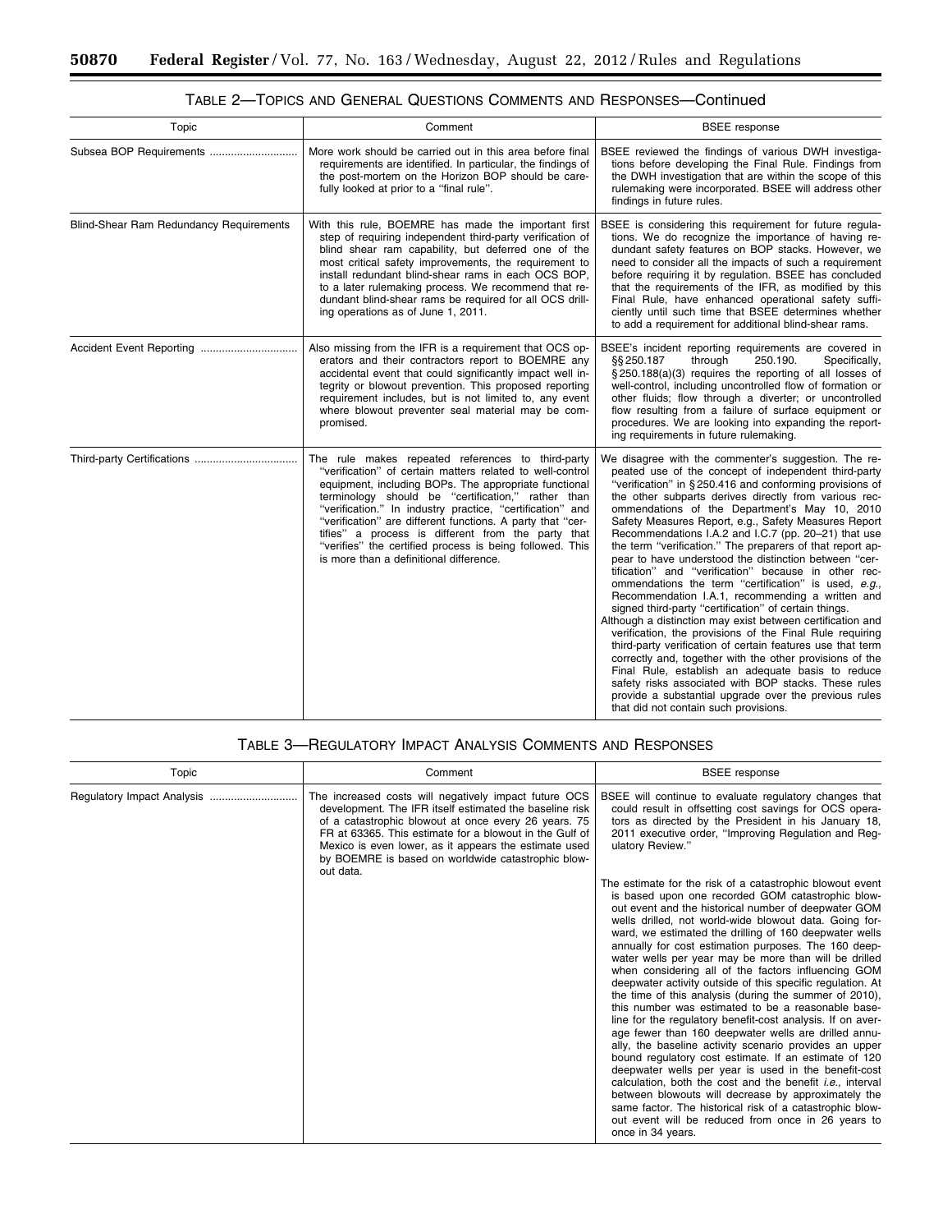### TABLE 2—TOPICS AND GENERAL QUESTIONS COMMENTS AND RESPONSES—Continued

| Topic | Comment | BSEE response |
| --- | --- | --- |
| Subsea BOP Requirements | More work should be carried out in this area before final requirements are identified. In particular, the findings of the post-mortem on the Horizon BOP should be carefully looked at prior to a "final rule". | BSEE reviewed the findings of various DWH investigations before developing the Final Rule. Findings from the DWH investigation that are within the scope of this rulemaking were incorporated. BSEE will address other findings in future rules. |
| Blind-Shear Ram Redundancy Requirements | With this rule, BOEMRE has made the important first step of requiring independent third-party verification of blind shear ram capability, but deferred one of the most critical safety improvements, the requirement to install redundant blind-shear rams in each OCS BOP, to a later rulemaking process. We recommend that redundant blind-shear rams be required for all OCS drilling operations as of June 1, 2011. | BSEE is considering this requirement for future regulations. We do recognize the importance of having redundant safety features on BOP stacks. However, we need to consider all the impacts of such a requirement before requiring it by regulation. BSEE has concluded that the requirements of the IFR, as modified by this Final Rule, have enhanced operational safety sufficiently until such time that BSEE determines whether to add a requirement for additional blind-shear rams. |
| Accident Event Reporting | Also missing from the IFR is a requirement that OCS operators and their contractors report to BOEMRE any accidental event that could significantly impact well integrity or blowout prevention. This proposed reporting requirement includes, but is not limited to, any event where blowout preventer seal material may be compromised. | BSEE's incident reporting requirements are covered in §§ 250.187 through 250.190. Specifically, § 250.188(a)(3) requires the reporting of all losses of well-control, including uncontrolled flow of formation or other fluids; flow through a diverter; or uncontrolled flow resulting from a failure of surface equipment or procedures. We are looking into expanding the reporting requirements in future rulemaking. |
| Third-party Certifications | The rule makes repeated references to third-party "verification" of certain matters related to well-control equipment, including BOPs. The appropriate functional terminology should be "certification," rather than "verification." In industry practice, "certification" and "verification" are different functions. A party that "certifies" a process is different from the party that "verifies" the certified process is being followed. This is more than a definitional difference. | We disagree with the commenter's suggestion. The repeated use of the concept of independent third-party "verification" in § 250.416 and conforming provisions of the other subparts derives directly from various recommendations of the Department's May 10, 2010 Safety Measures Report, e.g., Safety Measures Report Recommendations I.A.2 and I.C.7 (pp. 20–21) that use the term "verification." The preparers of that report appear to have understood the distinction between "certification" and "verification" because in other recommendations the term "certification" is used, *e.g.,* Recommendation I.A.1, recommending a written and signed third-party "certification" of certain things.<br>Although a distinction may exist between certification and verification, the provisions of the Final Rule requiring third-party verification of certain features use that term correctly and, together with the other provisions of the Final Rule, establish an adequate basis to reduce safety risks associated with BOP stacks. These rules provide a substantial upgrade over the previous rules that did not contain such provisions. |

### TABLE 3—REGULATORY IMPACT ANALYSIS COMMENTS AND RESPONSES

| Topic | Comment | BSEE response |
| --- | --- | --- |
| Regulatory Impact Analysis | The increased costs will negatively impact future OCS development. The IFR itself estimated the baseline risk of a catastrophic blowout at once every 26 years. 75 FR at 63365. This estimate for a blowout in the Gulf of Mexico is even lower, as it appears the estimate used by BOEMRE is based on worldwide catastrophic blowout data. | BSEE will continue to evaluate regulatory changes that could result in offsetting cost savings for OCS operators as directed by the President in his January 18, 2011 executive order, "Improving Regulation and Regulatory Review."<br>The estimate for the risk of a catastrophic blowout event is based upon one recorded GOM catastrophic blowout event and the historical number of deepwater GOM wells drilled, not world-wide blowout data. Going forward, we estimated the drilling of 160 deepwater wells annually for cost estimation purposes. The 160 deepwater wells per year may be more than will be drilled when considering all of the factors influencing GOM deepwater activity outside of this specific regulation. At the time of this analysis (during the summer of 2010), this number was estimated to be a reasonable baseline for the regulatory benefit-cost analysis. If on average fewer than 160 deepwater wells are drilled annually, the baseline activity scenario provides an upper bound regulatory cost estimate. If an estimate of 120 deepwater wells per year is used in the benefit-cost calculation, both the cost and the benefit *i.e.,* interval between blowouts will decrease by approximately the same factor. The historical risk of a catastrophic blowout event will be reduced from once in 26 years to once in 34 years. |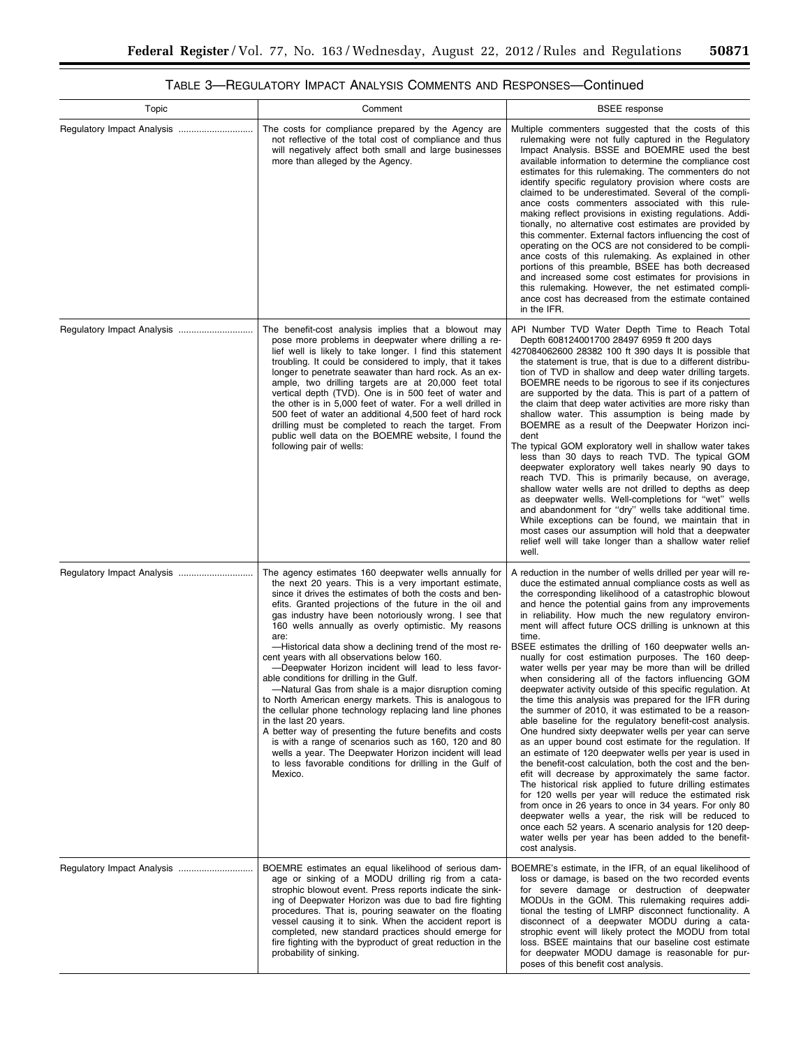# TABLE 3—REGULATORY IMPACT ANALYSIS COMMENTS AND RESPONSES—Continued

| Topic | Comment | BSEE response |
| --- | --- | --- |
| Regulatory Impact Analysis | The costs for compliance prepared by the Agency are not reflective of the total cost of compliance and thus will negatively affect both small and large businesses more than alleged by the Agency. | Multiple commenters suggested that the costs of this rulemaking were not fully captured in the Regulatory Impact Analysis. BSSE and BOEMRE used the best available information to determine the compliance cost estimates for this rulemaking. The commenters do not identify specific regulatory provision where costs are claimed to be underestimated. Several of the compliance costs commenters associated with this rulemaking reflect provisions in existing regulations. Additionally, no alternative cost estimates are provided by this commenter. External factors influencing the cost of operating on the OCS are not considered to be compliance costs of this rulemaking. As explained in other portions of this preamble, BSEE has both decreased and increased some cost estimates for provisions in this rulemaking. However, the net estimated compliance cost has decreased from the estimate contained in the IFR. |
| Regulatory Impact Analysis | The benefit-cost analysis implies that a blowout may pose more problems in deepwater where drilling a relief well is likely to take longer. I find this statement troubling. It could be considered to imply, that it takes longer to penetrate seawater than hard rock. As an example, two drilling targets are at 20,000 feet total vertical depth (TVD). One is in 500 feet of water and the other is in 5,000 feet of water. For a well drilled in 500 feet of water an additional 4,500 feet of hard rock drilling must be completed to reach the target. From public well data on the BOEMRE website, I found the following pair of wells: | API Number TVD Water Depth Time to Reach Total Depth 608124001700 28497 6959 ft 200 days<br>427084062600 28382 100 ft 390 days It is possible that the statement is true, that is due to a different distribution of TVD in shallow and deep water drilling targets. BOEMRE needs to be rigorous to see if its conjectures are supported by the data. This is part of a pattern of the claim that deep water activities are more risky than shallow water. This assumption is being made by BOEMRE as a result of the Deepwater Horizon incident<br>The typical GOM exploratory well in shallow water takes less than 30 days to reach TVD. The typical GOM deepwater exploratory well takes nearly 90 days to reach TVD. This is primarily because, on average, shallow water wells are not drilled to depths as deep as deepwater wells. Well-completions for "wet" wells and abandonment for "dry" wells take additional time. While exceptions can be found, we maintain that in most cases our assumption will hold that a deepwater relief well will take longer than a shallow water relief well. |
| Regulatory Impact Analysis | The agency estimates 160 deepwater wells annually for the next 20 years. This is a very important estimate, since it drives the estimates of both the costs and benefits. Granted projections of the future in the oil and gas industry have been notoriously wrong. I see that 160 wells annually as overly optimistic. My reasons are:<br>—Historical data show a declining trend of the most recent years with all observations below 160.<br>—Deepwater Horizon incident will lead to less favorable conditions for drilling in the Gulf.<br>—Natural Gas from shale is a major disruption coming to North American energy markets. This is analogous to the cellular phone technology replacing land line phones in the last 20 years.<br>A better way of presenting the future benefits and costs is with a range of scenarios such as 160, 120 and 80 wells a year. The Deepwater Horizon incident will lead to less favorable conditions for drilling in the Gulf of Mexico. | A reduction in the number of wells drilled per year will reduce the estimated annual compliance costs as well as the corresponding likelihood of a catastrophic blowout and hence the potential gains from any improvements in reliability. How much the new regulatory environment will affect future OCS drilling is unknown at this time.<br>BSEE estimates the drilling of 160 deepwater wells annually for cost estimation purposes. The 160 deepwater wells per year may be more than will be drilled when considering all of the factors influencing GOM deepwater activity outside of this specific regulation. At the time this analysis was prepared for the IFR during the summer of 2010, it was estimated to be a reasonable baseline for the regulatory benefit-cost analysis. One hundred sixty deepwater wells per year can serve as an upper bound cost estimate for the regulation. If an estimate of 120 deepwater wells per year is used in the benefit-cost calculation, both the cost and the benefit will decrease by approximately the same factor. The historical risk applied to future drilling estimates for 120 wells per year will reduce the estimated risk from once in 26 years to once in 34 years. For only 80 deepwater wells a year, the risk will be reduced to once each 52 years. A scenario analysis for 120 deepwater wells per year has been added to the benefit-cost analysis. |
| Regulatory Impact Analysis | BOEMRE estimates an equal likelihood of serious damage or sinking of a MODU drilling rig from a catastrophic blowout event. Press reports indicate the sinking of Deepwater Horizon was due to bad fire fighting procedures. That is, pouring seawater on the floating vessel causing it to sink. When the accident report is completed, new standard practices should emerge for fire fighting with the byproduct of great reduction in the probability of sinking. | BOEMRE's estimate, in the IFR, of an equal likelihood of loss or damage, is based on the two recorded events for severe damage or destruction of deepwater MODUs in the GOM. This rulemaking requires additional the testing of LMRP disconnect functionality. A disconnect of a deepwater MODU during a catastrophic event will likely protect the MODU from total loss. BSEE maintains that our baseline cost estimate for deepwater MODU damage is reasonable for purposes of this benefit cost analysis. |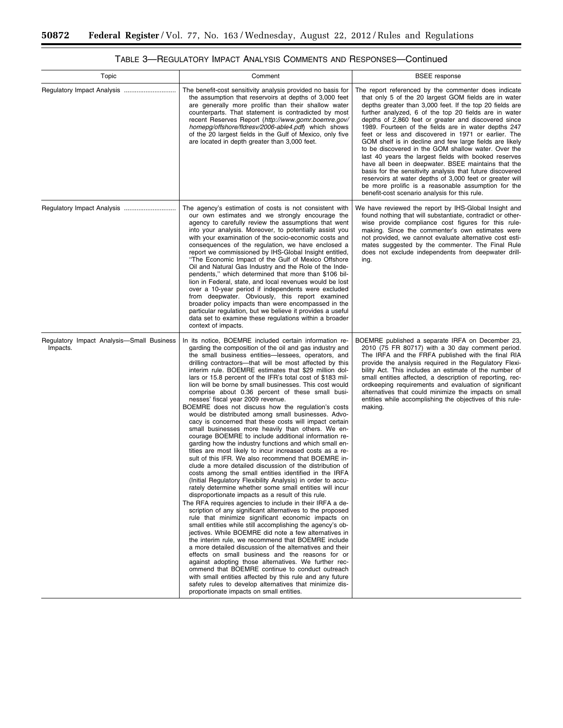TABLE 3—REGULATORY IMPACT ANALYSIS COMMENTS AND RESPONSES—Continued

| Topic | Comment | BSEE response |
| --- | --- | --- |
| Regulatory Impact Analysis | The benefit-cost sensitivity analysis provided no basis for the assumption that reservoirs at depths of 3,000 feet are generally more prolific than their shallow water counterparts. That statement is contradicted by most recent Reserves Report (*http://www.gomr.boemre.gov/homepg/offshore/fldresv/2006-able4.pdf*) which shows of the 20 largest fields in the Gulf of Mexico, only five are located in depth greater than 3,000 feet. | The report referenced by the commenter does indicate that only 5 of the 20 largest GOM fields are in water depths greater than 3,000 feet. If the top 20 fields are further analyzed, 6 of the top 20 fields are in water depths of 2,860 feet or greater and discovered since 1989. Fourteen of the fields are in water depths 247 feet or less and discovered in 1971 or earlier. The GOM shelf is in decline and few large fields are likely to be discovered in the GOM shallow water. Over the last 40 years the largest fields with booked reserves have all been in deepwater. BSEE maintains that the basis for the sensitivity analysis that future discovered reservoirs at water depths of 3,000 feet or greater will be more prolific is a reasonable assumption for the benefit-cost scenario analysis for this rule. |
| Regulatory Impact Analysis | The agency's estimation of costs is not consistent with our own estimates and we strongly encourage the agency to carefully review the assumptions that went into your analysis. Moreover, to potentially assist you with your examination of the socio-economic costs and consequences of the regulation, we have enclosed a report we commissioned by IHS-Global Insight entitled, "The Economic Impact of the Gulf of Mexico Offshore Oil and Natural Gas Industry and the Role of the Independents," which determined that more than $106 billion in Federal, state, and local revenues would be lost over a 10-year period if independents were excluded from deepwater. Obviously, this report examined broader policy impacts than were encompassed in the particular regulation, but we believe it provides a useful data set to examine these regulations within a broader context of impacts. | We have reviewed the report by IHS-Global Insight and found nothing that will substantiate, contradict or otherwise provide compliance cost figures for this rulemaking. Since the commenter's own estimates were not provided, we cannot evaluate alternative cost estimates suggested by the commenter. The Final Rule does not exclude independents from deepwater drilling. |
| Regulatory Impact Analysis—Small Business Impacts. | In its notice, BOEMRE included certain information regarding the composition of the oil and gas industry and the small business entities—lessees, operators, and drilling contractors—that will be most affected by this interim rule. BOEMRE estimates that $29 million dollars or 15.8 percent of the IFR's total cost of $183 million will be borne by small businesses. This cost would comprise about 0.36 percent of these small businesses' fiscal year 2009 revenue.<br>BOEMRE does not discuss how the regulation's costs would be distributed among small businesses. Advocacy is concerned that these costs will impact certain small businesses more heavily than others. We encourage BOEMRE to include additional information regarding how the industry functions and which small entities are most likely to incur increased costs as a result of this IFR. We also recommend that BOEMRE include a more detailed discussion of the distribution of costs among the small entities identified in the IRFA (Initial Regulatory Flexibility Analysis) in order to accurately determine whether some small entities will incur disproportionate impacts as a result of this rule.<br>The RFA requires agencies to include in their IRFA a description of any significant alternatives to the proposed rule that minimize significant economic impacts on small entities while still accomplishing the agency's objectives. While BOEMRE did note a few alternatives in the interim rule, we recommend that BOEMRE include a more detailed discussion of the alternatives and their effects on small business and the reasons for or against adopting those alternatives. We further recommend that BOEMRE continue to conduct outreach with small entities affected by this rule and any future safety rules to develop alternatives that minimize disproportionate impacts on small entities. | BOEMRE published a separate IRFA on December 23, 2010 (75 FR 80717) with a 30 day comment period. The IRFA and the FRFA published with the final RIA provide the analysis required in the Regulatory Flexibility Act. This includes an estimate of the number of small entities affected, a description of reporting, recordkeeping requirements and evaluation of significant alternatives that could minimize the impacts on small entities while accomplishing the objectives of this rulemaking. |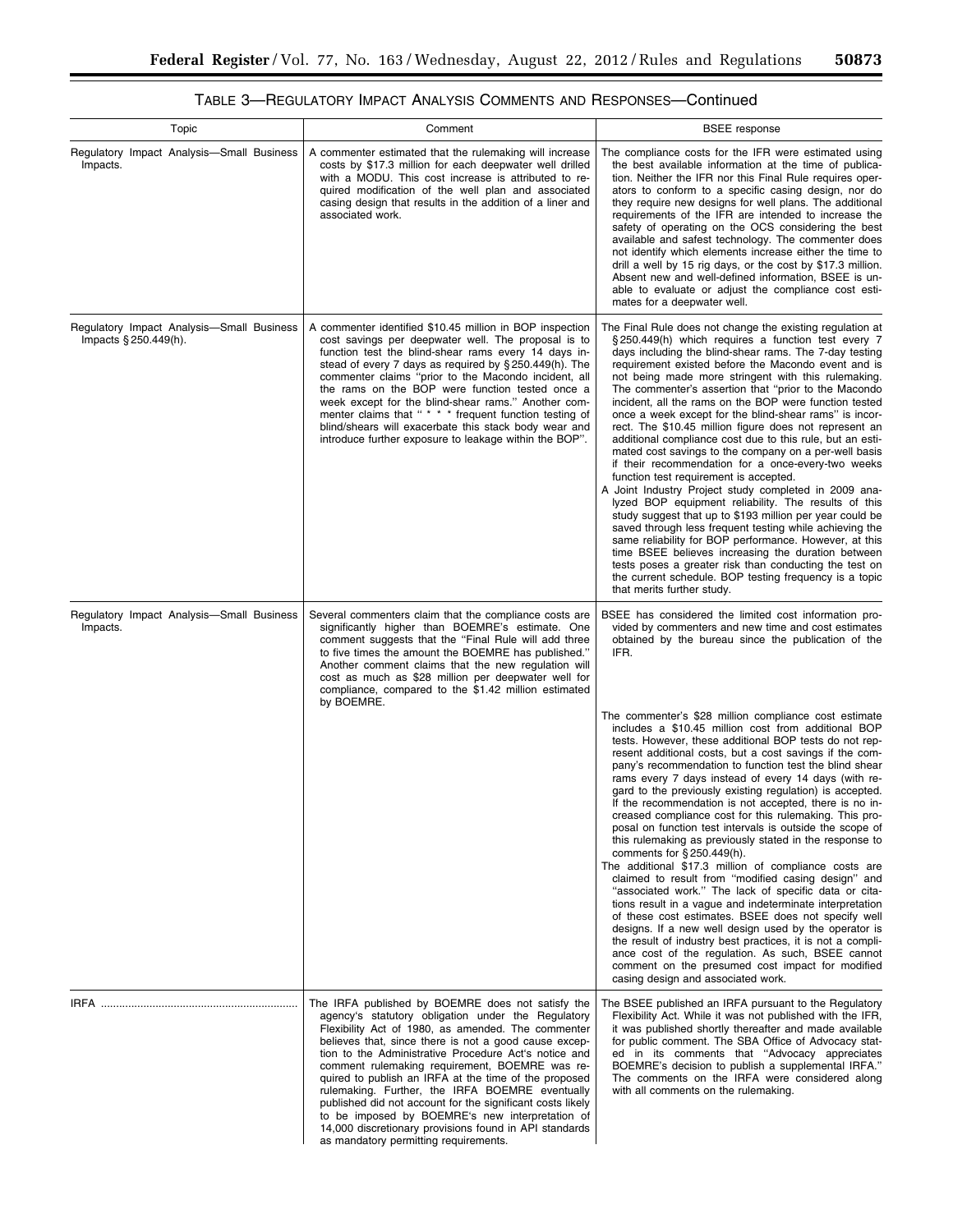## TABLE 3—REGULATORY IMPACT ANALYSIS COMMENTS AND RESPONSES—Continued

| Topic | Comment | BSEE response |
|---|---|---|
| Regulatory Impact Analysis—Small Business Impacts. | A commenter estimated that the rulemaking will increase costs by $17.3 million for each deepwater well drilled with a MODU. This cost increase is attributed to required modification of the well plan and associated casing design that results in the addition of a liner and associated work. | The compliance costs for the IFR were estimated using the best available information at the time of publication. Neither the IFR nor this Final Rule requires operators to conform to a specific casing design, nor do they require new designs for well plans. The additional requirements of the IFR are intended to increase the safety of operating on the OCS considering the best available and safest technology. The commenter does not identify which elements increase either the time to drill a well by 15 rig days, or the cost by $17.3 million. Absent new and well-defined information, BSEE is unable to evaluate or adjust the compliance cost estimates for a deepwater well. |
| Regulatory Impact Analysis—Small Business Impacts § 250.449(h). | A commenter identified $10.45 million in BOP inspection cost savings per deepwater well. The proposal is to function test the blind-shear rams every 14 days instead of every 7 days as required by § 250.449(h). The commenter claims "prior to the Macondo incident, all the rams on the BOP were function tested once a week except for the blind-shear rams." Another commenter claims that " * * * frequent function testing of blind/shears will exacerbate this stack body wear and introduce further exposure to leakage within the BOP". | The Final Rule does not change the existing regulation at § 250.449(h) which requires a function test every 7 days including the blind-shear rams. The 7-day testing requirement existed before the Macondo event and is not being made more stringent with this rulemaking. The commenter's assertion that "prior to the Macondo incident, all the rams on the BOP were function tested once a week except for the blind-shear rams" is incorrect. The $10.45 million figure does not represent an additional compliance cost due to this rule, but an estimated cost savings to the company on a per-well basis if their recommendation for a once-every-two weeks function test requirement is accepted.<br>A Joint Industry Project study completed in 2009 analyzed BOP equipment reliability. The results of this study suggest that up to $193 million per year could be saved through less frequent testing while achieving the same reliability for BOP performance. However, at this time BSEE believes increasing the duration between tests poses a greater risk than conducting the test on the current schedule. BOP testing frequency is a topic that merits further study. |
| Regulatory Impact Analysis—Small Business Impacts. | Several commenters claim that the compliance costs are significantly higher than BOEMRE's estimate. One comment suggests that the "Final Rule will add three to five times the amount the BOEMRE has published." Another comment claims that the new regulation will cost as much as $28 million per deepwater well for compliance, compared to the $1.42 million estimated by BOEMRE. | BSEE has considered the limited cost information provided by commenters and new time and cost estimates obtained by the bureau since the publication of the IFR.<br>The commenter's $28 million compliance cost estimate includes a $10.45 million cost from additional BOP tests. However, these additional BOP tests do not represent additional costs, but a cost savings if the company's recommendation to function test the blind shear rams every 7 days instead of every 14 days (with regard to the previously existing regulation) is accepted. If the recommendation is not accepted, there is no increased compliance cost for this rulemaking. This proposal on function test intervals is outside the scope of this rulemaking as previously stated in the response to comments for § 250.449(h).<br>The additional $17.3 million of compliance costs are claimed to result from "modified casing design" and "associated work." The lack of specific data or citations result in a vague and indeterminate interpretation of these cost estimates. BSEE does not specify well designs. If a new well design used by the operator is the result of industry best practices, it is not a compliance cost of the regulation. As such, BSEE cannot comment on the presumed cost impact for modified casing design and associated work. |
| IRFA | The IRFA published by BOEMRE does not satisfy the agency's statutory obligation under the Regulatory Flexibility Act of 1980, as amended. The commenter believes that, since there is not a good cause exception to the Administrative Procedure Act's notice and comment rulemaking requirement, BOEMRE was required to publish an IRFA at the time of the proposed rulemaking. Further, the IRFA BOEMRE eventually published did not account for the significant costs likely to be imposed by BOEMRE's new interpretation of 14,000 discretionary provisions found in API standards as mandatory permitting requirements. | The BSEE published an IRFA pursuant to the Regulatory Flexibility Act. While it was not published with the IFR, it was published shortly thereafter and made available for public comment. The SBA Office of Advocacy stated in its comments that "Advocacy appreciates BOEMRE's decision to publish a supplemental IRFA." The comments on the IRFA were considered along with all comments on the rulemaking. |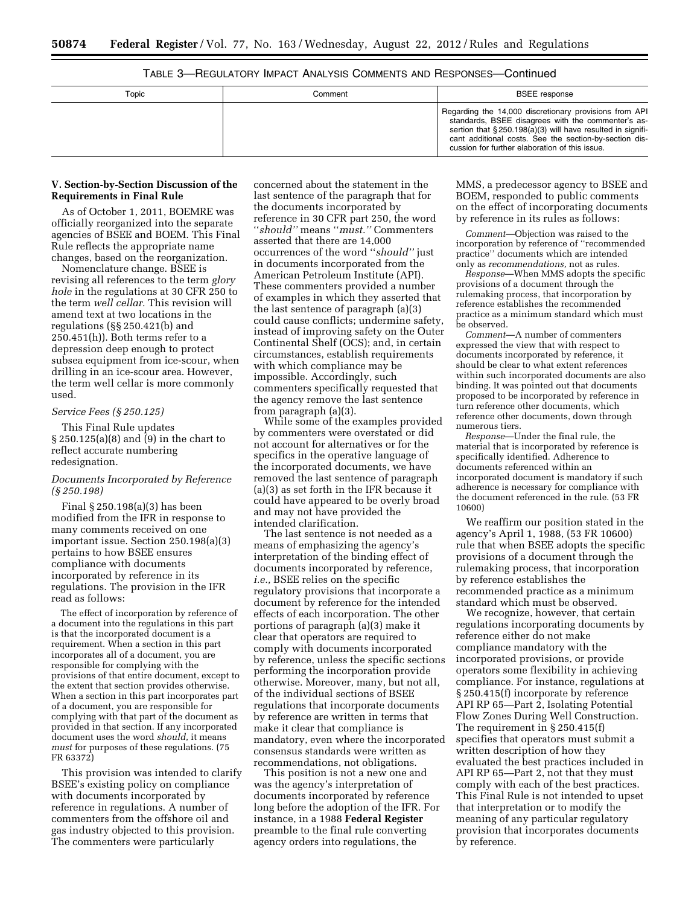TABLE 3—REGULATORY IMPACT ANALYSIS COMMENTS AND RESPONSES—Continued

| Topic | Comment | BSEE response |
| --- | --- | --- |
| | | Regarding the 14,000 discretionary provisions from API standards, BSEE disagrees with the commenter's assertion that § 250.198(a)(3) will have resulted in significant additional costs. See the section-by-section discussion for further elaboration of this issue. |

## V. Section-by-Section Discussion of the Requirements in Final Rule

As of October 1, 2011, BOEMRE was officially reorganized into the separate agencies of BSEE and BOEM. This Final Rule reflects the appropriate name changes, based on the reorganization.

Nomenclature change. BSEE is revising all references to the term *glory hole* in the regulations at 30 CFR 250 to the term *well cellar.* This revision will amend text at two locations in the regulations (§§ 250.421(b) and 250.451(h)). Both terms refer to a depression deep enough to protect subsea equipment from ice-scour, when drilling in an ice-scour area. However, the term well cellar is more commonly used.

*Service Fees (§ 250.125)*

This Final Rule updates § 250.125(a)(8) and (9) in the chart to reflect accurate numbering redesignation.

*Documents Incorporated by Reference (§ 250.198)*

Final § 250.198(a)(3) has been modified from the IFR in response to many comments received on one important issue. Section 250.198(a)(3) pertains to how BSEE ensures compliance with documents incorporated by reference in its regulations. The provision in the IFR read as follows:

> The effect of incorporation by reference of a document into the regulations in this part is that the incorporated document is a requirement. When a section in this part incorporates all of a document, you are responsible for complying with the provisions of that entire document, except to the extent that section provides otherwise. When a section in this part incorporates part of a document, you are responsible for complying with that part of the document as provided in that section. If any incorporated document uses the word *should,* it means *must* for purposes of these regulations. (75 FR 63372)

This provision was intended to clarify BSEE's existing policy on compliance with documents incorporated by reference in regulations. A number of commenters from the offshore oil and gas industry objected to this provision. The commenters were particularly concerned about the statement in the last sentence of the paragraph that for the documents incorporated by reference in 30 CFR part 250, the word ''*should''* means ''*must.''* Commenters asserted that there are 14,000 occurrences of the word ''*should''* just in documents incorporated from the American Petroleum Institute (API). These commenters provided a number of examples in which they asserted that the last sentence of paragraph (a)(3) could cause conflicts; undermine safety, instead of improving safety on the Outer Continental Shelf (OCS); and, in certain circumstances, establish requirements with which compliance may be impossible. Accordingly, such commenters specifically requested that the agency remove the last sentence from paragraph (a)(3).

While some of the examples provided by commenters were overstated or did not account for alternatives or for the specifics in the operative language of the incorporated documents, we have removed the last sentence of paragraph (a)(3) as set forth in the IFR because it could have appeared to be overly broad and may not have provided the intended clarification.

The last sentence is not needed as a means of emphasizing the agency's interpretation of the binding effect of documents incorporated by reference, *i.e.,* BSEE relies on the specific regulatory provisions that incorporate a document by reference for the intended effects of each incorporation. The other portions of paragraph (a)(3) make it clear that operators are required to comply with documents incorporated by reference, unless the specific sections performing the incorporation provide otherwise. Moreover, many, but not all, of the individual sections of BSEE regulations that incorporate documents by reference are written in terms that make it clear that compliance is mandatory, even where the incorporated consensus standards were written as recommendations, not obligations.

This position is not a new one and was the agency's interpretation of documents incorporated by reference long before the adoption of the IFR. For instance, in a 1988 **Federal Register** preamble to the final rule converting agency orders into regulations, the MMS, a predecessor agency to BSEE and BOEM, responded to public comments on the effect of incorporating documents by reference in its rules as follows:

> *Comment*—Objection was raised to the incorporation by reference of ''recommended practice'' documents which are intended only as *recommendations,* not as rules.
>
> *Response*—When MMS adopts the specific provisions of a document through the rulemaking process, that incorporation by reference establishes the recommended practice as a minimum standard which must be observed.
>
> *Comment*—A number of commenters expressed the view that with respect to documents incorporated by reference, it should be clear to what extent references within such incorporated documents are also binding. It was pointed out that documents proposed to be incorporated by reference in turn reference other documents, which reference other documents, down through numerous tiers.
>
> *Response*—Under the final rule, the material that is incorporated by reference is specifically identified. Adherence to documents referenced within an incorporated document is mandatory if such adherence is necessary for compliance with the document referenced in the rule. (53 FR 10600)

We reaffirm our position stated in the agency's April 1, 1988, (53 FR 10600) rule that when BSEE adopts the specific provisions of a document through the rulemaking process, that incorporation by reference establishes the recommended practice as a minimum standard which must be observed.

We recognize, however, that certain regulations incorporating documents by reference either do not make compliance mandatory with the incorporated provisions, or provide operators some flexibility in achieving compliance. For instance, regulations at § 250.415(f) incorporate by reference API RP 65—Part 2, Isolating Potential Flow Zones During Well Construction. The requirement in § 250.415(f) specifies that operators must submit a written description of how they evaluated the best practices included in API RP 65—Part 2, not that they must comply with each of the best practices. This Final Rule is not intended to upset that interpretation or to modify the meaning of any particular regulatory provision that incorporates documents by reference.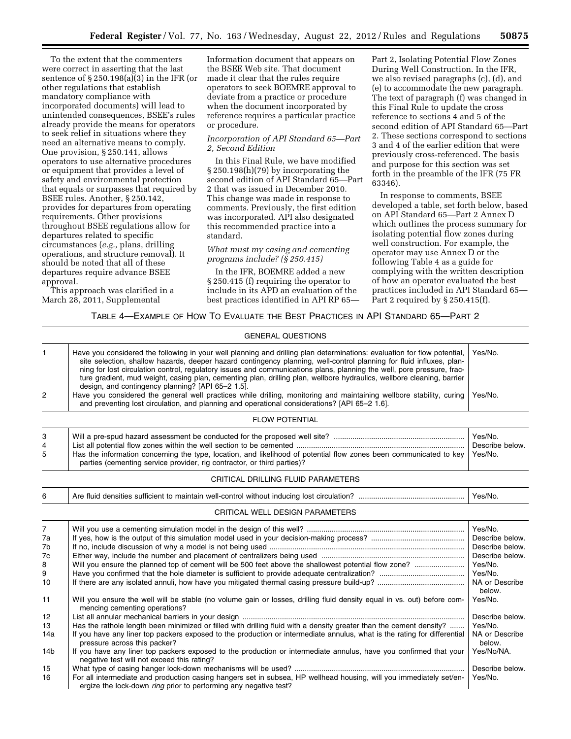To the extent that the commenters were correct in asserting that the last sentence of § 250.198(a)(3) in the IFR (or other regulations that establish mandatory compliance with incorporated documents) will lead to unintended consequences, BSEE's rules already provide the means for operators to seek relief in situations where they need an alternative means to comply. One provision, § 250.141, allows operators to use alternative procedures or equipment that provides a level of safety and environmental protection that equals or surpasses that required by BSEE rules. Another, § 250.142, provides for departures from operating requirements. Other provisions throughout BSEE regulations allow for departures related to specific circumstances (*e.g.,* plans, drilling operations, and structure removal). It should be noted that all of these departures require advance BSEE approval.

This approach was clarified in a March 28, 2011, Supplemental Information document that appears on the BSEE Web site. That document made it clear that the rules require operators to seek BOEMRE approval to deviate from a practice or procedure when the document incorporated by reference requires a particular practice or procedure.

### *Incorporation of API Standard 65—Part 2, Second Edition*

In this Final Rule, we have modified § 250.198(h)(79) by incorporating the second edition of API Standard 65—Part 2 that was issued in December 2010. This change was made in response to comments. Previously, the first edition was incorporated. API also designated this recommended practice into a standard.

### *What must my casing and cementing programs include? (§ 250.415)*

In the IFR, BOEMRE added a new § 250.415 (f) requiring the operator to include in its APD an evaluation of the best practices identified in API RP 65—Part 2, Isolating Potential Flow Zones During Well Construction. In the IFR, we also revised paragraphs (c), (d), and (e) to accommodate the new paragraph. The text of paragraph (f) was changed in this Final Rule to update the cross reference to sections 4 and 5 of the second edition of API Standard 65—Part 2. These sections correspond to sections 3 and 4 of the earlier edition that were previously cross-referenced. The basis and purpose for this section was set forth in the preamble of the IFR (75 FR 63346).

In response to comments, BSEE developed a table, set forth below, based on API Standard 65—Part 2 Annex D which outlines the process summary for isolating potential flow zones during well construction. For example, the operator may use Annex D or the following Table 4 as a guide for complying with the written description of how an operator evaluated the best practices included in API Standard 65—Part 2 required by § 250.415(f).

TABLE 4—EXAMPLE OF HOW TO EVALUATE THE BEST PRACTICES IN API STANDARD 65—PART 2

| | | |
|---|---|---|
| | GENERAL QUESTIONS | |
| 1 | Have you considered the following in your well planning and drilling plan determinations: evaluation for flow potential, site selection, shallow hazards, deeper hazard contingency planning, well-control planning for fluid influxes, planning for lost circulation control, regulatory issues and communications plans, planning the well, pore pressure, fracture gradient, mud weight, casing plan, cementing plan, drilling plan, wellbore hydraulics, wellbore cleaning, barrier design, and contingency planning? [API 65–2 1.5]. | Yes/No. |
| 2 | Have you considered the general well practices while drilling, monitoring and maintaining wellbore stability, curing and preventing lost circulation, and planning and operational considerations? [API 65–2 1.6]. | Yes/No. |
| | FLOW POTENTIAL | |
| 3 | Will a pre-spud hazard assessment be conducted for the proposed well site? | Yes/No. |
| 4 | List all potential flow zones within the well section to be cemented | Describe below. |
| 5 | Has the information concerning the type, location, and likelihood of potential flow zones been communicated to key parties (cementing service provider, rig contractor, or third parties)? | Yes/No. |
| | CRITICAL DRILLING FLUID PARAMETERS | |
| 6 | Are fluid densities sufficient to maintain well-control without inducing lost circulation? | Yes/No. |
| | CRITICAL WELL DESIGN PARAMETERS | |
| 7 | Will you use a cementing simulation model in the design of this well? | Yes/No. |
| 7a | If yes, how is the output of this simulation model used in your decision-making process? | Describe below. |
| 7b | If no, include discussion of why a model is not being used | Describe below. |
| 7c | Either way, include the number and placement of centralizers being used | Describe below. |
| 8 | Will you ensure the planned top of cement will be 500 feet above the shallowest potential flow zone? | Yes/No. |
| 9 | Have you confirmed that the hole diameter is sufficient to provide adequate centralization? | Yes/No. |
| 10 | If there are any isolated annuli, how have you mitigated thermal casing pressure build-up? | NA or Describe below. |
| 11 | Will you ensure the well will be stable (no volume gain or losses, drilling fluid density equal in vs. out) before commencing cementing operations? | Yes/No. |
| 12 | List all annular mechanical barriers in your design | Describe below. |
| 13 | Has the rathole length been minimized or filled with drilling fluid with a density greater than the cement density? | Yes/No. |
| 14a | If you have any liner top packers exposed to the production or intermediate annulus, what is the rating for differential pressure across this packer? | NA or Describe below. |
| 14b | If you have any liner top packers exposed to the production or intermediate annulus, have you confirmed that your negative test will not exceed this rating? | Yes/No/NA. |
| 15 | What type of casing hanger lock-down mechanisms will be used? | Describe below. |
| 16 | For all intermediate and production casing hangers set in subsea, HP wellhead housing, will you immediately set/energize the lock-down *ring* prior to performing any negative test? | Yes/No. |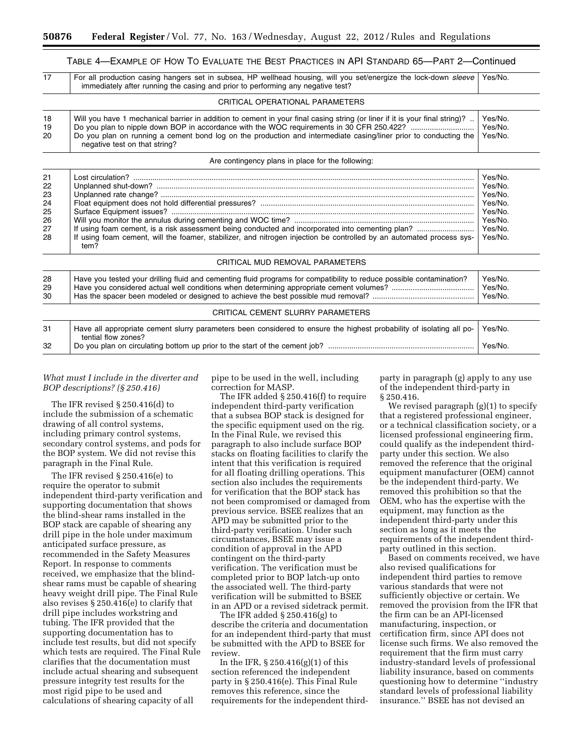TABLE 4—EXAMPLE OF HOW TO EVALUATE THE BEST PRACTICES IN API STANDARD 65—PART 2—Continued

| | | |
|---|---|---|
| 17 | For all production casing hangers set in subsea, HP wellhead housing, will you set/energize the lock-down *sleeve* immediately after running the casing and prior to performing any negative test? | Yes/No. |
| | CRITICAL OPERATIONAL PARAMETERS | |
| 18 | Will you have 1 mechanical barrier in addition to cement in your final casing string (or liner if it is your final string)? | Yes/No. |
| 19 | Do you plan to nipple down BOP in accordance with the WOC requirements in 30 CFR 250.422? | Yes/No. |
| 20 | Do you plan on running a cement bond log on the production and intermediate casing/liner prior to conducting the negative test on that string? | Yes/No. |
| | Are contingency plans in place for the following: | |
| 21 | Lost circulation? | Yes/No. |
| 22 | Unplanned shut-down? | Yes/No. |
| 23 | Unplanned rate change? | Yes/No. |
| 24 | Float equipment does not hold differential pressures? | Yes/No. |
| 25 | Surface Equipment issues? | Yes/No. |
| 26 | Will you monitor the annulus during cementing and WOC time? | Yes/No. |
| 27 | If using foam cement, is a risk assessment being conducted and incorporated into cementing plan? | Yes/No. |
| 28 | If using foam cement, will the foamer, stabilizer, and nitrogen injection be controlled by an automated process system? | Yes/No. |
| | CRITICAL MUD REMOVAL PARAMETERS | |
| 28 | Have you tested your drilling fluid and cementing fluid programs for compatibility to reduce possible contamination? | Yes/No. |
| 29 | Have you considered actual well conditions when determining appropriate cement volumes? | Yes/No. |
| 30 | Has the spacer been modeled or designed to achieve the best possible mud removal? | Yes/No. |
| | CRITICAL CEMENT SLURRY PARAMETERS | |
| 31 | Have all appropriate cement slurry parameters been considered to ensure the highest probability of isolating all potential flow zones? | Yes/No. |
| 32 | Do you plan on circulating bottom up prior to the start of the cement job? | Yes/No. |

*What must I include in the diverter and BOP descriptions? (§ 250.416)*

The IFR revised § 250.416(d) to include the submission of a schematic drawing of all control systems, including primary control systems, secondary control systems, and pods for the BOP system. We did not revise this paragraph in the Final Rule.

The IFR revised § 250.416(e) to require the operator to submit independent third-party verification and supporting documentation that shows the blind-shear rams installed in the BOP stack are capable of shearing any drill pipe in the hole under maximum anticipated surface pressure, as recommended in the Safety Measures Report. In response to comments received, we emphasize that the blind-shear rams must be capable of shearing heavy weight drill pipe. The Final Rule also revises § 250.416(e) to clarify that drill pipe includes workstring and tubing. The IFR provided that the supporting documentation has to include test results, but did not specify which tests are required. The Final Rule clarifies that the documentation must include actual shearing and subsequent pressure integrity test results for the most rigid pipe to be used and calculations of shearing capacity of all pipe to be used in the well, including correction for MASP.

The IFR added § 250.416(f) to require independent third-party verification that a subsea BOP stack is designed for the specific equipment used on the rig. In the Final Rule, we revised this paragraph to also include surface BOP stacks on floating facilities to clarify the intent that this verification is required for all floating drilling operations. This section also includes the requirements for verification that the BOP stack has not been compromised or damaged from previous service. BSEE realizes that an APD may be submitted prior to the third-party verification. Under such circumstances, BSEE may issue a condition of approval in the APD contingent on the third-party verification. The verification must be completed prior to BOP latch-up onto the associated well. The third-party verification will be submitted to BSEE in an APD or a revised sidetrack permit.

The IFR added § 250.416(g) to describe the criteria and documentation for an independent third-party that must be submitted with the APD to BSEE for review.

In the IFR, § 250.416(g)(1) of this section referenced the independent party in § 250.416(e). This Final Rule removes this reference, since the requirements for the independent third-party in paragraph (g) apply to any use of the independent third-party in § 250.416.

We revised paragraph (g)(1) to specify that a registered professional engineer, or a technical classification society, or a licensed professional engineering firm, could qualify as the independent third-party under this section. We also removed the reference that the original equipment manufacturer (OEM) cannot be the independent third-party. We removed this prohibition so that the OEM, who has the expertise with the equipment, may function as the independent third-party under this section as long as it meets the requirements of the independent third-party outlined in this section.

Based on comments received, we have also revised qualifications for independent third parties to remove various standards that were not sufficiently objective or certain. We removed the provision from the IFR that the firm can be an API-licensed manufacturing, inspection, or certification firm, since API does not license such firms. We also removed the requirement that the firm must carry industry-standard levels of professional liability insurance, based on comments questioning how to determine ''industry standard levels of professional liability insurance.'' BSEE has not devised an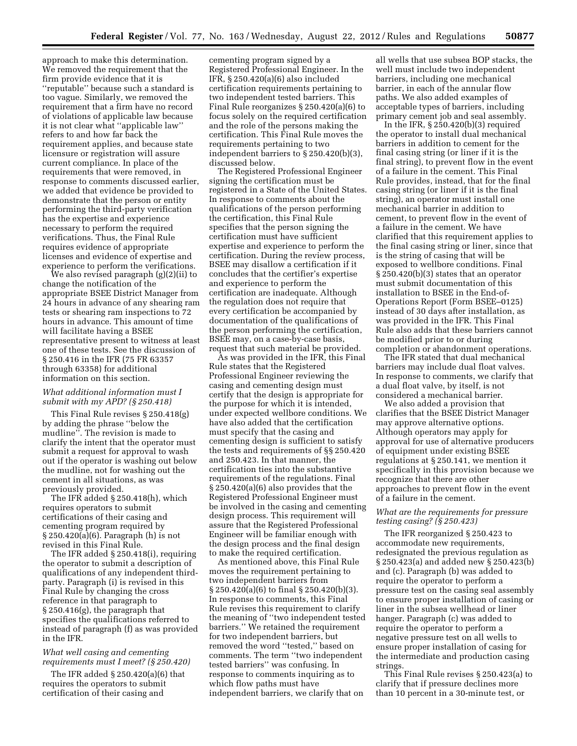approach to make this determination. We removed the requirement that the firm provide evidence that it is ''reputable'' because such a standard is too vague. Similarly, we removed the requirement that a firm have no record of violations of applicable law because it is not clear what ''applicable law'' refers to and how far back the requirement applies, and because state licensure or registration will assure current compliance. In place of the requirements that were removed, in response to comments discussed earlier, we added that evidence be provided to demonstrate that the person or entity performing the third-party verification has the expertise and experience necessary to perform the required verifications. Thus, the Final Rule requires evidence of appropriate licenses and evidence of expertise and experience to perform the verifications.

We also revised paragraph (g)(2)(ii) to change the notification of the appropriate BSEE District Manager from 24 hours in advance of any shearing ram tests or shearing ram inspections to 72 hours in advance. This amount of time will facilitate having a BSEE representative present to witness at least one of these tests. See the discussion of § 250.416 in the IFR (75 FR 63357 through 63358) for additional information on this section.

*What additional information must I submit with my APD? (§ 250.418)*

This Final Rule revises § 250.418(g) by adding the phrase ''below the mudline''. The revision is made to clarify the intent that the operator must submit a request for approval to wash out if the operator is washing out below the mudline, not for washing out the cement in all situations, as was previously provided.

The IFR added § 250.418(h), which requires operators to submit certifications of their casing and cementing program required by § 250.420(a)(6). Paragraph (h) is not revised in this Final Rule.

The IFR added § 250.418(i), requiring the operator to submit a description of qualifications of any independent third-party. Paragraph (i) is revised in this Final Rule by changing the cross reference in that paragraph to § 250.416(g), the paragraph that specifies the qualifications referred to instead of paragraph (f) as was provided in the IFR.

*What well casing and cementing requirements must I meet? (§ 250.420)*

The IFR added § 250.420(a)(6) that requires the operators to submit certification of their casing and cementing program signed by a Registered Professional Engineer. In the IFR, § 250.420(a)(6) also included certification requirements pertaining to two independent tested barriers. This Final Rule reorganizes § 250.420(a)(6) to focus solely on the required certification and the role of the persons making the certification. This Final Rule moves the requirements pertaining to two independent barriers to § 250.420(b)(3), discussed below.

The Registered Professional Engineer signing the certification must be registered in a State of the United States. In response to comments about the qualifications of the person performing the certification, this Final Rule specifies that the person signing the certification must have sufficient expertise and experience to perform the certification. During the review process, BSEE may disallow a certification if it concludes that the certifier's expertise and experience to perform the certification are inadequate. Although the regulation does not require that every certification be accompanied by documentation of the qualifications of the person performing the certification, BSEE may, on a case-by-case basis, request that such material be provided.

As was provided in the IFR, this Final Rule states that the Registered Professional Engineer reviewing the casing and cementing design must certify that the design is appropriate for the purpose for which it is intended, under expected wellbore conditions. We have also added that the certification must specify that the casing and cementing design is sufficient to satisfy the tests and requirements of §§ 250.420 and 250.423. In that manner, the certification ties into the substantive requirements of the regulations. Final § 250.420(a)(6) also provides that the Registered Professional Engineer must be involved in the casing and cementing design process. This requirement will assure that the Registered Professional Engineer will be familiar enough with the design process and the final design to make the required certification.

As mentioned above, this Final Rule moves the requirement pertaining to two independent barriers from § 250.420(a)(6) to final § 250.420(b)(3). In response to comments, this Final Rule revises this requirement to clarify the meaning of ''two independent tested barriers.'' We retained the requirement for two independent barriers, but removed the word ''tested,'' based on comments. The term ''two independent tested barriers'' was confusing. In response to comments inquiring as to which flow paths must have independent barriers, we clarify that on all wells that use subsea BOP stacks, the well must include two independent barriers, including one mechanical barrier, in each of the annular flow paths. We also added examples of acceptable types of barriers, including primary cement job and seal assembly.

In the IFR, § 250.420(b)(3) required the operator to install dual mechanical barriers in addition to cement for the final casing string (or liner if it is the final string), to prevent flow in the event of a failure in the cement. This Final Rule provides, instead, that for the final casing string (or liner if it is the final string), an operator must install one mechanical barrier in addition to cement, to prevent flow in the event of a failure in the cement. We have clarified that this requirement applies to the final casing string or liner, since that is the string of casing that will be exposed to wellbore conditions. Final § 250.420(b)(3) states that an operator must submit documentation of this installation to BSEE in the End-of-Operations Report (Form BSEE–0125) instead of 30 days after installation, as was provided in the IFR. This Final Rule also adds that these barriers cannot be modified prior to or during completion or abandonment operations.

The IFR stated that dual mechanical barriers may include dual float valves. In response to comments, we clarify that a dual float valve, by itself, is not considered a mechanical barrier.

We also added a provision that clarifies that the BSEE District Manager may approve alternative options. Although operators may apply for approval for use of alternative producers of equipment under existing BSEE regulations at § 250.141, we mention it specifically in this provision because we recognize that there are other approaches to prevent flow in the event of a failure in the cement.

*What are the requirements for pressure testing casing? (§ 250.423)*

The IFR reorganized § 250.423 to accommodate new requirements, redesignated the previous regulation as § 250.423(a) and added new § 250.423(b) and (c). Paragraph (b) was added to require the operator to perform a pressure test on the casing seal assembly to ensure proper installation of casing or liner in the subsea wellhead or liner hanger. Paragraph (c) was added to require the operator to perform a negative pressure test on all wells to ensure proper installation of casing for the intermediate and production casing strings.

This Final Rule revises § 250.423(a) to clarify that if pressure declines more than 10 percent in a 30-minute test, or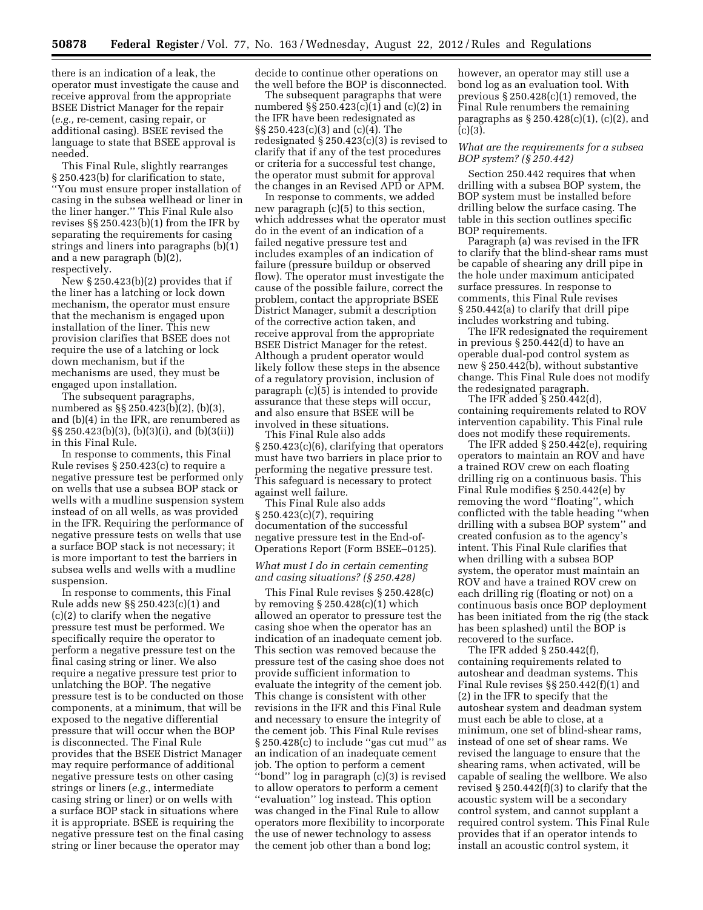there is an indication of a leak, the operator must investigate the cause and receive approval from the appropriate BSEE District Manager for the repair (*e.g.,* re-cement, casing repair, or additional casing). BSEE revised the language to state that BSEE approval is needed.

This Final Rule, slightly rearranges § 250.423(b) for clarification to state, "You must ensure proper installation of casing in the subsea wellhead or liner in the liner hanger." This Final Rule also revises §§ 250.423(b)(1) from the IFR by separating the requirements for casing strings and liners into paragraphs (b)(1) and a new paragraph (b)(2), respectively.

New § 250.423(b)(2) provides that if the liner has a latching or lock down mechanism, the operator must ensure that the mechanism is engaged upon installation of the liner. This new provision clarifies that BSEE does not require the use of a latching or lock down mechanism, but if the mechanisms are used, they must be engaged upon installation.

The subsequent paragraphs, numbered as §§ 250.423(b)(2), (b)(3), and (b)(4) in the IFR, are renumbered as §§ 250.423(b)(3), (b)(3)(i), and (b)(3(ii)) in this Final Rule.

In response to comments, this Final Rule revises § 250.423(c) to require a negative pressure test be performed only on wells that use a subsea BOP stack or wells with a mudline suspension system instead of on all wells, as was provided in the IFR. Requiring the performance of negative pressure tests on wells that use a surface BOP stack is not necessary; it is more important to test the barriers in subsea wells and wells with a mudline suspension.

In response to comments, this Final Rule adds new §§ 250.423(c)(1) and (c)(2) to clarify when the negative pressure test must be performed. We specifically require the operator to perform a negative pressure test on the final casing string or liner. We also require a negative pressure test prior to unlatching the BOP. The negative pressure test is to be conducted on those components, at a minimum, that will be exposed to the negative differential pressure that will occur when the BOP is disconnected. The Final Rule provides that the BSEE District Manager may require performance of additional negative pressure tests on other casing strings or liners (*e.g.,* intermediate casing string or liner) or on wells with a surface BOP stack in situations where it is appropriate. BSEE is requiring the negative pressure test on the final casing string or liner because the operator may decide to continue other operations on the well before the BOP is disconnected.

The subsequent paragraphs that were numbered §§ 250.423(c)(1) and (c)(2) in the IFR have been redesignated as §§ 250.423(c)(3) and (c)(4). The redesignated § 250.423(c)(3) is revised to clarify that if any of the test procedures or criteria for a successful test change, the operator must submit for approval the changes in an Revised APD or APM.

In response to comments, we added new paragraph (c)(5) to this section, which addresses what the operator must do in the event of an indication of a failed negative pressure test and includes examples of an indication of failure (pressure buildup or observed flow). The operator must investigate the cause of the possible failure, correct the problem, contact the appropriate BSEE District Manager, submit a description of the corrective action taken, and receive approval from the appropriate BSEE District Manager for the retest. Although a prudent operator would likely follow these steps in the absence of a regulatory provision, inclusion of paragraph (c)(5) is intended to provide assurance that these steps will occur, and also ensure that BSEE will be involved in these situations.

This Final Rule also adds § 250.423(c)(6), clarifying that operators must have two barriers in place prior to performing the negative pressure test. This safeguard is necessary to protect against well failure.

This Final Rule also adds § 250.423(c)(7), requiring documentation of the successful negative pressure test in the End-of-Operations Report (Form BSEE–0125).

*What must I do in certain cementing and casing situations? (§ 250.428)*

This Final Rule revises § 250.428(c) by removing § 250.428(c)(1) which allowed an operator to pressure test the casing shoe when the operator has an indication of an inadequate cement job. This section was removed because the pressure test of the casing shoe does not provide sufficient information to evaluate the integrity of the cement job. This change is consistent with other revisions in the IFR and this Final Rule and necessary to ensure the integrity of the cement job. This Final Rule revises § 250.428(c) to include "gas cut mud" as an indication of an inadequate cement job. The option to perform a cement "bond" log in paragraph (c)(3) is revised to allow operators to perform a cement "evaluation" log instead. This option was changed in the Final Rule to allow operators more flexibility to incorporate the use of newer technology to assess the cement job other than a bond log; however, an operator may still use a bond log as an evaluation tool. With previous § 250.428(c)(1) removed, the Final Rule renumbers the remaining paragraphs as § 250.428(c)(1), (c)(2), and (c)(3).

*What are the requirements for a subsea BOP system? (§ 250.442)*

Section 250.442 requires that when drilling with a subsea BOP system, the BOP system must be installed before drilling below the surface casing. The table in this section outlines specific BOP requirements.

Paragraph (a) was revised in the IFR to clarify that the blind-shear rams must be capable of shearing any drill pipe in the hole under maximum anticipated surface pressures. In response to comments, this Final Rule revises § 250.442(a) to clarify that drill pipe includes workstring and tubing.

The IFR redesignated the requirement in previous § 250.442(d) to have an operable dual-pod control system as new § 250.442(b), without substantive change. This Final Rule does not modify the redesignated paragraph.

The IFR added § 250.442(d), containing requirements related to ROV intervention capability. This Final rule does not modify these requirements.

The IFR added § 250.442(e), requiring operators to maintain an ROV and have a trained ROV crew on each floating drilling rig on a continuous basis. This Final Rule modifies § 250.442(e) by removing the word "floating", which conflicted with the table heading "when drilling with a subsea BOP system" and created confusion as to the agency's intent. This Final Rule clarifies that when drilling with a subsea BOP system, the operator must maintain an ROV and have a trained ROV crew on each drilling rig (floating or not) on a continuous basis once BOP deployment has been initiated from the rig (the stack has been splashed) until the BOP is recovered to the surface.

The IFR added § 250.442(f), containing requirements related to autoshear and deadman systems. This Final Rule revises §§ 250.442(f)(1) and (2) in the IFR to specify that the autoshear system and deadman system must each be able to close, at a minimum, one set of blind-shear rams, instead of one set of shear rams. We revised the language to ensure that the shearing rams, when activated, will be capable of sealing the wellbore. We also revised § 250.442(f)(3) to clarify that the acoustic system will be a secondary control system, and cannot supplant a required control system. This Final Rule provides that if an operator intends to install an acoustic control system, it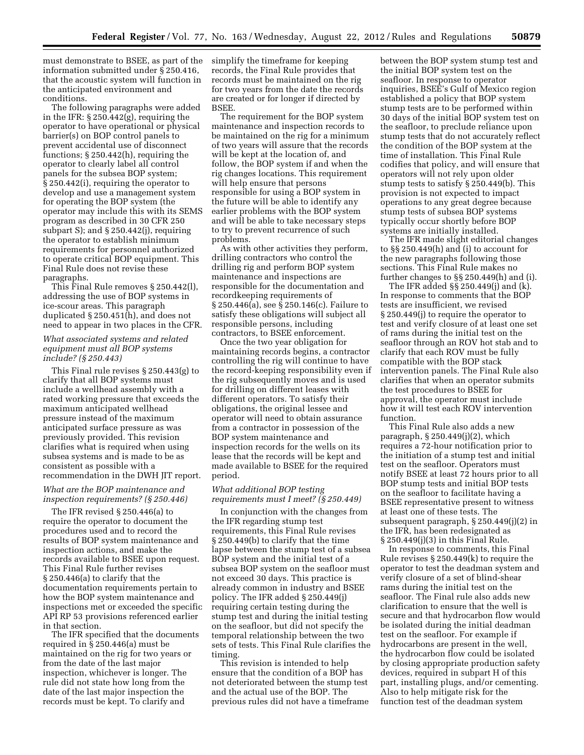must demonstrate to BSEE, as part of the information submitted under § 250.416, that the acoustic system will function in the anticipated environment and conditions.

The following paragraphs were added in the IFR: § 250.442(g), requiring the operator to have operational or physical barrier(s) on BOP control panels to prevent accidental use of disconnect functions; § 250.442(h), requiring the operator to clearly label all control panels for the subsea BOP system; § 250.442(i), requiring the operator to develop and use a management system for operating the BOP system (the operator may include this with its SEMS program as described in 30 CFR 250 subpart S); and § 250.442(j), requiring the operator to establish minimum requirements for personnel authorized to operate critical BOP equipment. This Final Rule does not revise these paragraphs.

This Final Rule removes § 250.442(l), addressing the use of BOP systems in ice-scour areas. This paragraph duplicated § 250.451(h), and does not need to appear in two places in the CFR.

*What associated systems and related equipment must all BOP systems include? (§ 250.443)*

This Final rule revises § 250.443(g) to clarify that all BOP systems must include a wellhead assembly with a rated working pressure that exceeds the maximum anticipated wellhead pressure instead of the maximum anticipated surface pressure as was previously provided. This revision clarifies what is required when using subsea systems and is made to be as consistent as possible with a recommendation in the DWH JIT report.

*What are the BOP maintenance and inspection requirements? (§ 250.446)*

The IFR revised § 250.446(a) to require the operator to document the procedures used and to record the results of BOP system maintenance and inspection actions, and make the records available to BSEE upon request. This Final Rule further revises § 250.446(a) to clarify that the documentation requirements pertain to how the BOP system maintenance and inspections met or exceeded the specific API RP 53 provisions referenced earlier in that section.

The IFR specified that the documents required in § 250.446(a) must be maintained on the rig for two years or from the date of the last major inspection, whichever is longer. The rule did not state how long from the date of the last major inspection the records must be kept. To clarify and simplify the timeframe for keeping records, the Final Rule provides that records must be maintained on the rig for two years from the date the records are created or for longer if directed by BSEE.

The requirement for the BOP system maintenance and inspection records to be maintained on the rig for a minimum of two years will assure that the records will be kept at the location of, and follow, the BOP system if and when the rig changes locations. This requirement will help ensure that persons responsible for using a BOP system in the future will be able to identify any earlier problems with the BOP system and will be able to take necessary steps to try to prevent recurrence of such problems.

As with other activities they perform, drilling contractors who control the drilling rig and perform BOP system maintenance and inspections are responsible for the documentation and recordkeeping requirements of § 250.446(a), see § 250.146(c). Failure to satisfy these obligations will subject all responsible persons, including contractors, to BSEE enforcement.

Once the two year obligation for maintaining records begins, a contractor controlling the rig will continue to have the record-keeping responsibility even if the rig subsequently moves and is used for drilling on different leases with different operators. To satisfy their obligations, the original lessee and operator will need to obtain assurance from a contractor in possession of the BOP system maintenance and inspection records for the wells on its lease that the records will be kept and made available to BSEE for the required period.

*What additional BOP testing requirements must I meet? (§ 250.449)*

In conjunction with the changes from the IFR regarding stump test requirements, this Final Rule revises § 250.449(b) to clarify that the time lapse between the stump test of a subsea BOP system and the initial test of a subsea BOP system on the seafloor must not exceed 30 days. This practice is already common in industry and BSEE policy. The IFR added § 250.449(j) requiring certain testing during the stump test and during the initial testing on the seafloor, but did not specify the temporal relationship between the two sets of tests. This Final Rule clarifies the timing.

This revision is intended to help ensure that the condition of a BOP has not deteriorated between the stump test and the actual use of the BOP. The previous rules did not have a timeframe between the BOP system stump test and the initial BOP system test on the seafloor. In response to operator inquiries, BSEE's Gulf of Mexico region established a policy that BOP system stump tests are to be performed within 30 days of the initial BOP system test on the seafloor, to preclude reliance upon stump tests that do not accurately reflect the condition of the BOP system at the time of installation. This Final Rule codifies that policy, and will ensure that operators will not rely upon older stump tests to satisfy § 250.449(b). This provision is not expected to impact operations to any great degree because stump tests of subsea BOP systems typically occur shortly before BOP systems are initially installed.

The IFR made slight editorial changes to §§ 250.449(h) and (i) to account for the new paragraphs following those sections. This Final Rule makes no further changes to §§ 250.449(h) and (i).

The IFR added §§ 250.449(j) and (k). In response to comments that the BOP tests are insufficient, we revised § 250.449(j) to require the operator to test and verify closure of at least one set of rams during the initial test on the seafloor through an ROV hot stab and to clarify that each ROV must be fully compatible with the BOP stack intervention panels. The Final Rule also clarifies that when an operator submits the test procedures to BSEE for approval, the operator must include how it will test each ROV intervention function.

This Final Rule also adds a new paragraph, § 250.449(j)(2), which requires a 72-hour notification prior to the initiation of a stump test and initial test on the seafloor. Operators must notify BSEE at least 72 hours prior to all BOP stump tests and initial BOP tests on the seafloor to facilitate having a BSEE representative present to witness at least one of these tests. The subsequent paragraph, § 250.449(j)(2) in the IFR, has been redesignated as § 250.449(j)(3) in this Final Rule.

In response to comments, this Final Rule revises § 250.449(k) to require the operator to test the deadman system and verify closure of a set of blind-shear rams during the initial test on the seafloor. The Final rule also adds new clarification to ensure that the well is secure and that hydrocarbon flow would be isolated during the initial deadman test on the seafloor. For example if hydrocarbons are present in the well, the hydrocarbon flow could be isolated by closing appropriate production safety devices, required in subpart H of this part, installing plugs, and/or cementing. Also to help mitigate risk for the function test of the deadman system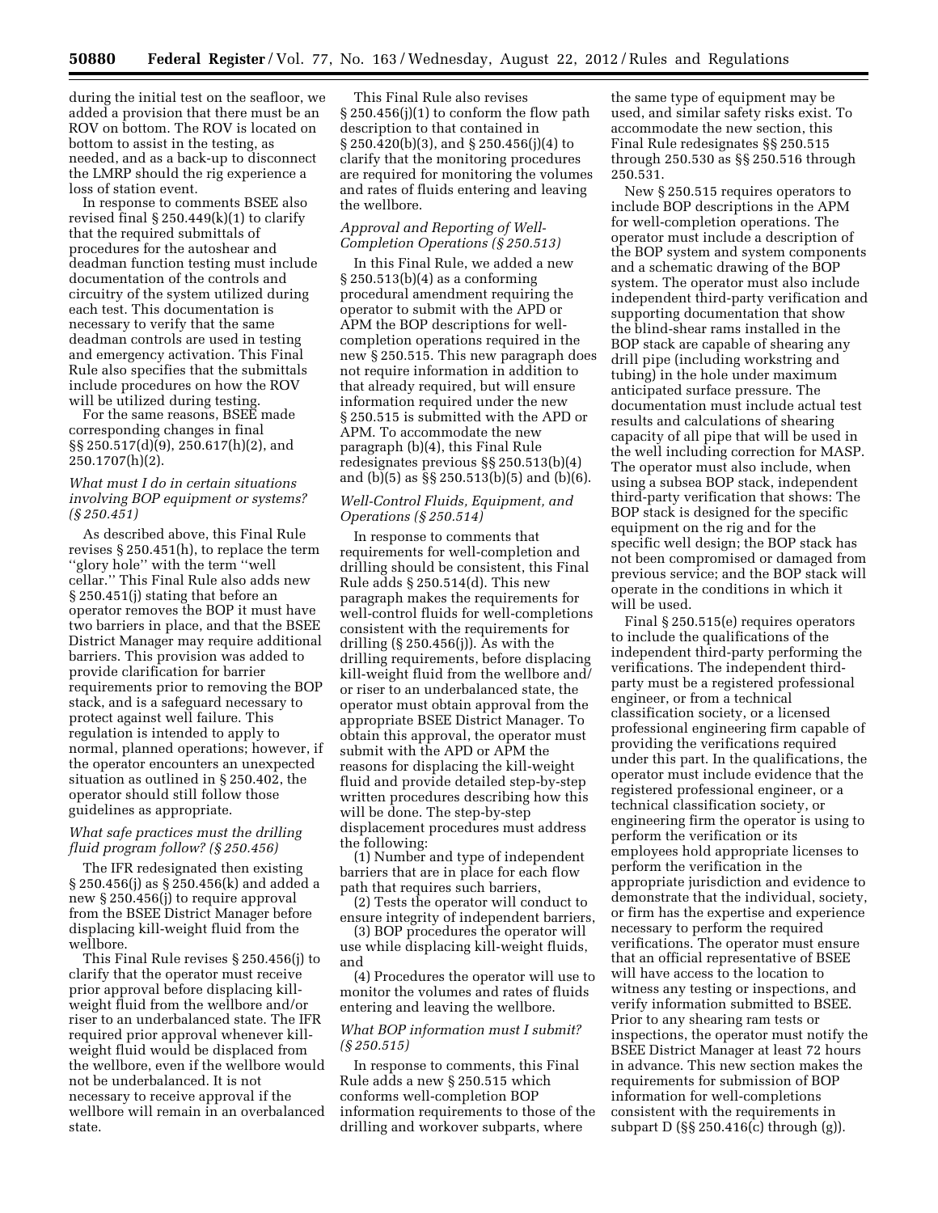during the initial test on the seafloor, we added a provision that there must be an ROV on bottom. The ROV is located on bottom to assist in the testing, as needed, and as a back-up to disconnect the LMRP should the rig experience a loss of station event.

In response to comments BSEE also revised final § 250.449(k)(1) to clarify that the required submittals of procedures for the autoshear and deadman function testing must include documentation of the controls and circuitry of the system utilized during each test. This documentation is necessary to verify that the same deadman controls are used in testing and emergency activation. This Final Rule also specifies that the submittals include procedures on how the ROV will be utilized during testing.

For the same reasons, BSEE made corresponding changes in final §§ 250.517(d)(9), 250.617(h)(2), and 250.1707(h)(2).

*What must I do in certain situations involving BOP equipment or systems? (§ 250.451)*

As described above, this Final Rule revises § 250.451(h), to replace the term ''glory hole'' with the term ''well cellar.'' This Final Rule also adds new § 250.451(j) stating that before an operator removes the BOP it must have two barriers in place, and that the BSEE District Manager may require additional barriers. This provision was added to provide clarification for barrier requirements prior to removing the BOP stack, and is a safeguard necessary to protect against well failure. This regulation is intended to apply to normal, planned operations; however, if the operator encounters an unexpected situation as outlined in § 250.402, the operator should still follow those guidelines as appropriate.

*What safe practices must the drilling fluid program follow? (§ 250.456)*

The IFR redesignated then existing § 250.456(j) as § 250.456(k) and added a new § 250.456(j) to require approval from the BSEE District Manager before displacing kill-weight fluid from the wellbore.

This Final Rule revises § 250.456(j) to clarify that the operator must receive prior approval before displacing kill-weight fluid from the wellbore and/or riser to an underbalanced state. The IFR required prior approval whenever kill-weight fluid would be displaced from the wellbore, even if the wellbore would not be underbalanced. It is not necessary to receive approval if the wellbore will remain in an overbalanced state.

This Final Rule also revises § 250.456(j)(1) to conform the flow path description to that contained in § 250.420(b)(3), and § 250.456(j)(4) to clarify that the monitoring procedures are required for monitoring the volumes and rates of fluids entering and leaving the wellbore.

*Approval and Reporting of Well-Completion Operations (§ 250.513)*

In this Final Rule, we added a new § 250.513(b)(4) as a conforming procedural amendment requiring the operator to submit with the APD or APM the BOP descriptions for well-completion operations required in the new § 250.515. This new paragraph does not require information in addition to that already required, but will ensure information required under the new § 250.515 is submitted with the APD or APM. To accommodate the new paragraph (b)(4), this Final Rule redesignates previous §§ 250.513(b)(4) and (b)(5) as §§ 250.513(b)(5) and (b)(6).

*Well-Control Fluids, Equipment, and Operations (§ 250.514)*

In response to comments that requirements for well-completion and drilling should be consistent, this Final Rule adds § 250.514(d). This new paragraph makes the requirements for well-control fluids for well-completions consistent with the requirements for drilling (§ 250.456(j)). As with the drilling requirements, before displacing kill-weight fluid from the wellbore and/or riser to an underbalanced state, the operator must obtain approval from the appropriate BSEE District Manager. To obtain this approval, the operator must submit with the APD or APM the reasons for displacing the kill-weight fluid and provide detailed step-by-step written procedures describing how this will be done. The step-by-step displacement procedures must address the following:

(1) Number and type of independent barriers that are in place for each flow path that requires such barriers,

(2) Tests the operator will conduct to ensure integrity of independent barriers,

(3) BOP procedures the operator will use while displacing kill-weight fluids, and

(4) Procedures the operator will use to monitor the volumes and rates of fluids entering and leaving the wellbore.

*What BOP information must I submit? (§ 250.515)*

In response to comments, this Final Rule adds a new § 250.515 which conforms well-completion BOP information requirements to those of the drilling and workover subparts, where the same type of equipment may be used, and similar safety risks exist. To accommodate the new section, this Final Rule redesignates §§ 250.515 through 250.530 as §§ 250.516 through 250.531.

New § 250.515 requires operators to include BOP descriptions in the APM for well-completion operations. The operator must include a description of the BOP system and system components and a schematic drawing of the BOP system. The operator must also include independent third-party verification and supporting documentation that show the blind-shear rams installed in the BOP stack are capable of shearing any drill pipe (including workstring and tubing) in the hole under maximum anticipated surface pressure. The documentation must include actual test results and calculations of shearing capacity of all pipe that will be used in the well including correction for MASP. The operator must also include, when using a subsea BOP stack, independent third-party verification that shows: The BOP stack is designed for the specific equipment on the rig and for the specific well design; the BOP stack has not been compromised or damaged from previous service; and the BOP stack will operate in the conditions in which it will be used.

Final § 250.515(e) requires operators to include the qualifications of the independent third-party performing the verifications. The independent third-party must be a registered professional engineer, or from a technical classification society, or a licensed professional engineering firm capable of providing the verifications required under this part. In the qualifications, the operator must include evidence that the registered professional engineer, or a technical classification society, or engineering firm the operator is using to perform the verification or its employees hold appropriate licenses to perform the verification in the appropriate jurisdiction and evidence to demonstrate that the individual, society, or firm has the expertise and experience necessary to perform the required verifications. The operator must ensure that an official representative of BSEE will have access to the location to witness any testing or inspections, and verify information submitted to BSEE. Prior to any shearing ram tests or inspections, the operator must notify the BSEE District Manager at least 72 hours in advance. This new section makes the requirements for submission of BOP information for well-completions consistent with the requirements in subpart D (§§ 250.416(c) through (g)).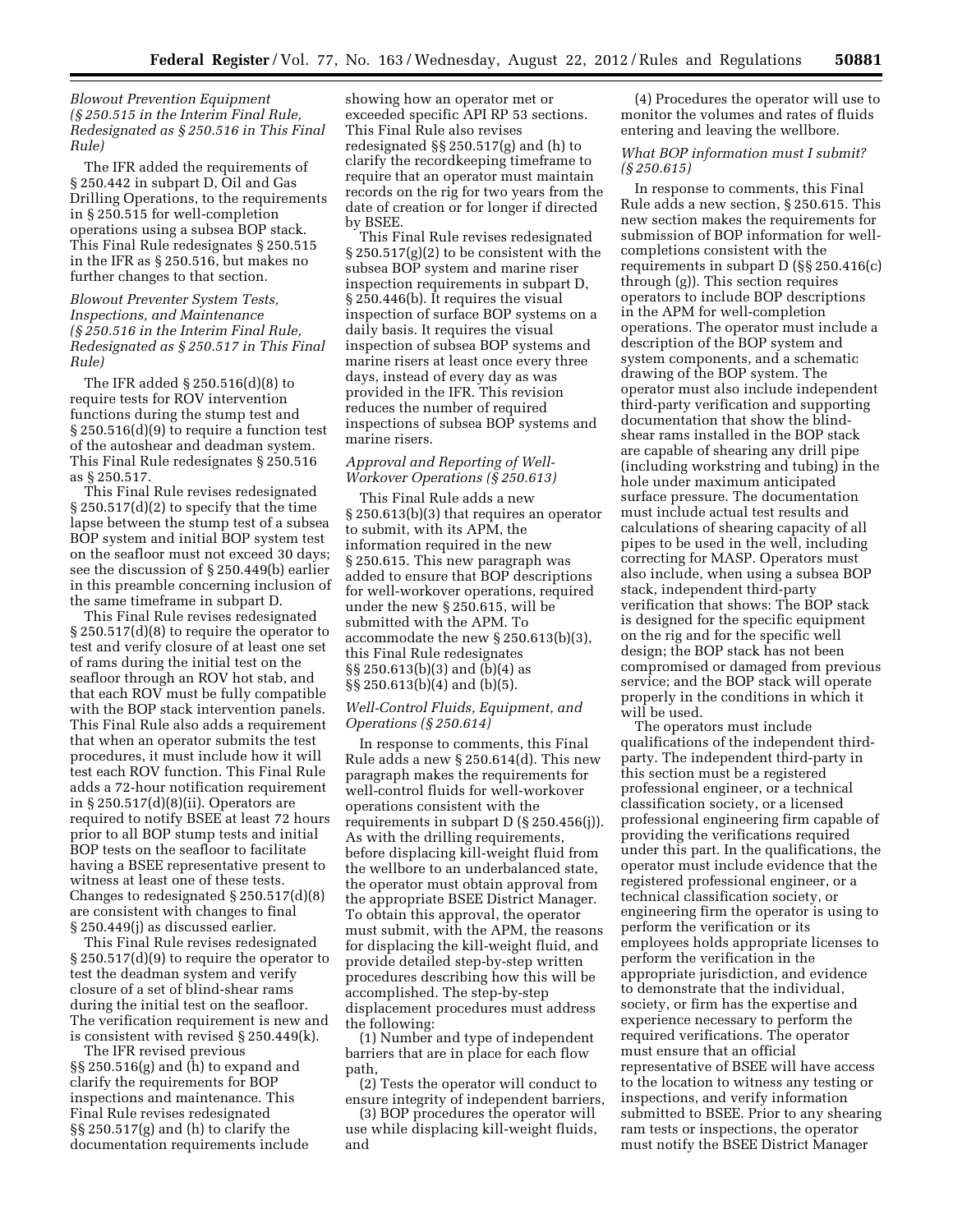*Blowout Prevention Equipment (§ 250.515 in the Interim Final Rule, Redesignated as § 250.516 in This Final Rule)*

The IFR added the requirements of § 250.442 in subpart D, Oil and Gas Drilling Operations, to the requirements in § 250.515 for well-completion operations using a subsea BOP stack. This Final Rule redesignates § 250.515 in the IFR as § 250.516, but makes no further changes to that section.

*Blowout Preventer System Tests, Inspections, and Maintenance (§ 250.516 in the Interim Final Rule, Redesignated as § 250.517 in This Final Rule)*

The IFR added § 250.516(d)(8) to require tests for ROV intervention functions during the stump test and § 250.516(d)(9) to require a function test of the autoshear and deadman system. This Final Rule redesignates § 250.516 as § 250.517.

This Final Rule revises redesignated § 250.517(d)(2) to specify that the time lapse between the stump test of a subsea BOP system and initial BOP system test on the seafloor must not exceed 30 days; see the discussion of § 250.449(b) earlier in this preamble concerning inclusion of the same timeframe in subpart D.

This Final Rule revises redesignated § 250.517(d)(8) to require the operator to test and verify closure of at least one set of rams during the initial test on the seafloor through an ROV hot stab, and that each ROV must be fully compatible with the BOP stack intervention panels. This Final Rule also adds a requirement that when an operator submits the test procedures, it must include how it will test each ROV function. This Final Rule adds a 72-hour notification requirement in § 250.517(d)(8)(ii). Operators are required to notify BSEE at least 72 hours prior to all BOP stump tests and initial BOP tests on the seafloor to facilitate having a BSEE representative present to witness at least one of these tests. Changes to redesignated § 250.517(d)(8) are consistent with changes to final § 250.449(j) as discussed earlier.

This Final Rule revises redesignated § 250.517(d)(9) to require the operator to test the deadman system and verify closure of a set of blind-shear rams during the initial test on the seafloor. The verification requirement is new and is consistent with revised § 250.449(k).

The IFR revised previous §§ 250.516(g) and (h) to expand and clarify the requirements for BOP inspections and maintenance. This Final Rule revises redesignated §§ 250.517(g) and (h) to clarify the documentation requirements include showing how an operator met or exceeded specific API RP 53 sections. This Final Rule also revises redesignated §§ 250.517(g) and (h) to clarify the recordkeeping timeframe to require that an operator must maintain records on the rig for two years from the date of creation or for longer if directed by BSEE.

This Final Rule revises redesignated § 250.517(g)(2) to be consistent with the subsea BOP system and marine riser inspection requirements in subpart D, § 250.446(b). It requires the visual inspection of surface BOP systems on a daily basis. It requires the visual inspection of subsea BOP systems and marine risers at least once every three days, instead of every day as was provided in the IFR. This revision reduces the number of required inspections of subsea BOP systems and marine risers.

*Approval and Reporting of Well-Workover Operations (§ 250.613)*

This Final Rule adds a new § 250.613(b)(3) that requires an operator to submit, with its APM, the information required in the new § 250.615. This new paragraph was added to ensure that BOP descriptions for well-workover operations, required under the new § 250.615, will be submitted with the APM. To accommodate the new § 250.613(b)(3), this Final Rule redesignates §§ 250.613(b)(3) and (b)(4) as §§ 250.613(b)(4) and (b)(5).

*Well-Control Fluids, Equipment, and Operations (§ 250.614)*

In response to comments, this Final Rule adds a new § 250.614(d). This new paragraph makes the requirements for well-control fluids for well-workover operations consistent with the requirements in subpart D (§ 250.456(j)). As with the drilling requirements, before displacing kill-weight fluid from the wellbore to an underbalanced state, the operator must obtain approval from the appropriate BSEE District Manager. To obtain this approval, the operator must submit, with the APM, the reasons for displacing the kill-weight fluid, and provide detailed step-by-step written procedures describing how this will be accomplished. The step-by-step displacement procedures must address the following:

(1) Number and type of independent barriers that are in place for each flow path,

(2) Tests the operator will conduct to ensure integrity of independent barriers,

(3) BOP procedures the operator will use while displacing kill-weight fluids, and

(4) Procedures the operator will use to monitor the volumes and rates of fluids entering and leaving the wellbore.

*What BOP information must I submit? (§ 250.615)*

In response to comments, this Final Rule adds a new section, § 250.615. This new section makes the requirements for submission of BOP information for well-completions consistent with the requirements in subpart D (§§ 250.416(c) through (g)). This section requires operators to include BOP descriptions in the APM for well-completion operations. The operator must include a description of the BOP system and system components, and a schematic drawing of the BOP system. The operator must also include independent third-party verification and supporting documentation that show the blind-shear rams installed in the BOP stack are capable of shearing any drill pipe (including workstring and tubing) in the hole under maximum anticipated surface pressure. The documentation must include actual test results and calculations of shearing capacity of all pipes to be used in the well, including correcting for MASP. Operators must also include, when using a subsea BOP stack, independent third-party verification that shows: The BOP stack is designed for the specific equipment on the rig and for the specific well design; the BOP stack has not been compromised or damaged from previous service; and the BOP stack will operate properly in the conditions in which it will be used.

The operators must include qualifications of the independent third-party. The independent third-party in this section must be a registered professional engineer, or a technical classification society, or a licensed professional engineering firm capable of providing the verifications required under this part. In the qualifications, the operator must include evidence that the registered professional engineer, or a technical classification society, or engineering firm the operator is using to perform the verification or its employees holds appropriate licenses to perform the verification in the appropriate jurisdiction, and evidence to demonstrate that the individual, society, or firm has the expertise and experience necessary to perform the required verifications. The operator must ensure that an official representative of BSEE will have access to the location to witness any testing or inspections, and verify information submitted to BSEE. Prior to any shearing ram tests or inspections, the operator must notify the BSEE District Manager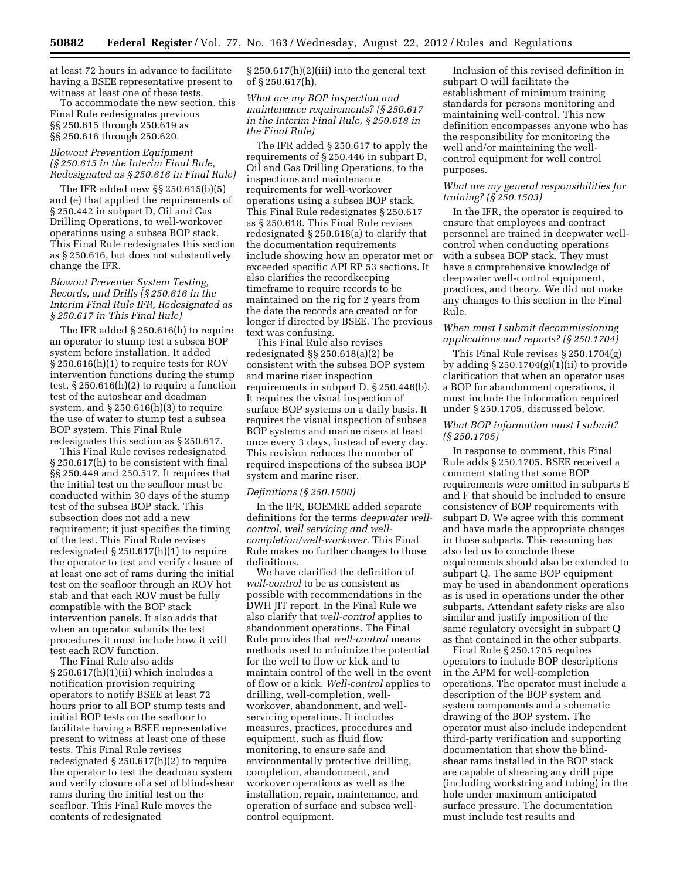at least 72 hours in advance to facilitate having a BSEE representative present to witness at least one of these tests.

To accommodate the new section, this Final Rule redesignates previous §§ 250.615 through 250.619 as §§ 250.616 through 250.620.

### *Blowout Prevention Equipment (§ 250.615 in the Interim Final Rule, Redesignated as § 250.616 in Final Rule)*

The IFR added new §§ 250.615(b)(5) and (e) that applied the requirements of § 250.442 in subpart D, Oil and Gas Drilling Operations, to well-workover operations using a subsea BOP stack. This Final Rule redesignates this section as § 250.616, but does not substantively change the IFR.

### *Blowout Preventer System Testing, Records, and Drills (§ 250.616 in the Interim Final Rule IFR, Redesignated as § 250.617 in This Final Rule)*

The IFR added § 250.616(h) to require an operator to stump test a subsea BOP system before installation. It added § 250.616(h)(1) to require tests for ROV intervention functions during the stump test, § 250.616(h)(2) to require a function test of the autoshear and deadman system, and § 250.616(h)(3) to require the use of water to stump test a subsea BOP system. This Final Rule redesignates this section as § 250.617.

This Final Rule revises redesignated § 250.617(h) to be consistent with final §§ 250.449 and 250.517. It requires that the initial test on the seafloor must be conducted within 30 days of the stump test of the subsea BOP stack. This subsection does not add a new requirement; it just specifies the timing of the test. This Final Rule revises redesignated § 250.617(h)(1) to require the operator to test and verify closure of at least one set of rams during the initial test on the seafloor through an ROV hot stab and that each ROV must be fully compatible with the BOP stack intervention panels. It also adds that when an operator submits the test procedures it must include how it will test each ROV function.

The Final Rule also adds § 250.617(h)(1)(ii) which includes a notification provision requiring operators to notify BSEE at least 72 hours prior to all BOP stump tests and initial BOP tests on the seafloor to facilitate having a BSEE representative present to witness at least one of these tests. This Final Rule revises redesignated § 250.617(h)(2) to require the operator to test the deadman system and verify closure of a set of blind-shear rams during the initial test on the seafloor. This Final Rule moves the contents of redesignated § 250.617(h)(2)(iii) into the general text of § 250.617(h).

### *What are my BOP inspection and maintenance requirements? (§ 250.617 in the Interim Final Rule, § 250.618 in the Final Rule)*

The IFR added § 250.617 to apply the requirements of § 250.446 in subpart D, Oil and Gas Drilling Operations, to the inspections and maintenance requirements for well-workover operations using a subsea BOP stack. This Final Rule redesignates § 250.617 as § 250.618. This Final Rule revises redesignated § 250.618(a) to clarify that the documentation requirements include showing how an operator met or exceeded specific API RP 53 sections. It also clarifies the recordkeeping timeframe to require records to be maintained on the rig for 2 years from the date the records are created or for longer if directed by BSEE. The previous text was confusing.

This Final Rule also revises redesignated §§ 250.618(a)(2) be consistent with the subsea BOP system and marine riser inspection requirements in subpart D, § 250.446(b). It requires the visual inspection of surface BOP systems on a daily basis. It requires the visual inspection of subsea BOP systems and marine risers at least once every 3 days, instead of every day. This revision reduces the number of required inspections of the subsea BOP system and marine riser.

### *Definitions (§ 250.1500)*

In the IFR, BOEMRE added separate definitions for the terms *deepwater well-control, well servicing and well-completion/well-workover.* This Final Rule makes no further changes to those definitions.

We have clarified the definition of *well-control* to be as consistent as possible with recommendations in the DWH JIT report. In the Final Rule we also clarify that *well-control* applies to abandonment operations. The Final Rule provides that *well-control* means methods used to minimize the potential for the well to flow or kick and to maintain control of the well in the event of flow or a kick. *Well-control* applies to drilling, well-completion, well-workover, abandonment, and well-servicing operations. It includes measures, practices, procedures and equipment, such as fluid flow monitoring, to ensure safe and environmentally protective drilling, completion, abandonment, and workover operations as well as the installation, repair, maintenance, and operation of surface and subsea well-control equipment.

Inclusion of this revised definition in subpart O will facilitate the establishment of minimum training standards for persons monitoring and maintaining well-control. This new definition encompasses anyone who has the responsibility for monitoring the well and/or maintaining the well-control equipment for well control purposes.

### *What are my general responsibilities for training? (§ 250.1503)*

In the IFR, the operator is required to ensure that employees and contract personnel are trained in deepwater well-control when conducting operations with a subsea BOP stack. They must have a comprehensive knowledge of deepwater well-control equipment, practices, and theory. We did not make any changes to this section in the Final Rule.

### *When must I submit decommissioning applications and reports? (§ 250.1704)*

This Final Rule revises § 250.1704(g) by adding § 250.1704(g)(1)(ii) to provide clarification that when an operator uses a BOP for abandonment operations, it must include the information required under § 250.1705, discussed below.

### *What BOP information must I submit? (§ 250.1705)*

In response to comment, this Final Rule adds § 250.1705. BSEE received a comment stating that some BOP requirements were omitted in subparts E and F that should be included to ensure consistency of BOP requirements with subpart D. We agree with this comment and have made the appropriate changes in those subparts. This reasoning has also led us to conclude these requirements should also be extended to subpart Q. The same BOP equipment may be used in abandonment operations as is used in operations under the other subparts. Attendant safety risks are also similar and justify imposition of the same regulatory oversight in subpart Q as that contained in the other subparts.

Final Rule § 250.1705 requires operators to include BOP descriptions in the APM for well-completion operations. The operator must include a description of the BOP system and system components and a schematic drawing of the BOP system. The operator must also include independent third-party verification and supporting documentation that show the blind-shear rams installed in the BOP stack are capable of shearing any drill pipe (including workstring and tubing) in the hole under maximum anticipated surface pressure. The documentation must include test results and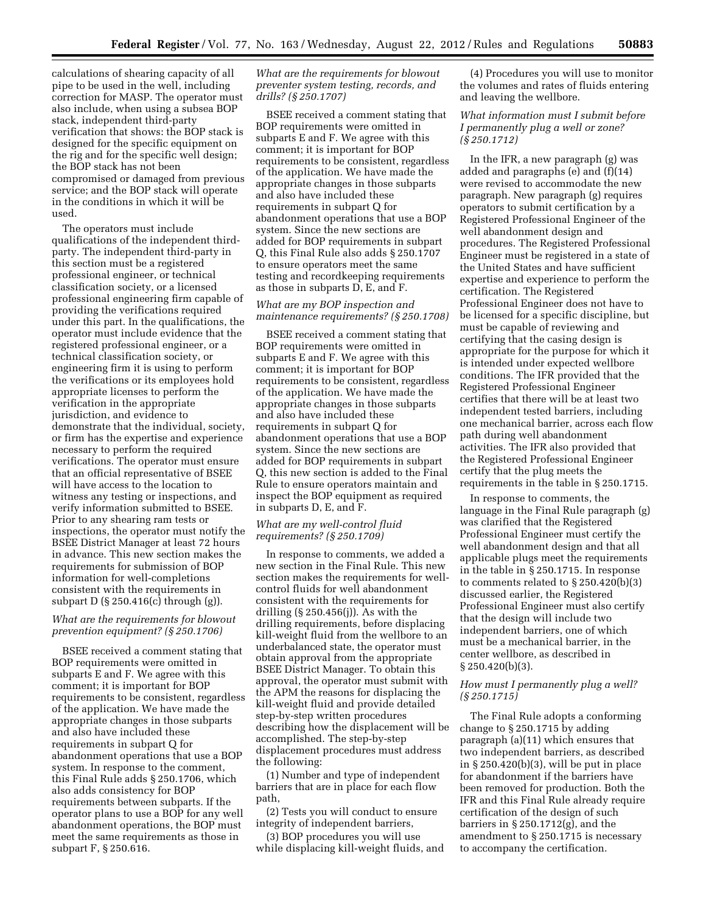calculations of shearing capacity of all pipe to be used in the well, including correction for MASP. The operator must also include, when using a subsea BOP stack, independent third-party verification that shows: the BOP stack is designed for the specific equipment on the rig and for the specific well design; the BOP stack has not been compromised or damaged from previous service; and the BOP stack will operate in the conditions in which it will be used.

The operators must include qualifications of the independent third-party. The independent third-party in this section must be a registered professional engineer, or technical classification society, or a licensed professional engineering firm capable of providing the verifications required under this part. In the qualifications, the operator must include evidence that the registered professional engineer, or a technical classification society, or engineering firm it is using to perform the verifications or its employees hold appropriate licenses to perform the verification in the appropriate jurisdiction, and evidence to demonstrate that the individual, society, or firm has the expertise and experience necessary to perform the required verifications. The operator must ensure that an official representative of BSEE will have access to the location to witness any testing or inspections, and verify information submitted to BSEE. Prior to any shearing ram tests or inspections, the operator must notify the BSEE District Manager at least 72 hours in advance. This new section makes the requirements for submission of BOP information for well-completions consistent with the requirements in subpart D (§ 250.416(c) through (g)).

*What are the requirements for blowout prevention equipment? (§ 250.1706)*

BSEE received a comment stating that BOP requirements were omitted in subparts E and F. We agree with this comment; it is important for BOP requirements to be consistent, regardless of the application. We have made the appropriate changes in those subparts and also have included these requirements in subpart Q for abandonment operations that use a BOP system. In response to the comment, this Final Rule adds § 250.1706, which also adds consistency for BOP requirements between subparts. If the operator plans to use a BOP for any well abandonment operations, the BOP must meet the same requirements as those in subpart F, § 250.616.

*What are the requirements for blowout preventer system testing, records, and drills? (§ 250.1707)*

BSEE received a comment stating that BOP requirements were omitted in subparts E and F. We agree with this comment; it is important for BOP requirements to be consistent, regardless of the application. We have made the appropriate changes in those subparts and also have included these requirements in subpart Q for abandonment operations that use a BOP system. Since the new sections are added for BOP requirements in subpart Q, this Final Rule also adds § 250.1707 to ensure operators meet the same testing and recordkeeping requirements as those in subparts D, E, and F.

*What are my BOP inspection and maintenance requirements? (§ 250.1708)*

BSEE received a comment stating that BOP requirements were omitted in subparts E and F. We agree with this comment; it is important for BOP requirements to be consistent, regardless of the application. We have made the appropriate changes in those subparts and also have included these requirements in subpart Q for abandonment operations that use a BOP system. Since the new sections are added for BOP requirements in subpart Q, this new section is added to the Final Rule to ensure operators maintain and inspect the BOP equipment as required in subparts D, E, and F.

*What are my well-control fluid requirements? (§ 250.1709)*

In response to comments, we added a new section in the Final Rule. This new section makes the requirements for well-control fluids for well abandonment consistent with the requirements for drilling (§ 250.456(j)). As with the drilling requirements, before displacing kill-weight fluid from the wellbore to an underbalanced state, the operator must obtain approval from the appropriate BSEE District Manager. To obtain this approval, the operator must submit with the APM the reasons for displacing the kill-weight fluid and provide detailed step-by-step written procedures describing how the displacement will be accomplished. The step-by-step displacement procedures must address the following:

(1) Number and type of independent barriers that are in place for each flow path,

(2) Tests you will conduct to ensure integrity of independent barriers,

(3) BOP procedures you will use while displacing kill-weight fluids, and

(4) Procedures you will use to monitor the volumes and rates of fluids entering and leaving the wellbore.

*What information must I submit before I permanently plug a well or zone? (§ 250.1712)*

In the IFR, a new paragraph (g) was added and paragraphs (e) and (f)(14) were revised to accommodate the new paragraph. New paragraph (g) requires operators to submit certification by a Registered Professional Engineer of the well abandonment design and procedures. The Registered Professional Engineer must be registered in a state of the United States and have sufficient expertise and experience to perform the certification. The Registered Professional Engineer does not have to be licensed for a specific discipline, but must be capable of reviewing and certifying that the casing design is appropriate for the purpose for which it is intended under expected wellbore conditions. The IFR provided that the Registered Professional Engineer certifies that there will be at least two independent tested barriers, including one mechanical barrier, across each flow path during well abandonment activities. The IFR also provided that the Registered Professional Engineer certify that the plug meets the requirements in the table in § 250.1715.

In response to comments, the language in the Final Rule paragraph (g) was clarified that the Registered Professional Engineer must certify the well abandonment design and that all applicable plugs meet the requirements in the table in § 250.1715. In response to comments related to § 250.420(b)(3) discussed earlier, the Registered Professional Engineer must also certify that the design will include two independent barriers, one of which must be a mechanical barrier, in the center wellbore, as described in § 250.420(b)(3).

*How must I permanently plug a well? (§ 250.1715)*

The Final Rule adopts a conforming change to § 250.1715 by adding paragraph (a)(11) which ensures that two independent barriers, as described in § 250.420(b)(3), will be put in place for abandonment if the barriers have been removed for production. Both the IFR and this Final Rule already require certification of the design of such barriers in § 250.1712(g), and the amendment to § 250.1715 is necessary to accompany the certification.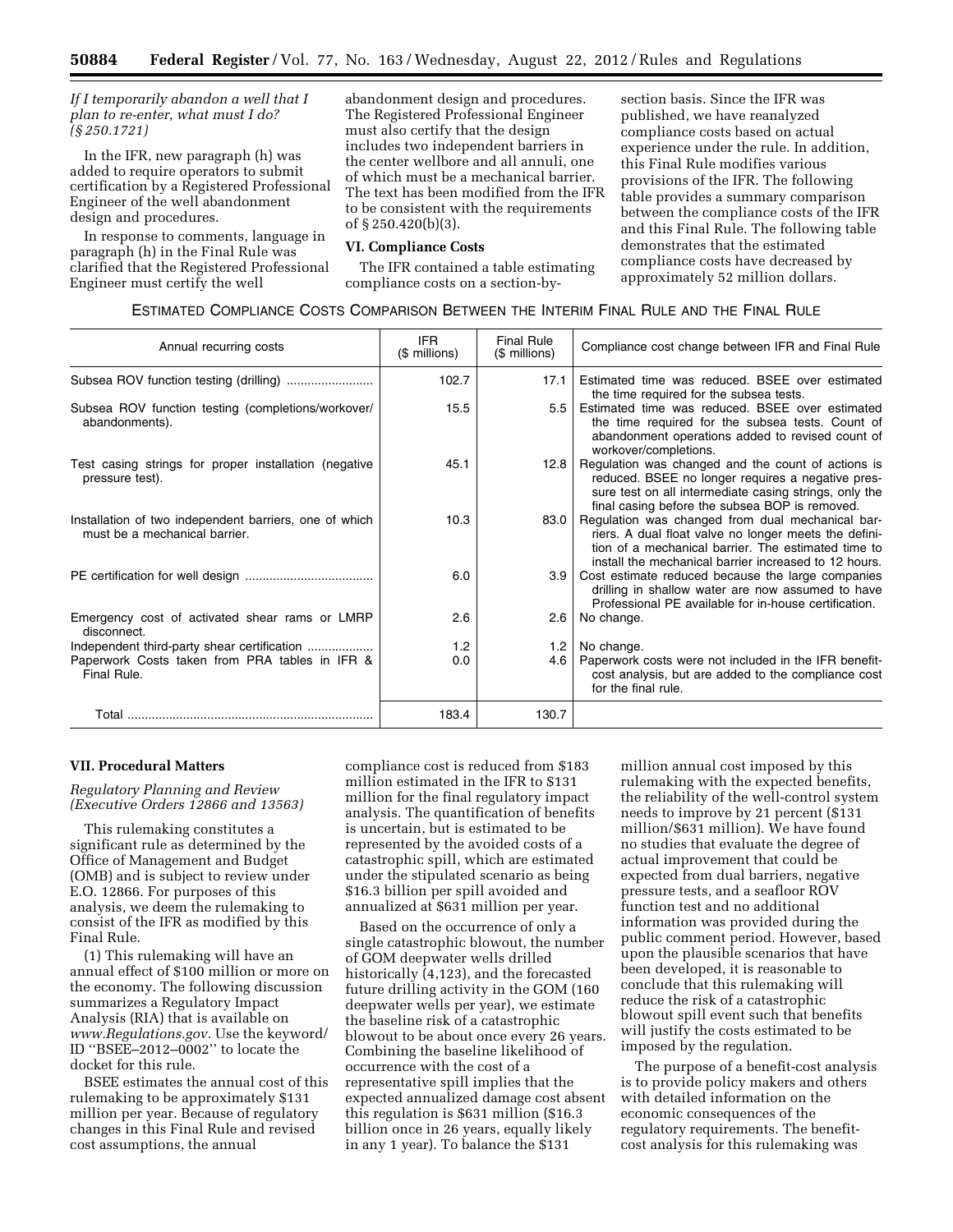*If I temporarily abandon a well that I plan to re-enter, what must I do? (§ 250.1721)*

In the IFR, new paragraph (h) was added to require operators to submit certification by a Registered Professional Engineer of the well abandonment design and procedures.

In response to comments, language in paragraph (h) in the Final Rule was clarified that the Registered Professional Engineer must certify the well abandonment design and procedures. The Registered Professional Engineer must also certify that the design includes two independent barriers in the center wellbore and all annuli, one of which must be a mechanical barrier. The text has been modified from the IFR to be consistent with the requirements of § 250.420(b)(3).

## VI. Compliance Costs

The IFR contained a table estimating compliance costs on a section-by-section basis. Since the IFR was published, we have reanalyzed compliance costs based on actual experience under the rule. In addition, this Final Rule modifies various provisions of the IFR. The following table provides a summary comparison between the compliance costs of the IFR and this Final Rule. The following table demonstrates that the estimated compliance costs have decreased by approximately 52 million dollars.

ESTIMATED COMPLIANCE COSTS COMPARISON BETWEEN THE INTERIM FINAL RULE AND THE FINAL RULE

| Annual recurring costs | IFR ($ millions) | Final Rule ($ millions) | Compliance cost change between IFR and Final Rule |
|---|---|---|---|
| Subsea ROV function testing (drilling) | 102.7 | 17.1 | Estimated time was reduced. BSEE over estimated the time required for the subsea tests. |
| Subsea ROV function testing (completions/workover/abandonments). | 15.5 | 5.5 | Estimated time was reduced. BSEE over estimated the time required for the subsea tests. Count of abandonment operations added to revised count of workover/completions. |
| Test casing strings for proper installation (negative pressure test). | 45.1 | 12.8 | Regulation was changed and the count of actions is reduced. BSEE no longer requires a negative pressure test on all intermediate casing strings, only the final casing before the subsea BOP is removed. |
| Installation of two independent barriers, one of which must be a mechanical barrier. | 10.3 | 83.0 | Regulation was changed from dual mechanical barriers. A dual float valve no longer meets the definition of a mechanical barrier. The estimated time to install the mechanical barrier increased to 12 hours. |
| PE certification for well design | 6.0 | 3.9 | Cost estimate reduced because the large companies drilling in shallow water are now assumed to have Professional PE available for in-house certification. |
| Emergency cost of activated shear rams or LMRP disconnect. | 2.6 | 2.6 | No change. |
| Independent third-party shear certification | 1.2 | 1.2 | No change. |
| Paperwork Costs taken from PRA tables in IFR & Final Rule. | 0.0 | 4.6 | Paperwork costs were not included in the IFR benefit-cost analysis, but are added to the compliance cost for the final rule. |
| Total | 183.4 | 130.7 | |

## VII. Procedural Matters

*Regulatory Planning and Review (Executive Orders 12866 and 13563)*

This rulemaking constitutes a significant rule as determined by the Office of Management and Budget (OMB) and is subject to review under E.O. 12866. For purposes of this analysis, we deem the rulemaking to consist of the IFR as modified by this Final Rule.

(1) This rulemaking will have an annual effect of $100 million or more on the economy. The following discussion summarizes a Regulatory Impact Analysis (RIA) that is available on *www.Regulations.gov.* Use the keyword/ID "BSEE–2012–0002" to locate the docket for this rule.

BSEE estimates the annual cost of this rulemaking to be approximately $131 million per year. Because of regulatory changes in this Final Rule and revised cost assumptions, the annual compliance cost is reduced from $183 million estimated in the IFR to $131 million for the final regulatory impact analysis. The quantification of benefits is uncertain, but is estimated to be represented by the avoided costs of a catastrophic spill, which are estimated under the stipulated scenario as being $16.3 billion per spill avoided and annualized at $631 million per year.

Based on the occurrence of only a single catastrophic blowout, the number of GOM deepwater wells drilled historically (4,123), and the forecasted future drilling activity in the GOM (160 deepwater wells per year), we estimate the baseline risk of a catastrophic blowout to be about once every 26 years. Combining the baseline likelihood of occurrence with the cost of a representative spill implies that the expected annualized damage cost absent this regulation is $631 million ($16.3 billion once in 26 years, equally likely in any 1 year). To balance the $131 million annual cost imposed by this rulemaking with the expected benefits, the reliability of the well-control system needs to improve by 21 percent ($131 million/$631 million). We have found no studies that evaluate the degree of actual improvement that could be expected from dual barriers, negative pressure tests, and a seafloor ROV function test and no additional information was provided during the public comment period. However, based upon the plausible scenarios that have been developed, it is reasonable to conclude that this rulemaking will reduce the risk of a catastrophic blowout spill event such that benefits will justify the costs estimated to be imposed by the regulation.

The purpose of a benefit-cost analysis is to provide policy makers and others with detailed information on the economic consequences of the regulatory requirements. The benefit-cost analysis for this rulemaking was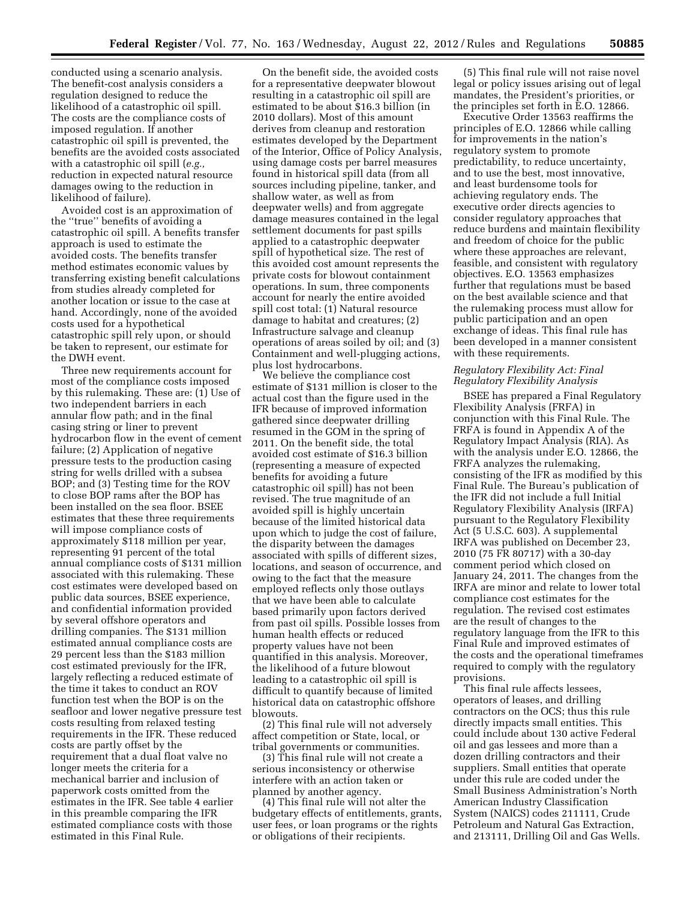conducted using a scenario analysis. The benefit-cost analysis considers a regulation designed to reduce the likelihood of a catastrophic oil spill. The costs are the compliance costs of imposed regulation. If another catastrophic oil spill is prevented, the benefits are the avoided costs associated with a catastrophic oil spill (*e.g.,* reduction in expected natural resource damages owing to the reduction in likelihood of failure).

Avoided cost is an approximation of the ''true'' benefits of avoiding a catastrophic oil spill. A benefits transfer approach is used to estimate the avoided costs. The benefits transfer method estimates economic values by transferring existing benefit calculations from studies already completed for another location or issue to the case at hand. Accordingly, none of the avoided costs used for a hypothetical catastrophic spill rely upon, or should be taken to represent, our estimate for the DWH event.

Three new requirements account for most of the compliance costs imposed by this rulemaking. These are: (1) Use of two independent barriers in each annular flow path; and in the final casing string or liner to prevent hydrocarbon flow in the event of cement failure; (2) Application of negative pressure tests to the production casing string for wells drilled with a subsea BOP; and (3) Testing time for the ROV to close BOP rams after the BOP has been installed on the sea floor. BSEE estimates that these three requirements will impose compliance costs of approximately $118 million per year, representing 91 percent of the total annual compliance costs of $131 million associated with this rulemaking. These cost estimates were developed based on public data sources, BSEE experience, and confidential information provided by several offshore operators and drilling companies. The $131 million estimated annual compliance costs are 29 percent less than the $183 million cost estimated previously for the IFR, largely reflecting a reduced estimate of the time it takes to conduct an ROV function test when the BOP is on the seafloor and lower negative pressure test costs resulting from relaxed testing requirements in the IFR. These reduced costs are partly offset by the requirement that a dual float valve no longer meets the criteria for a mechanical barrier and inclusion of paperwork costs omitted from the estimates in the IFR. See table 4 earlier in this preamble comparing the IFR estimated compliance costs with those estimated in this Final Rule.

On the benefit side, the avoided costs for a representative deepwater blowout resulting in a catastrophic oil spill are estimated to be about $16.3 billion (in 2010 dollars). Most of this amount derives from cleanup and restoration estimates developed by the Department of the Interior, Office of Policy Analysis, using damage costs per barrel measures found in historical spill data (from all sources including pipeline, tanker, and shallow water, as well as from deepwater wells) and from aggregate damage measures contained in the legal settlement documents for past spills applied to a catastrophic deepwater spill of hypothetical size. The rest of this avoided cost amount represents the private costs for blowout containment operations. In sum, three components account for nearly the entire avoided spill cost total: (1) Natural resource damage to habitat and creatures; (2) Infrastructure salvage and cleanup operations of areas soiled by oil; and (3) Containment and well-plugging actions, plus lost hydrocarbons.

We believe the compliance cost estimate of $131 million is closer to the actual cost than the figure used in the IFR because of improved information gathered since deepwater drilling resumed in the GOM in the spring of 2011. On the benefit side, the total avoided cost estimate of $16.3 billion (representing a measure of expected benefits for avoiding a future catastrophic oil spill) has not been revised. The true magnitude of an avoided spill is highly uncertain because of the limited historical data upon which to judge the cost of failure, the disparity between the damages associated with spills of different sizes, locations, and season of occurrence, and owing to the fact that the measure employed reflects only those outlays that we have been able to calculate based primarily upon factors derived from past oil spills. Possible losses from human health effects or reduced property values have not been quantified in this analysis. Moreover, the likelihood of a future blowout leading to a catastrophic oil spill is difficult to quantify because of limited historical data on catastrophic offshore blowouts.

(2) This final rule will not adversely affect competition or State, local, or tribal governments or communities.

(3) This final rule will not create a serious inconsistency or otherwise interfere with an action taken or planned by another agency.

(4) This final rule will not alter the budgetary effects of entitlements, grants, user fees, or loan programs or the rights or obligations of their recipients.

(5) This final rule will not raise novel legal or policy issues arising out of legal mandates, the President's priorities, or the principles set forth in E.O. 12866.

Executive Order 13563 reaffirms the principles of E.O. 12866 while calling for improvements in the nation's regulatory system to promote predictability, to reduce uncertainty, and to use the best, most innovative, and least burdensome tools for achieving regulatory ends. The executive order directs agencies to consider regulatory approaches that reduce burdens and maintain flexibility and freedom of choice for the public where these approaches are relevant, feasible, and consistent with regulatory objectives. E.O. 13563 emphasizes further that regulations must be based on the best available science and that the rulemaking process must allow for public participation and an open exchange of ideas. This final rule has been developed in a manner consistent with these requirements.

*Regulatory Flexibility Act: Final Regulatory Flexibility Analysis*

BSEE has prepared a Final Regulatory Flexibility Analysis (FRFA) in conjunction with this Final Rule. The FRFA is found in Appendix A of the Regulatory Impact Analysis (RIA). As with the analysis under E.O. 12866, the FRFA analyzes the rulemaking, consisting of the IFR as modified by this Final Rule. The Bureau's publication of the IFR did not include a full Initial Regulatory Flexibility Analysis (IRFA) pursuant to the Regulatory Flexibility Act (5 U.S.C. 603). A supplemental IRFA was published on December 23, 2010 (75 FR 80717) with a 30-day comment period which closed on January 24, 2011. The changes from the IRFA are minor and relate to lower total compliance cost estimates for the regulation. The revised cost estimates are the result of changes to the regulatory language from the IFR to this Final Rule and improved estimates of the costs and the operational timeframes required to comply with the regulatory provisions.

This final rule affects lessees, operators of leases, and drilling contractors on the OCS; thus this rule directly impacts small entities. This could include about 130 active Federal oil and gas lessees and more than a dozen drilling contractors and their suppliers. Small entities that operate under this rule are coded under the Small Business Administration's North American Industry Classification System (NAICS) codes 211111, Crude Petroleum and Natural Gas Extraction, and 213111, Drilling Oil and Gas Wells.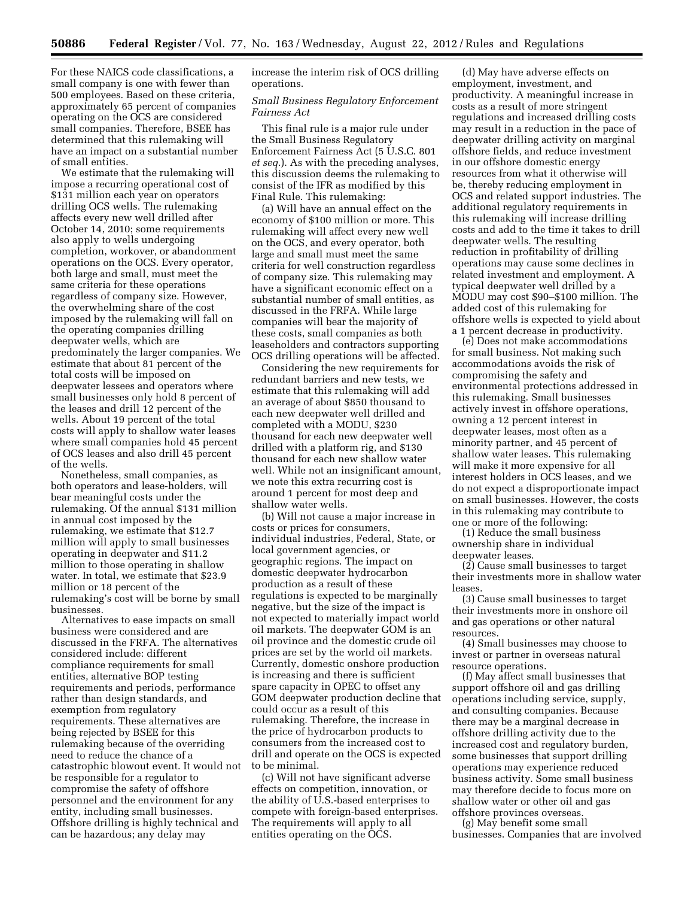For these NAICS code classifications, a small company is one with fewer than 500 employees. Based on these criteria, approximately 65 percent of companies operating on the OCS are considered small companies. Therefore, BSEE has determined that this rulemaking will have an impact on a substantial number of small entities.

We estimate that the rulemaking will impose a recurring operational cost of $131 million each year on operators drilling OCS wells. The rulemaking affects every new well drilled after October 14, 2010; some requirements also apply to wells undergoing completion, workover, or abandonment operations on the OCS. Every operator, both large and small, must meet the same criteria for these operations regardless of company size. However, the overwhelming share of the cost imposed by the rulemaking will fall on the operating companies drilling deepwater wells, which are predominately the larger companies. We estimate that about 81 percent of the total costs will be imposed on deepwater lessees and operators where small businesses only hold 8 percent of the leases and drill 12 percent of the wells. About 19 percent of the total costs will apply to shallow water leases where small companies hold 45 percent of OCS leases and also drill 45 percent of the wells.

Nonetheless, small companies, as both operators and lease-holders, will bear meaningful costs under the rulemaking. Of the annual $131 million in annual cost imposed by the rulemaking, we estimate that $12.7 million will apply to small businesses operating in deepwater and $11.2 million to those operating in shallow water. In total, we estimate that $23.9 million or 18 percent of the rulemaking's cost will be borne by small businesses.

Alternatives to ease impacts on small business were considered and are discussed in the FRFA. The alternatives considered include: different compliance requirements for small entities, alternative BOP testing requirements and periods, performance rather than design standards, and exemption from regulatory requirements. These alternatives are being rejected by BSEE for this rulemaking because of the overriding need to reduce the chance of a catastrophic blowout event. It would not be responsible for a regulator to compromise the safety of offshore personnel and the environment for any entity, including small businesses. Offshore drilling is highly technical and can be hazardous; any delay may increase the interim risk of OCS drilling operations.

*Small Business Regulatory Enforcement Fairness Act*

This final rule is a major rule under the Small Business Regulatory Enforcement Fairness Act (5 U.S.C. 801 *et seq.*). As with the preceding analyses, this discussion deems the rulemaking to consist of the IFR as modified by this Final Rule. This rulemaking:

(a) Will have an annual effect on the economy of $100 million or more. This rulemaking will affect every new well on the OCS, and every operator, both large and small must meet the same criteria for well construction regardless of company size. This rulemaking may have a significant economic effect on a substantial number of small entities, as discussed in the FRFA. While large companies will bear the majority of these costs, small companies as both leaseholders and contractors supporting OCS drilling operations will be affected.

Considering the new requirements for redundant barriers and new tests, we estimate that this rulemaking will add an average of about $850 thousand to each new deepwater well drilled and completed with a MODU, $230 thousand for each new deepwater well drilled with a platform rig, and $130 thousand for each new shallow water well. While not an insignificant amount, we note this extra recurring cost is around 1 percent for most deep and shallow water wells.

(b) Will not cause a major increase in costs or prices for consumers, individual industries, Federal, State, or local government agencies, or geographic regions. The impact on domestic deepwater hydrocarbon production as a result of these regulations is expected to be marginally negative, but the size of the impact is not expected to materially impact world oil markets. The deepwater GOM is an oil province and the domestic crude oil prices are set by the world oil markets. Currently, domestic onshore production is increasing and there is sufficient spare capacity in OPEC to offset any GOM deepwater production decline that could occur as a result of this rulemaking. Therefore, the increase in the price of hydrocarbon products to consumers from the increased cost to drill and operate on the OCS is expected to be minimal.

(c) Will not have significant adverse effects on competition, innovation, or the ability of U.S.-based enterprises to compete with foreign-based enterprises. The requirements will apply to all entities operating on the OCS.

(d) May have adverse effects on employment, investment, and productivity. A meaningful increase in costs as a result of more stringent regulations and increased drilling costs may result in a reduction in the pace of deepwater drilling activity on marginal offshore fields, and reduce investment in our offshore domestic energy resources from what it otherwise will be, thereby reducing employment in OCS and related support industries. The additional regulatory requirements in this rulemaking will increase drilling costs and add to the time it takes to drill deepwater wells. The resulting reduction in profitability of drilling operations may cause some declines in related investment and employment. A typical deepwater well drilled by a MODU may cost $90–$100 million. The added cost of this rulemaking for offshore wells is expected to yield about a 1 percent decrease in productivity.

(e) Does not make accommodations for small business. Not making such accommodations avoids the risk of compromising the safety and environmental protections addressed in this rulemaking. Small businesses actively invest in offshore operations, owning a 12 percent interest in deepwater leases, most often as a minority partner, and 45 percent of shallow water leases. This rulemaking will make it more expensive for all interest holders in OCS leases, and we do not expect a disproportionate impact on small businesses. However, the costs in this rulemaking may contribute to one or more of the following:

(1) Reduce the small business ownership share in individual deepwater leases.

(2) Cause small businesses to target their investments more in shallow water leases.

(3) Cause small businesses to target their investments more in onshore oil and gas operations or other natural resources.

(4) Small businesses may choose to invest or partner in overseas natural resource operations.

(f) May affect small businesses that support offshore oil and gas drilling operations including service, supply, and consulting companies. Because there may be a marginal decrease in offshore drilling activity due to the increased cost and regulatory burden, some businesses that support drilling operations may experience reduced business activity. Some small business may therefore decide to focus more on shallow water or other oil and gas offshore provinces overseas.

(g) May benefit some small businesses. Companies that are involved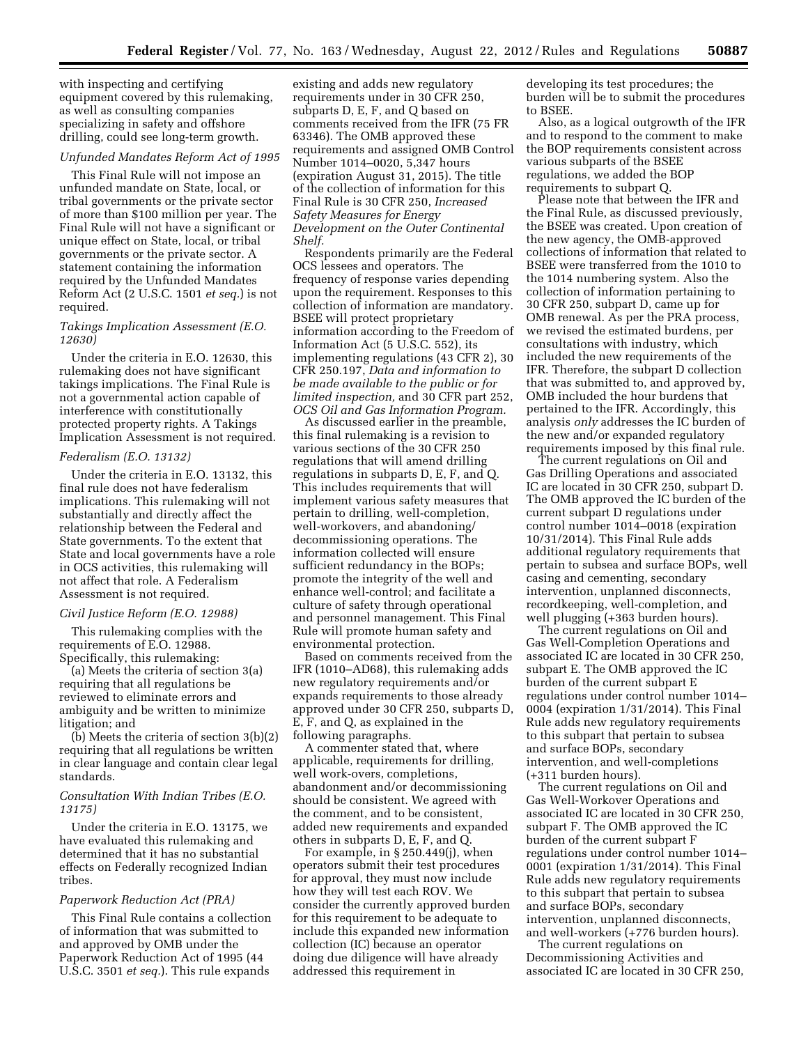with inspecting and certifying equipment covered by this rulemaking, as well as consulting companies specializing in safety and offshore drilling, could see long-term growth.

*Unfunded Mandates Reform Act of 1995*

This Final Rule will not impose an unfunded mandate on State, local, or tribal governments or the private sector of more than $100 million per year. The Final Rule will not have a significant or unique effect on State, local, or tribal governments or the private sector. A statement containing the information required by the Unfunded Mandates Reform Act (2 U.S.C. 1501 *et seq.*) is not required.

*Takings Implication Assessment (E.O. 12630)*

Under the criteria in E.O. 12630, this rulemaking does not have significant takings implications. The Final Rule is not a governmental action capable of interference with constitutionally protected property rights. A Takings Implication Assessment is not required.

*Federalism (E.O. 13132)*

Under the criteria in E.O. 13132, this final rule does not have federalism implications. This rulemaking will not substantially and directly affect the relationship between the Federal and State governments. To the extent that State and local governments have a role in OCS activities, this rulemaking will not affect that role. A Federalism Assessment is not required.

*Civil Justice Reform (E.O. 12988)*

This rulemaking complies with the requirements of E.O. 12988. Specifically, this rulemaking:

(a) Meets the criteria of section 3(a) requiring that all regulations be reviewed to eliminate errors and ambiguity and be written to minimize litigation; and

(b) Meets the criteria of section 3(b)(2) requiring that all regulations be written in clear language and contain clear legal standards.

*Consultation With Indian Tribes (E.O. 13175)*

Under the criteria in E.O. 13175, we have evaluated this rulemaking and determined that it has no substantial effects on Federally recognized Indian tribes.

*Paperwork Reduction Act (PRA)*

This Final Rule contains a collection of information that was submitted to and approved by OMB under the Paperwork Reduction Act of 1995 (44 U.S.C. 3501 *et seq.*). This rule expands existing and adds new regulatory requirements under in 30 CFR 250, subparts D, E, F, and Q based on comments received from the IFR (75 FR 63346). The OMB approved these requirements and assigned OMB Control Number 1014–0020, 5,347 hours (expiration August 31, 2015). The title of the collection of information for this Final Rule is 30 CFR 250, *Increased Safety Measures for Energy Development on the Outer Continental Shelf.*

Respondents primarily are the Federal OCS lessees and operators. The frequency of response varies depending upon the requirement. Responses to this collection of information are mandatory. BSEE will protect proprietary information according to the Freedom of Information Act (5 U.S.C. 552), its implementing regulations (43 CFR 2), 30 CFR 250.197, *Data and information to be made available to the public or for limited inspection,* and 30 CFR part 252, *OCS Oil and Gas Information Program.*

As discussed earlier in the preamble, this final rulemaking is a revision to various sections of the 30 CFR 250 regulations that will amend drilling regulations in subparts D, E, F, and Q. This includes requirements that will implement various safety measures that pertain to drilling, well-completion, well-workovers, and abandoning/decommissioning operations. The information collected will ensure sufficient redundancy in the BOPs; promote the integrity of the well and enhance well-control; and facilitate a culture of safety through operational and personnel management. This Final Rule will promote human safety and environmental protection.

Based on comments received from the IFR (1010–AD68), this rulemaking adds new regulatory requirements and/or expands requirements to those already approved under 30 CFR 250, subparts D, E, F, and Q, as explained in the following paragraphs.

A commenter stated that, where applicable, requirements for drilling, well work-overs, completions, abandonment and/or decommissioning should be consistent. We agreed with the comment, and to be consistent, added new requirements and expanded others in subparts D, E, F, and Q.

For example, in § 250.449(j), when operators submit their test procedures for approval, they must now include how they will test each ROV. We consider the currently approved burden for this requirement to be adequate to include this expanded new information collection (IC) because an operator doing due diligence will have already addressed this requirement in developing its test procedures; the burden will be to submit the procedures to BSEE.

Also, as a logical outgrowth of the IFR and to respond to the comment to make the BOP requirements consistent across various subparts of the BSEE regulations, we added the BOP requirements to subpart Q.

Please note that between the IFR and the Final Rule, as discussed previously, the BSEE was created. Upon creation of the new agency, the OMB-approved collections of information that related to BSEE were transferred from the 1010 to the 1014 numbering system. Also the collection of information pertaining to 30 CFR 250, subpart D, came up for OMB renewal. As per the PRA process, we revised the estimated burdens, per consultations with industry, which included the new requirements of the IFR. Therefore, the subpart D collection that was submitted to, and approved by, OMB included the hour burdens that pertained to the IFR. Accordingly, this analysis *only* addresses the IC burden of the new and/or expanded regulatory requirements imposed by this final rule.

The current regulations on Oil and Gas Drilling Operations and associated IC are located in 30 CFR 250, subpart D. The OMB approved the IC burden of the current subpart D regulations under control number 1014–0018 (expiration 10/31/2014). This Final Rule adds additional regulatory requirements that pertain to subsea and surface BOPs, well casing and cementing, secondary intervention, unplanned disconnects, recordkeeping, well-completion, and well plugging (+363 burden hours).

The current regulations on Oil and Gas Well-Completion Operations and associated IC are located in 30 CFR 250, subpart E. The OMB approved the IC burden of the current subpart E regulations under control number 1014–0004 (expiration 1/31/2014). This Final Rule adds new regulatory requirements to this subpart that pertain to subsea and surface BOPs, secondary intervention, and well-completions (+311 burden hours).

The current regulations on Oil and Gas Well-Workover Operations and associated IC are located in 30 CFR 250, subpart F. The OMB approved the IC burden of the current subpart F regulations under control number 1014–0001 (expiration 1/31/2014). This Final Rule adds new regulatory requirements to this subpart that pertain to subsea and surface BOPs, secondary intervention, unplanned disconnects, and well-workers (+776 burden hours).

The current regulations on Decommissioning Activities and associated IC are located in 30 CFR 250,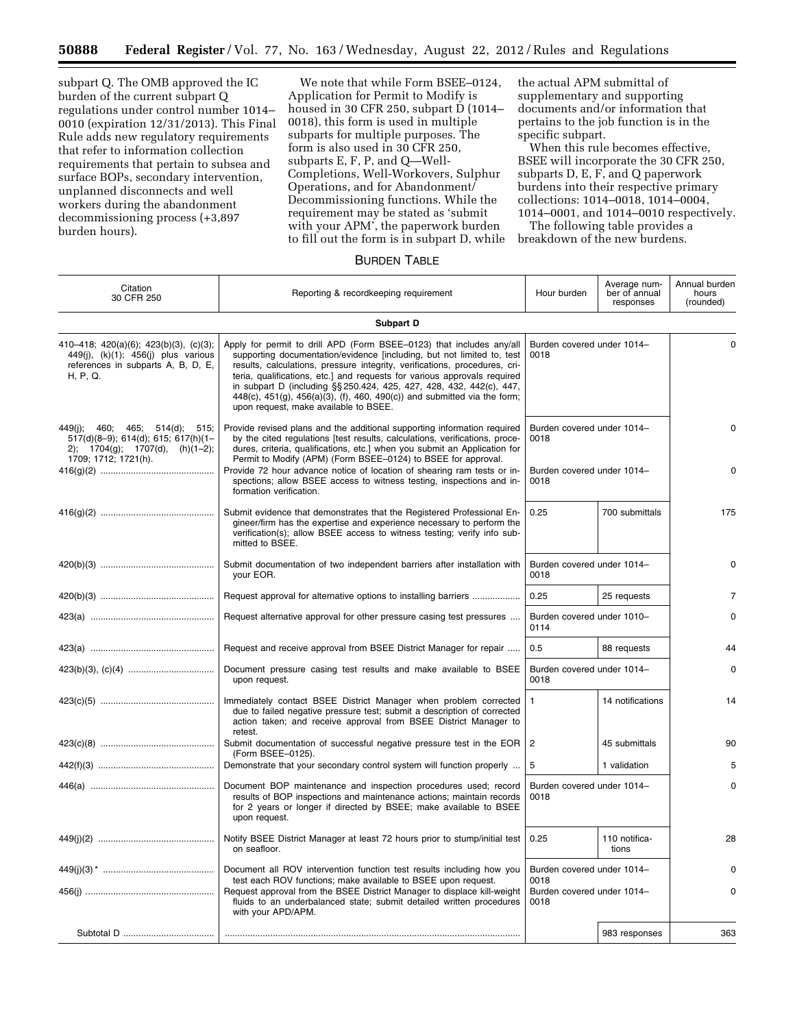subpart Q. The OMB approved the IC burden of the current subpart Q regulations under control number 1014–0010 (expiration 12/31/2013). This Final Rule adds new regulatory requirements that refer to information collection requirements that pertain to subsea and surface BOPs, secondary intervention, unplanned disconnects and well workers during the abandonment decommissioning process (+3,897 burden hours).

We note that while Form BSEE–0124, Application for Permit to Modify is housed in 30 CFR 250, subpart D (1014–0018), this form is used in multiple subparts for multiple purposes. The form is also used in 30 CFR 250, subparts E, F, P, and Q—Well-Completions, Well-Workovers, Sulphur Operations, and for Abandonment/Decommissioning functions. While the requirement may be stated as 'submit with your APM', the paperwork burden to fill out the form is in subpart D, while the actual APM submittal of supplementary and supporting documents and/or information that pertains to the job function is in the specific subpart.

When this rule becomes effective, BSEE will incorporate the 30 CFR 250, subparts D, E, F, and Q paperwork burdens into their respective primary collections: 1014–0018, 1014–0004, 1014–0001, and 1014–0010 respectively.

The following table provides a breakdown of the new burdens.

BURDEN TABLE

| Citation 30 CFR 250 | Reporting & recordkeeping requirement | Hour burden | Average number of annual responses | Annual burden hours (rounded) |
|---|---|---|---|---|
| | **Subpart D** | | | |
| 410–418; 420(a)(6); 423(b)(3), (c)(3); 449(j), (k)(1); 456(j) plus various references in subparts A, B, D, E, H, P, Q. | Apply for permit to drill APD (Form BSEE–0123) that includes any/all supporting documentation/evidence [including, but not limited to, test results, calculations, pressure integrity, verifications, procedures, criteria, qualifications, etc.] and requests for various approvals required in subpart D (including §§ 250.424, 425, 427, 428, 432, 442(c), 447, 448(c), 451(g), 456(a)(3), (f), 460, 490(c)) and submitted via the form; upon request, make available to BSEE. | Burden covered under 1014–0018 | | 0 |
| 449(j); 460; 465; 514(d); 515; 517(d)(8–9); 614(d); 615; 617(h)(1–2); 1704(g); 1707(d), (h)(1–2); 1709; 1712; 1721(h). | Provide revised plans and the additional supporting information required by the cited regulations [test results, calculations, verifications, procedures, criteria, qualifications, etc.] when you submit an Application for Permit to Modify (APM) (Form BSEE–0124) to BSEE for approval. | Burden covered under 1014–0018 | | 0 |
| 416(g)(2) | Provide 72 hour advance notice of location of shearing ram tests or inspections; allow BSEE access to witness testing, inspections and information verification. | Burden covered under 1014–0018 | | 0 |
| 416(g)(2) | Submit evidence that demonstrates that the Registered Professional Engineer/firm has the expertise and experience necessary to perform the verification(s); allow BSEE access to witness testing; verify info submitted to BSEE. | 0.25 | 700 submittals | 175 |
| 420(b)(3) | Submit documentation of two independent barriers after installation with your EOR. | Burden covered under 1014–0018 | | 0 |
| 420(b)(3) | Request approval for alternative options to installing barriers | 0.25 | 25 requests | 7 |
| 423(a) | Request alternative approval for other pressure casing test pressures | Burden covered under 1010–0114 | | 0 |
| 423(a) | Request and receive approval from BSEE District Manager for repair | 0.5 | 88 requests | 44 |
| 423(b)(3), (c)(4) | Document pressure casing test results and make available to BSEE upon request. | Burden covered under 1014–0018 | | 0 |
| 423(c)(5) | Immediately contact BSEE District Manager when problem corrected due to failed negative pressure test; submit a description of corrected action taken; and receive approval from BSEE District Manager to retest. | 1 | 14 notifications | 14 |
| 423(c)(8) | Submit documentation of successful negative pressure test in the EOR (Form BSEE–0125). | 2 | 45 submittals | 90 |
| 442(f)(3) | Demonstrate that your secondary control system will function properly | 5 | 1 validation | 5 |
| 446(a) | Document BOP maintenance and inspection procedures used; record results of BOP inspections and maintenance actions; maintain records for 2 years or longer if directed by BSEE; make available to BSEE upon request. | Burden covered under 1014–0018 | | 0 |
| 449(j)(2) | Notify BSEE District Manager at least 72 hours prior to stump/initial test on seafloor. | 0.25 | 110 notifications | 28 |
| 449(j)(3)* | Document all ROV intervention function test results including how you test each ROV functions; make available to BSEE upon request. | Burden covered under 1014–0018 | | 0 |
| 456(j) | Request approval from the BSEE District Manager to displace kill-weight fluids to an underbalanced state; submit detailed written procedures with your APD/APM. | Burden covered under 1014–0018 | | 0 |
| Subtotal D | | | 983 responses | 363 |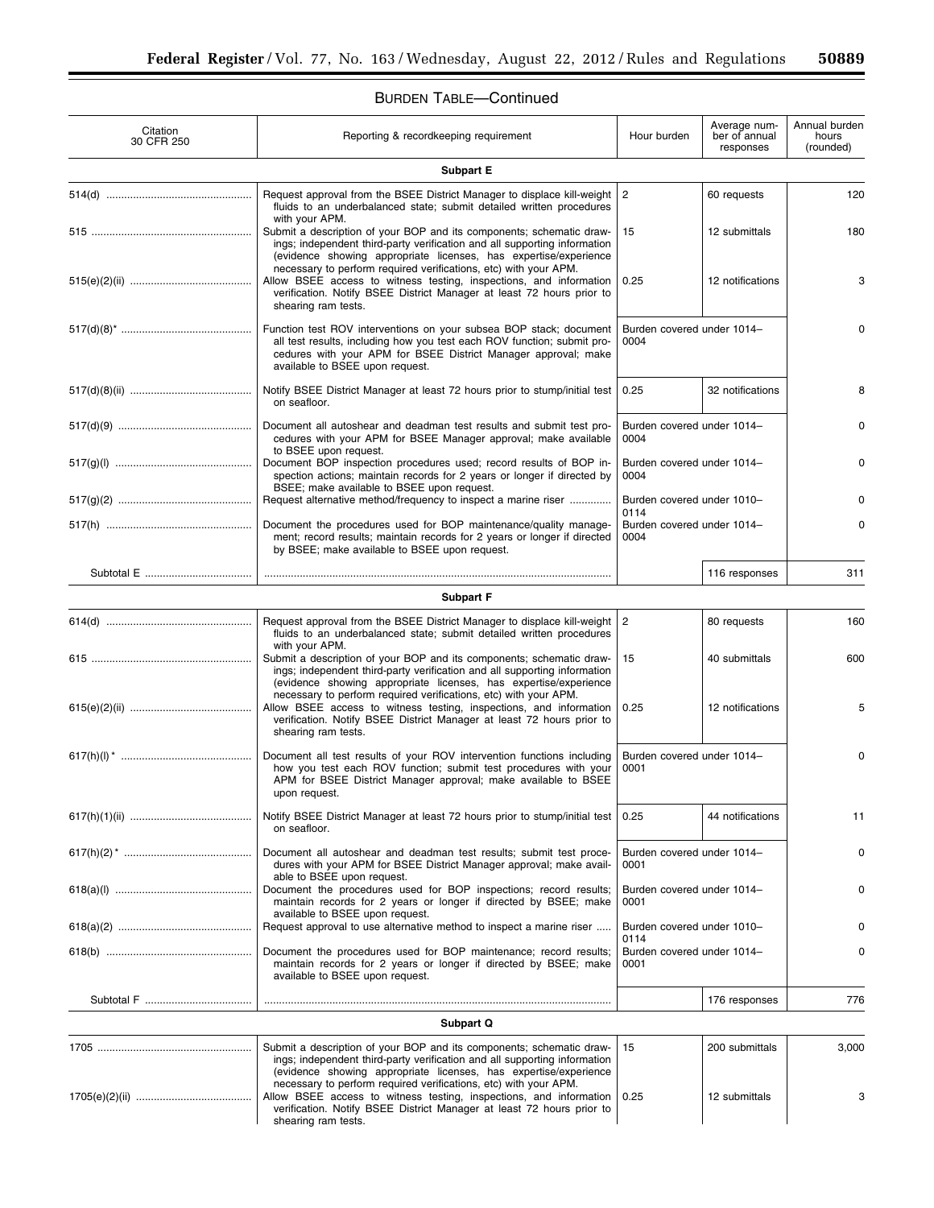BURDEN TABLE—Continued

| Citation 30 CFR 250 | Reporting & recordkeeping requirement | Hour burden | Average number of annual responses | Annual burden hours (rounded) |
|---|---|---|---|---|
| **Subpart E** | | | | |
| 514(d) | Request approval from the BSEE District Manager to displace kill-weight fluids to an underbalanced state; submit detailed written procedures with your APM. | 2 | 60 requests | 120 |
| 515 | Submit a description of your BOP and its components; schematic drawings; independent third-party verification and all supporting information (evidence showing appropriate licenses, has expertise/experience necessary to perform required verifications, etc) with your APM. | 15 | 12 submittals | 180 |
| 515(e)(2)(ii) | Allow BSEE access to witness testing, inspections, and information verification. Notify BSEE District Manager at least 72 hours prior to shearing ram tests. | 0.25 | 12 notifications | 3 |
| 517(d)(8)* | Function test ROV interventions on your subsea BOP stack; document all test results, including how you test each ROV function; submit procedures with your APM for BSEE District Manager approval; make available to BSEE upon request. | Burden covered under 1014–0004 | | 0 |
| 517(d)(8)(ii) | Notify BSEE District Manager at least 72 hours prior to stump/initial test on seafloor. | 0.25 | 32 notifications | 8 |
| 517(d)(9) | Document all autoshear and deadman test results and submit test procedures with your APM for BSEE Manager approval; make available to BSEE upon request. | Burden covered under 1014–0004 | | 0 |
| 517(g)(l) | Document BOP inspection procedures used; record results of BOP inspection actions; maintain records for 2 years or longer if directed by BSEE; make available to BSEE upon request. | Burden covered under 1014–0004 | | 0 |
| 517(g)(2) | Request alternative method/frequency to inspect a marine riser | Burden covered under 1010–0114 | | 0 |
| 517(h) | Document the procedures used for BOP maintenance/quality management; record results; maintain records for 2 years or longer if directed by BSEE; make available to BSEE upon request. | Burden covered under 1014–0004 | | 0 |
| Subtotal E | | | 116 responses | 311 |
| **Subpart F** | | | | |
| 614(d) | Request approval from the BSEE District Manager to displace kill-weight fluids to an underbalanced state; submit detailed written procedures with your APM. | 2 | 80 requests | 160 |
| 615 | Submit a description of your BOP and its components; schematic drawings; independent third-party verification and all supporting information (evidence showing appropriate licenses, has expertise/experience necessary to perform required verifications, etc) with your APM. | 15 | 40 submittals | 600 |
| 615(e)(2)(ii) | Allow BSEE access to witness testing, inspections, and information verification. Notify BSEE District Manager at least 72 hours prior to shearing ram tests. | 0.25 | 12 notifications | 5 |
| 617(h)(l)* | Document all test results of your ROV intervention functions including how you test each ROV function; submit test procedures with your APM for BSEE District Manager approval; make available to BSEE upon request. | Burden covered under 1014–0001 | | 0 |
| 617(h)(1)(ii) | Notify BSEE District Manager at least 72 hours prior to stump/initial test on seafloor. | 0.25 | 44 notifications | 11 |
| 617(h)(2)* | Document all autoshear and deadman test results; submit test procedures with your APM for BSEE District Manager approval; make available to BSEE upon request. | Burden covered under 1014–0001 | | 0 |
| 618(a)(l) | Document the procedures used for BOP inspections; record results; maintain records for 2 years or longer if directed by BSEE; make available to BSEE upon request. | Burden covered under 1014–0001 | | 0 |
| 618(a)(2) | Request approval to use alternative method to inspect a marine riser | Burden covered under 1010–0114 | | 0 |
| 618(b) | Document the procedures used for BOP maintenance; record results; maintain records for 2 years or longer if directed by BSEE; make available to BSEE upon request. | Burden covered under 1014–0001 | | 0 |
| Subtotal F | | | 176 responses | 776 |
| **Subpart Q** | | | | |
| 1705 | Submit a description of your BOP and its components; schematic drawings; independent third-party verification and all supporting information (evidence showing appropriate licenses, has expertise/experience necessary to perform required verifications, etc) with your APM. | 15 | 200 submittals | 3,000 |
| 1705(e)(2)(ii) | Allow BSEE access to witness testing, inspections, and information verification. Notify BSEE District Manager at least 72 hours prior to shearing ram tests. | 0.25 | 12 submittals | 3 |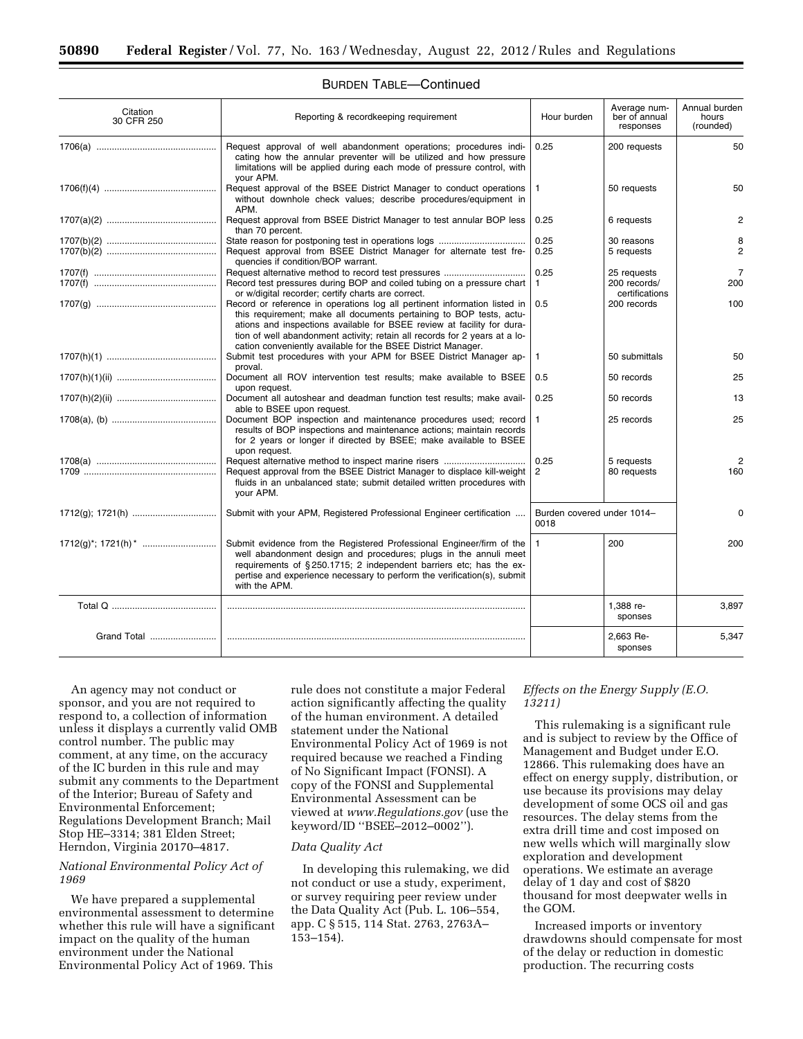BURDEN TABLE—Continued

| Citation 30 CFR 250 | Reporting & recordkeeping requirement | Hour burden | Average number of annual responses | Annual burden hours (rounded) |
|---|---|---|---|---|
| 1706(a) | Request approval of well abandonment operations; procedures indicating how the annular preventer will be utilized and how pressure limitations will be applied during each mode of pressure control, with your APM. | 0.25 | 200 requests | 50 |
| 1706(f)(4) | Request approval of the BSEE District Manager to conduct operations without downhole check values; describe procedures/equipment in APM. | 1 | 50 requests | 50 |
| 1707(a)(2) | Request approval from BSEE District Manager to test annular BOP less than 70 percent. | 0.25 | 6 requests | 2 |
| 1707(b)(2) | State reason for postponing test in operations logs | 0.25 | 30 reasons | 8 |
| 1707(b)(2) | Request approval from BSEE District Manager for alternate test frequencies if condition/BOP warrant. | 0.25 | 5 requests | 2 |
| 1707(f) | Request alternative method to record test pressures | 0.25 | 25 requests | 7 |
| 1707(f) | Record test pressures during BOP and coiled tubing on a pressure chart or w/digital recorder; certify charts are correct. | 1 | 200 records/ certifications | 200 |
| 1707(g) | Record or reference in operations log all pertinent information listed in this requirement; make all documents pertaining to BOP tests, actuations and inspections available for BSEE review at facility for duration of well abandonment activity; retain all records for 2 years at a location conveniently available for the BSEE District Manager. | 0.5 | 200 records | 100 |
| 1707(h)(1) | Submit test procedures with your APM for BSEE District Manager approval. | 1 | 50 submittals | 50 |
| 1707(h)(1)(ii) | Document all ROV intervention test results; make available to BSEE upon request. | 0.5 | 50 records | 25 |
| 1707(h)(2)(ii) | Document all autoshear and deadman function test results; make available to BSEE upon request. | 0.25 | 50 records | 13 |
| 1708(a), (b) | Document BOP inspection and maintenance procedures used; record results of BOP inspections and maintenance actions; maintain records for 2 years or longer if directed by BSEE; make available to BSEE upon request. | 1 | 25 records | 25 |
| 1708(a) | Request alternative method to inspect marine risers | 0.25 | 5 requests | 2 |
| 1709 | Request approval from the BSEE District Manager to displace kill-weight fluids in an unbalanced state; submit detailed written procedures with your APM. | 2 | 80 requests | 160 |
| 1712(g); 1721(h) | Submit with your APM, Registered Professional Engineer certification | Burden covered under 1014–0018 | | 0 |
| 1712(g)*; 1721(h)* | Submit evidence from the Registered Professional Engineer/firm of the well abandonment design and procedures; plugs in the annuli meet requirements of §250.1715; 2 independent barriers etc; has the expertise and experience necessary to perform the verification(s), submit with the APM. | 1 | 200 | 200 |
| Total Q | | | 1,388 responses | 3,897 |
| Grand Total | | | 2,663 Responses | 5,347 |

An agency may not conduct or sponsor, and you are not required to respond to, a collection of information unless it displays a currently valid OMB control number. The public may comment, at any time, on the accuracy of the IC burden in this rule and may submit any comments to the Department of the Interior; Bureau of Safety and Environmental Enforcement; Regulations Development Branch; Mail Stop HE–3314; 381 Elden Street; Herndon, Virginia 20170–4817.

*National Environmental Policy Act of 1969*

We have prepared a supplemental environmental assessment to determine whether this rule will have a significant impact on the quality of the human environment under the National Environmental Policy Act of 1969. This rule does not constitute a major Federal action significantly affecting the quality of the human environment. A detailed statement under the National Environmental Policy Act of 1969 is not required because we reached a Finding of No Significant Impact (FONSI). A copy of the FONSI and Supplemental Environmental Assessment can be viewed at *www.Regulations.gov* (use the keyword/ID "BSEE–2012–0002").

*Data Quality Act*

In developing this rulemaking, we did not conduct or use a study, experiment, or survey requiring peer review under the Data Quality Act (Pub. L. 106–554, app. C § 515, 114 Stat. 2763, 2763A–153–154).

*Effects on the Energy Supply (E.O. 13211)*

This rulemaking is a significant rule and is subject to review by the Office of Management and Budget under E.O. 12866. This rulemaking does have an effect on energy supply, distribution, or use because its provisions may delay development of some OCS oil and gas resources. The delay stems from the extra drill time and cost imposed on new wells which will marginally slow exploration and development operations. We estimate an average delay of 1 day and cost of $820 thousand for most deepwater wells in the GOM.

Increased imports or inventory drawdowns should compensate for most of the delay or reduction in domestic production. The recurring costs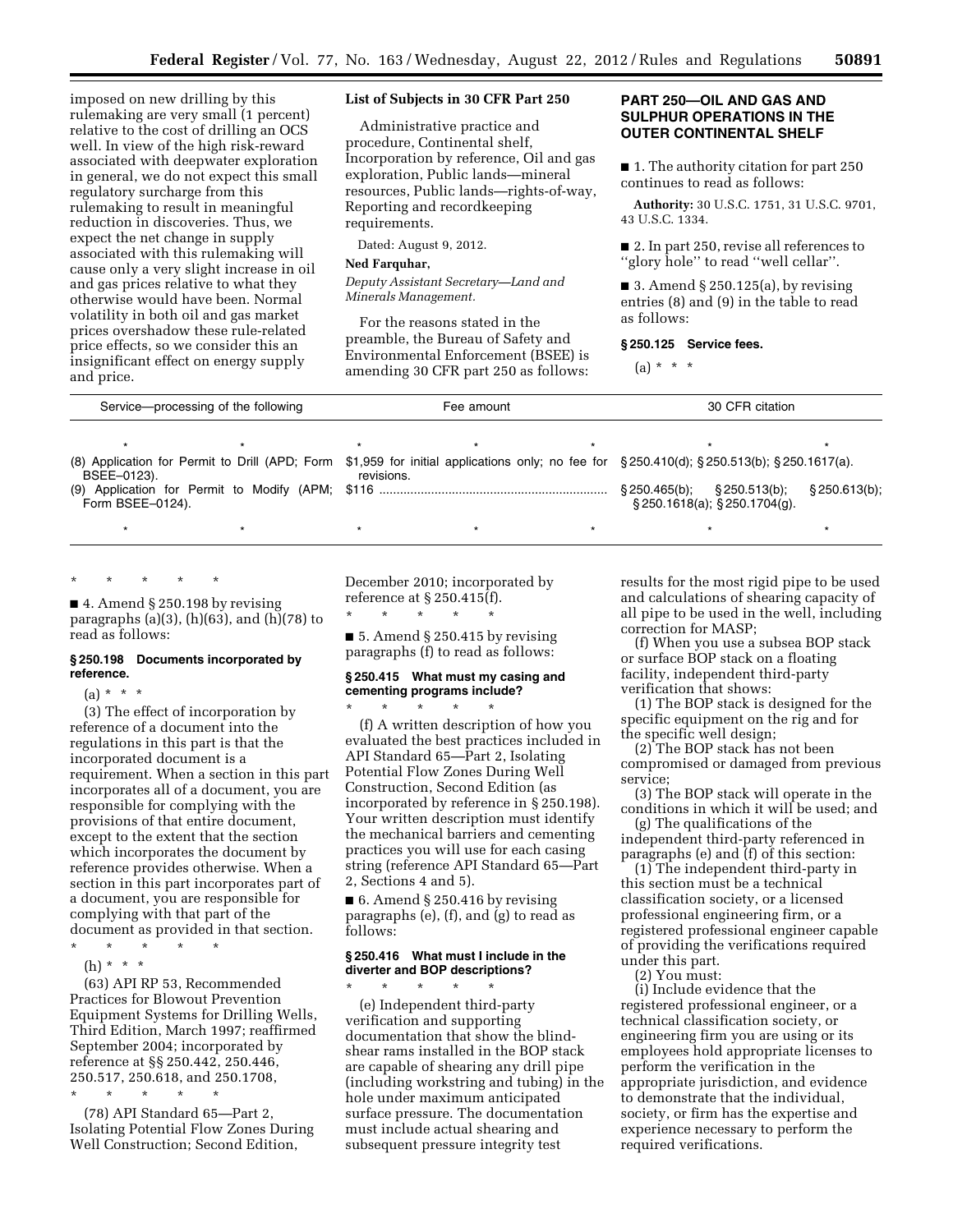imposed on new drilling by this rulemaking are very small (1 percent) relative to the cost of drilling an OCS well. In view of the high risk-reward associated with deepwater exploration in general, we do not expect this small regulatory surcharge from this rulemaking to result in meaningful reduction in discoveries. Thus, we expect the net change in supply associated with this rulemaking will cause only a very slight increase in oil and gas prices relative to what they otherwise would have been. Normal volatility in both oil and gas market prices overshadow these rule-related price effects, so we consider this an insignificant effect on energy supply and price.

**List of Subjects in 30 CFR Part 250**

Administrative practice and procedure, Continental shelf, Incorporation by reference, Oil and gas exploration, Public lands—mineral resources, Public lands—rights-of-way, Reporting and recordkeeping requirements.

Dated: August 9, 2012.

**Ned Farquhar,**

*Deputy Assistant Secretary—Land and Minerals Management.*

For the reasons stated in the preamble, the Bureau of Safety and Environmental Enforcement (BSEE) is amending 30 CFR part 250 as follows:

## PART 250—OIL AND GAS AND SULPHUR OPERATIONS IN THE OUTER CONTINENTAL SHELF

■ 1. The authority citation for part 250 continues to read as follows:

**Authority:** 30 U.S.C. 1751, 31 U.S.C. 9701, 43 U.S.C. 1334.

■ 2. In part 250, revise all references to ''glory hole'' to read ''well cellar''.

■ 3. Amend § 250.125(a), by revising entries (8) and (9) in the table to read as follows:

**§ 250.125 Service fees.**

(a) * * *

| Service—processing of the following | Fee amount | 30 CFR citation |
|---|---|---|
| * * | * * * | * * |
| (8) Application for Permit to Drill (APD; Form BSEE–0123). | $1,959 for initial applications only; no fee for revisions. | § 250.410(d); § 250.513(b); § 250.1617(a). |
| (9) Application for Permit to Modify (APM; Form BSEE–0124). | $116 | § 250.465(b); § 250.513(b); § 250.613(b); § 250.1618(a); § 250.1704(g). |
| * * | * * * | * * |

\* \* \* \* \*

■ 4. Amend § 250.198 by revising paragraphs (a)(3), (h)(63), and (h)(78) to read as follows:

**§ 250.198 Documents incorporated by reference.**

(a) * * *

(3) The effect of incorporation by reference of a document into the regulations in this part is that the incorporated document is a requirement. When a section in this part incorporates all of a document, you are responsible for complying with the provisions of that entire document, except to the extent that the section which incorporates the document by reference provides otherwise. When a section in this part incorporates part of a document, you are responsible for complying with that part of the document as provided in that section.

\* \* \* \* \*

(h) * * *

(63) API RP 53, Recommended Practices for Blowout Prevention Equipment Systems for Drilling Wells, Third Edition, March 1997; reaffirmed September 2004; incorporated by reference at §§ 250.442, 250.446, 250.517, 250.618, and 250.1708,

\* \* \* \* \*

(78) API Standard 65—Part 2, Isolating Potential Flow Zones During Well Construction; Second Edition, December 2010; incorporated by reference at § 250.415(f).

\* \* \* \* \*

■ 5. Amend § 250.415 by revising paragraphs (f) to read as follows:

**§ 250.415 What must my casing and cementing programs include?**

\* \* \* \* \*

(f) A written description of how you evaluated the best practices included in API Standard 65—Part 2, Isolating Potential Flow Zones During Well Construction, Second Edition (as incorporated by reference in § 250.198). Your written description must identify the mechanical barriers and cementing practices you will use for each casing string (reference API Standard 65—Part 2, Sections 4 and 5).

■ 6. Amend § 250.416 by revising paragraphs (e), (f), and (g) to read as follows:

**§ 250.416 What must I include in the diverter and BOP descriptions?**

\* \* \* \* \*

(e) Independent third-party verification and supporting documentation that show the blind-shear rams installed in the BOP stack are capable of shearing any drill pipe (including workstring and tubing) in the hole under maximum anticipated surface pressure. The documentation must include actual shearing and subsequent pressure integrity test results for the most rigid pipe to be used and calculations of shearing capacity of all pipe to be used in the well, including correction for MASP;

(f) When you use a subsea BOP stack or surface BOP stack on a floating facility, independent third-party verification that shows:

(1) The BOP stack is designed for the specific equipment on the rig and for the specific well design;

(2) The BOP stack has not been compromised or damaged from previous service;

(3) The BOP stack will operate in the conditions in which it will be used; and

(g) The qualifications of the independent third-party referenced in paragraphs (e) and (f) of this section:

(1) The independent third-party in this section must be a technical classification society, or a licensed professional engineering firm, or a registered professional engineer capable of providing the verifications required under this part.

(2) You must:

(i) Include evidence that the registered professional engineer, or a technical classification society, or engineering firm you are using or its employees hold appropriate licenses to perform the verification in the appropriate jurisdiction, and evidence to demonstrate that the individual, society, or firm has the expertise and experience necessary to perform the required verifications.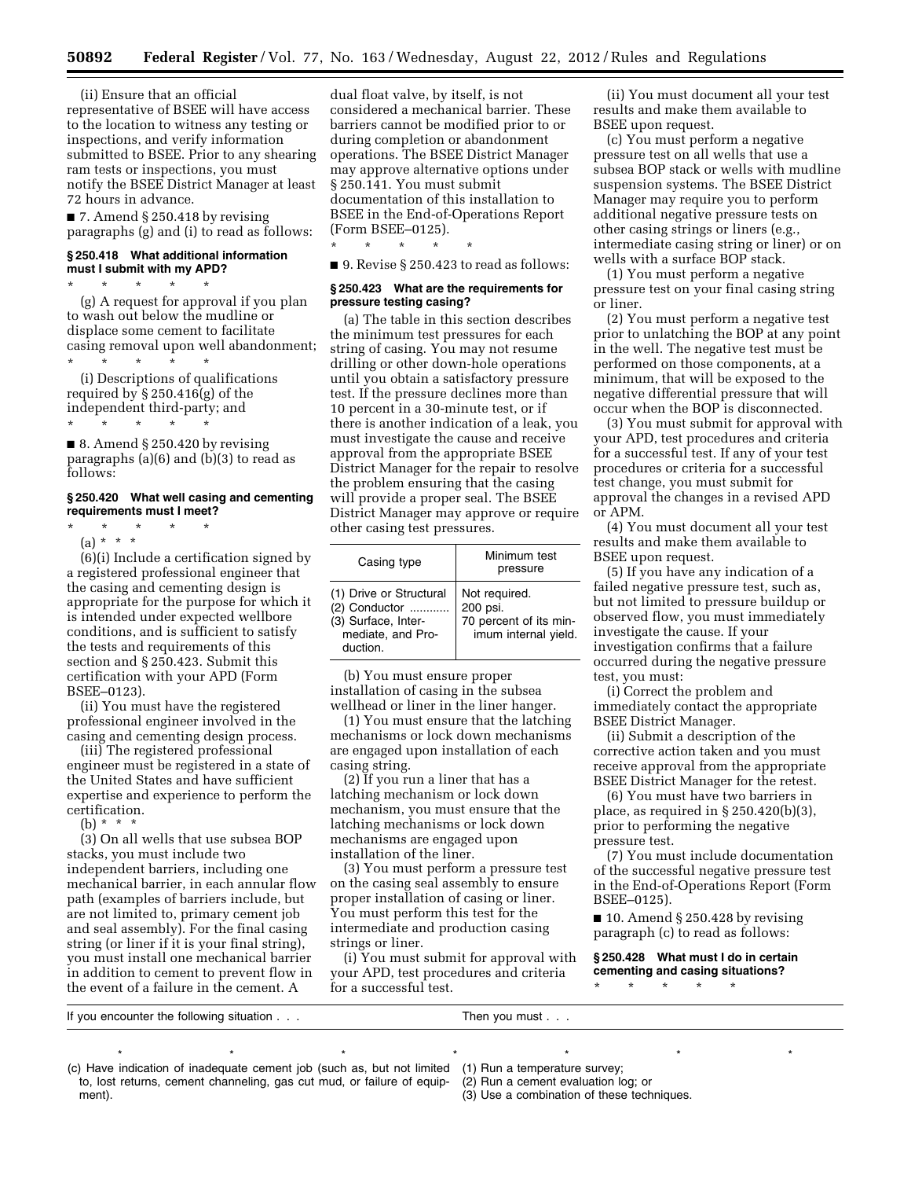(ii) Ensure that an official representative of BSEE will have access to the location to witness any testing or inspections, and verify information submitted to BSEE. Prior to any shearing ram tests or inspections, you must notify the BSEE District Manager at least 72 hours in advance.

■ 7. Amend § 250.418 by revising paragraphs (g) and (i) to read as follows:

### § 250.418 What additional information must I submit with my APD?

\* \* \* \* \*

(g) A request for approval if you plan to wash out below the mudline or displace some cement to facilitate casing removal upon well abandonment;

\* \* \* \* \*

(i) Descriptions of qualifications required by § 250.416(g) of the independent third-party; and

\* \* \* \* \*

■ 8. Amend § 250.420 by revising paragraphs (a)(6) and (b)(3) to read as follows:

### § 250.420 What well casing and cementing requirements must I meet?

\* \* \* \* \*

(a) \* \* \*

(6)(i) Include a certification signed by a registered professional engineer that the casing and cementing design is appropriate for the purpose for which it is intended under expected wellbore conditions, and is sufficient to satisfy the tests and requirements of this section and § 250.423. Submit this certification with your APD (Form BSEE–0123).

(ii) You must have the registered professional engineer involved in the casing and cementing design process.

(iii) The registered professional engineer must be registered in a state of the United States and have sufficient expertise and experience to perform the certification.

(b) \* \* \*

(3) On all wells that use subsea BOP stacks, you must include two independent barriers, including one mechanical barrier, in each annular flow path (examples of barriers include, but are not limited to, primary cement job and seal assembly). For the final casing string (or liner if it is your final string), you must install one mechanical barrier in addition to cement to prevent flow in the event of a failure in the cement. A dual float valve, by itself, is not considered a mechanical barrier. These barriers cannot be modified prior to or during completion or abandonment operations. The BSEE District Manager may approve alternative options under § 250.141. You must submit documentation of this installation to BSEE in the End-of-Operations Report (Form BSEE–0125).

\* \* \* \* \*

■ 9. Revise § 250.423 to read as follows:

### § 250.423 What are the requirements for pressure testing casing?

(a) The table in this section describes the minimum test pressures for each string of casing. You may not resume drilling or other down-hole operations until you obtain a satisfactory pressure test. If the pressure declines more than 10 percent in a 30-minute test, or if there is another indication of a leak, you must investigate the cause and receive approval from the appropriate BSEE District Manager for the repair to resolve the problem ensuring that the casing will provide a proper seal. The BSEE District Manager may approve or require other casing test pressures.

| Casing type | Minimum test pressure |
|---|---|
| (1) Drive or Structural | Not required. |
| (2) Conductor | 200 psi. |
| (3) Surface, Intermediate, and Production. | 70 percent of its minimum internal yield. |

(b) You must ensure proper installation of casing in the subsea wellhead or liner in the liner hanger.

(1) You must ensure that the latching mechanisms or lock down mechanisms are engaged upon installation of each casing string.

(2) If you run a liner that has a latching mechanism or lock down mechanism, you must ensure that the latching mechanisms or lock down mechanisms are engaged upon installation of the liner.

(3) You must perform a pressure test on the casing seal assembly to ensure proper installation of casing or liner. You must perform this test for the intermediate and production casing strings or liner.

(i) You must submit for approval with your APD, test procedures and criteria for a successful test.

(ii) You must document all your test results and make them available to BSEE upon request.

(c) You must perform a negative pressure test on all wells that use a subsea BOP stack or wells with mudline suspension systems. The BSEE District Manager may require you to perform additional negative pressure tests on other casing strings or liners (e.g., intermediate casing string or liner) or on wells with a surface BOP stack.

(1) You must perform a negative pressure test on your final casing string or liner.

(2) You must perform a negative test prior to unlatching the BOP at any point in the well. The negative test must be performed on those components, at a minimum, that will be exposed to the negative differential pressure that will occur when the BOP is disconnected.

(3) You must submit for approval with your APD, test procedures and criteria for a successful test. If any of your test procedures or criteria for a successful test change, you must submit for approval the changes in a revised APD or APM.

(4) You must document all your test results and make them available to BSEE upon request.

(5) If you have any indication of a failed negative pressure test, such as, but not limited to pressure buildup or observed flow, you must immediately investigate the cause. If your investigation confirms that a failure occurred during the negative pressure test, you must:

(i) Correct the problem and immediately contact the appropriate BSEE District Manager.

(ii) Submit a description of the corrective action taken and you must receive approval from the appropriate BSEE District Manager for the retest.

(6) You must have two barriers in place, as required in § 250.420(b)(3), prior to performing the negative pressure test.

(7) You must include documentation of the successful negative pressure test in the End-of-Operations Report (Form BSEE–0125).

■ 10. Amend § 250.428 by revising paragraph (c) to read as follows:

### § 250.428 What must I do in certain cementing and casing situations?

\* \* \* \* \*

| If you encounter the following situation . . . | Then you must . . . |
|---|---|
| \* \* \* \* | \* \* \* |
| (c) Have indication of inadequate cement job (such as, but not limited to, lost returns, cement channeling, gas cut mud, or failure of equipment). | (1) Run a temperature survey;<br>(2) Run a cement evaluation log; or<br>(3) Use a combination of these techniques. |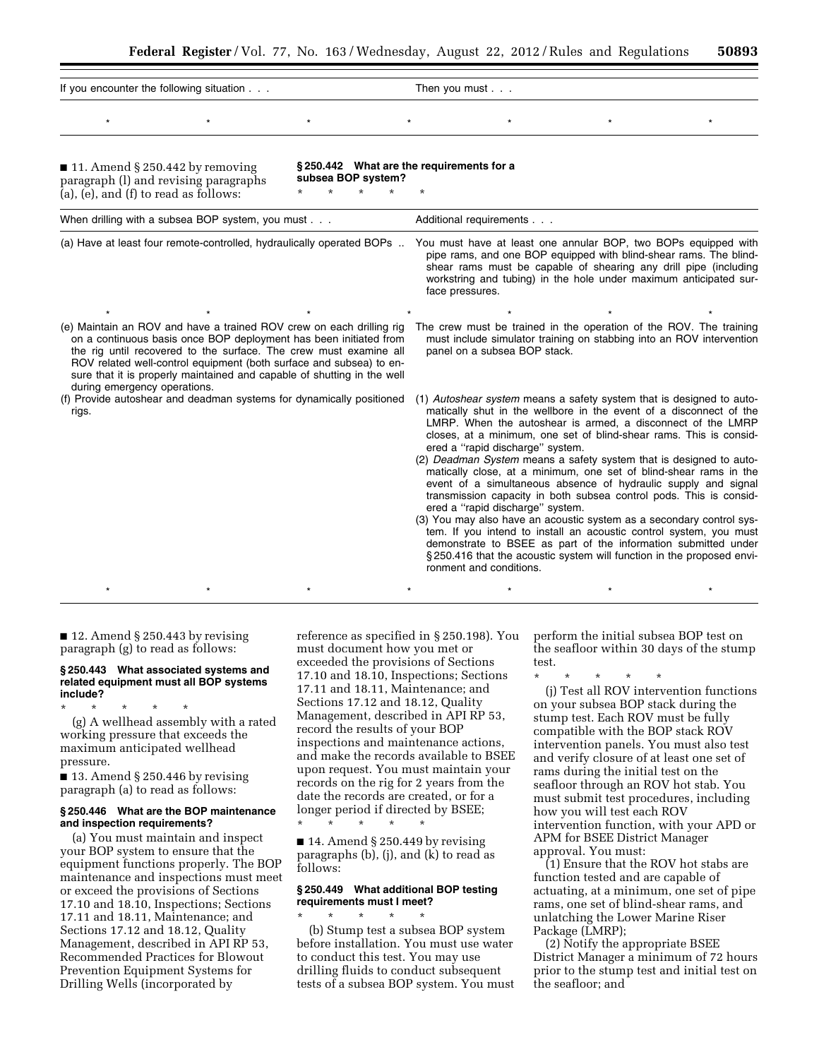| If you encounter the following situation . . . | Then you must . . . |
| --- | --- |
| * * * * | * * * |

■ 11. Amend § 250.442 by removing paragraph (l) and revising paragraphs (a), (e), and (f) to read as follows:

**§ 250.442 What are the requirements for a subsea BOP system?**

\* \* \* \* \*

| When drilling with a subsea BOP system, you must . . . | Additional requirements . . . |
| --- | --- |
| (a) Have at least four remote-controlled, hydraulically operated BOPs .. | You must have at least one annular BOP, two BOPs equipped with pipe rams, and one BOP equipped with blind-shear rams. The blind-shear rams must be capable of shearing any drill pipe (including workstring and tubing) in the hole under maximum anticipated surface pressures. |
| * * * * | * * * |
| (e) Maintain an ROV and have a trained ROV crew on each drilling rig on a continuous basis once BOP deployment has been initiated from the rig until recovered to the surface. The crew must examine all ROV related well-control equipment (both surface and subsea) to ensure that it is properly maintained and capable of shutting in the well during emergency operations. | The crew must be trained in the operation of the ROV. The training must include simulator training on stabbing into an ROV intervention panel on a subsea BOP stack. |
| (f) Provide autoshear and deadman systems for dynamically positioned rigs. | (1) *Autoshear system* means a safety system that is designed to automatically shut in the wellbore in the event of a disconnect of the LMRP. When the autoshear is armed, a disconnect of the LMRP closes, at a minimum, one set of blind-shear rams. This is considered a "rapid discharge" system. (2) *Deadman System* means a safety system that is designed to automatically close, at a minimum, one set of blind-shear rams in the event of a simultaneous absence of hydraulic supply and signal transmission capacity in both subsea control pods. This is considered a "rapid discharge" system. (3) You may also have an acoustic system as a secondary control system. If you intend to install an acoustic control system, you must demonstrate to BSEE as part of the information submitted under § 250.416 that the acoustic system will function in the proposed environment and conditions. |
| * * * * | * * * |

■ 12. Amend § 250.443 by revising paragraph (g) to read as follows:

**§ 250.443 What associated systems and related equipment must all BOP systems include?**

\* \* \* \* \*

(g) A wellhead assembly with a rated working pressure that exceeds the maximum anticipated wellhead pressure.

■ 13. Amend § 250.446 by revising paragraph (a) to read as follows:

**§ 250.446 What are the BOP maintenance and inspection requirements?**

(a) You must maintain and inspect your BOP system to ensure that the equipment functions properly. The BOP maintenance and inspections must meet or exceed the provisions of Sections 17.10 and 18.10, Inspections; Sections 17.11 and 18.11, Maintenance; and Sections 17.12 and 18.12, Quality Management, described in API RP 53, Recommended Practices for Blowout Prevention Equipment Systems for Drilling Wells (incorporated by reference as specified in § 250.198). You must document how you met or exceeded the provisions of Sections 17.10 and 18.10, Inspections; Sections 17.11 and 18.11, Maintenance; and Sections 17.12 and 18.12, Quality Management, described in API RP 53, record the results of your BOP inspections and maintenance actions, and make the records available to BSEE upon request. You must maintain your records on the rig for 2 years from the date the records are created, or for a longer period if directed by BSEE;

\* \* \* \* \*

■ 14. Amend § 250.449 by revising paragraphs (b), (j), and (k) to read as follows:

**§ 250.449 What additional BOP testing requirements must I meet?**

\* \* \* \* \*

(b) Stump test a subsea BOP system before installation. You must use water to conduct this test. You may use drilling fluids to conduct subsequent tests of a subsea BOP system. You must perform the initial subsea BOP test on the seafloor within 30 days of the stump test.

\* \* \* \* \*

(j) Test all ROV intervention functions on your subsea BOP stack during the stump test. Each ROV must be fully compatible with the BOP stack ROV intervention panels. You must also test and verify closure of at least one set of rams during the initial test on the seafloor through an ROV hot stab. You must submit test procedures, including how you will test each ROV intervention function, with your APD or APM for BSEE District Manager approval. You must:

(1) Ensure that the ROV hot stabs are function tested and are capable of actuating, at a minimum, one set of pipe rams, one set of blind-shear rams, and unlatching the Lower Marine Riser Package (LMRP);

(2) Notify the appropriate BSEE District Manager a minimum of 72 hours prior to the stump test and initial test on the seafloor; and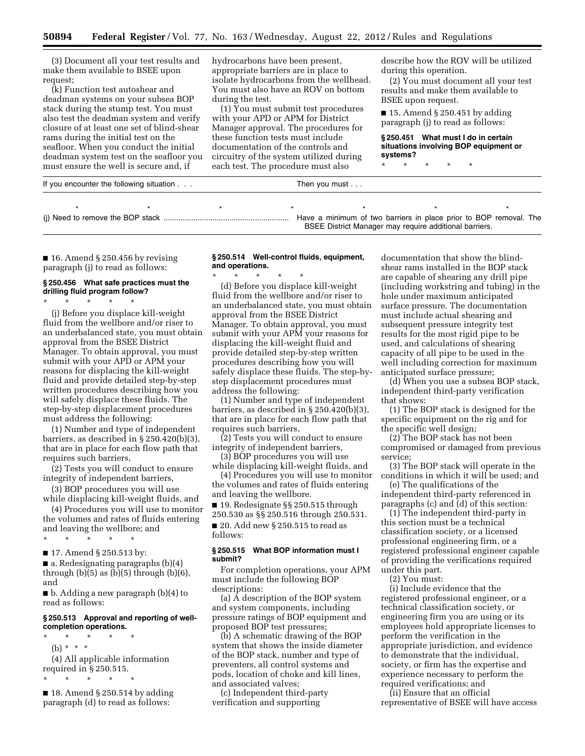(3) Document all your test results and make them available to BSEE upon request;

(k) Function test autoshear and deadman systems on your subsea BOP stack during the stump test. You must also test the deadman system and verify closure of at least one set of blind-shear rams during the initial test on the seafloor. When you conduct the initial deadman system test on the seafloor you must ensure the well is secure and, if hydrocarbons have been present, appropriate barriers are in place to isolate hydrocarbons from the wellhead. You must also have an ROV on bottom during the test.

(1) You must submit test procedures with your APD or APM for District Manager approval. The procedures for these function tests must include documentation of the controls and circuitry of the system utilized during each test. The procedure must also describe how the ROV will be utilized during this operation.

(2) You must document all your test results and make them available to BSEE upon request.

■ 15. Amend § 250.451 by adding paragraph (j) to read as follows:

**§ 250.451 What must I do in certain situations involving BOP equipment or systems?**

\* \* \* \* \*

| If you encounter the following situation . . . | Then you must . . . |
|---|---|
| \* \* \* | \* \* \* \* |
| (j) Need to remove the BOP stack | Have a minimum of two barriers in place prior to BOP removal. The BSEE District Manager may require additional barriers. |

■ 16. Amend § 250.456 by revising paragraph (j) to read as follows:

**§ 250.456 What safe practices must the drilling fluid program follow?**

\* \* \* \* \*

(j) Before you displace kill-weight fluid from the wellbore and/or riser to an underbalanced state, you must obtain approval from the BSEE District Manager. To obtain approval, you must submit with your APD or APM your reasons for displacing the kill-weight fluid and provide detailed step-by-step written procedures describing how you will safely displace these fluids. The step-by-step displacement procedures must address the following:

(1) Number and type of independent barriers, as described in § 250.420(b)(3), that are in place for each flow path that requires such barriers,

(2) Tests you will conduct to ensure integrity of independent barriers,

(3) BOP procedures you will use while displacing kill-weight fluids, and

(4) Procedures you will use to monitor the volumes and rates of fluids entering and leaving the wellbore; and

\* \* \* \* \*

■ 17. Amend § 250.513 by:

■ a. Redesignating paragraphs (b)(4) through (b)(5) as (b)(5) through (b)(6), and

■ b. Adding a new paragraph (b)(4) to read as follows:

**§ 250.513 Approval and reporting of well-completion operations.**

\* \* \* \* \*

(b) \* \* \*

(4) All applicable information required in § 250.515.

\* \* \* \* \*

■ 18. Amend § 250.514 by adding paragraph (d) to read as follows:

**§ 250.514 Well-control fluids, equipment, and operations.**

\* \* \* \* \*

(d) Before you displace kill-weight fluid from the wellbore and/or riser to an underbalanced state, you must obtain approval from the BSEE District Manager. To obtain approval, you must submit with your APM your reasons for displacing the kill-weight fluid and provide detailed step-by-step written procedures describing how you will safely displace these fluids. The step-by-step displacement procedures must address the following:

(1) Number and type of independent barriers, as described in § 250.420(b)(3), that are in place for each flow path that requires such barriers,

(2) Tests you will conduct to ensure integrity of independent barriers,

(3) BOP procedures you will use while displacing kill-weight fluids, and

(4) Procedures you will use to monitor the volumes and rates of fluids entering and leaving the wellbore.

■ 19. Redesignate §§ 250.515 through 250.530 as §§ 250.516 through 250.531.

■ 20. Add new § 250.515 to read as follows:

**§ 250.515 What BOP information must I submit?**

For completion operations, your APM must include the following BOP descriptions:

(a) A description of the BOP system and system components, including pressure ratings of BOP equipment and proposed BOP test pressures;

(b) A schematic drawing of the BOP system that shows the inside diameter of the BOP stack, number and type of preventers, all control systems and pods, location of choke and kill lines, and associated valves;

(c) Independent third-party verification and supporting documentation that show the blind-shear rams installed in the BOP stack are capable of shearing any drill pipe (including workstring and tubing) in the hole under maximum anticipated surface pressure. The documentation must include actual shearing and subsequent pressure integrity test results for the most rigid pipe to be used, and calculations of shearing capacity of all pipe to be used in the well including correction for maximum anticipated surface pressure;

(d) When you use a subsea BOP stack, independent third-party verification that shows:

(1) The BOP stack is designed for the specific equipment on the rig and for the specific well design;

(2) The BOP stack has not been compromised or damaged from previous service;

(3) The BOP stack will operate in the conditions in which it will be used; and

(e) The qualifications of the independent third-party referenced in paragraphs (c) and (d) of this section:

(1) The independent third-party in this section must be a technical classification society, or a licensed professional engineering firm, or a registered professional engineer capable of providing the verifications required under this part.

(2) You must:

(i) Include evidence that the registered professional engineer, or a technical classification society, or engineering firm you are using or its employees hold appropriate licenses to perform the verification in the appropriate jurisdiction, and evidence to demonstrate that the individual, society, or firm has the expertise and experience necessary to perform the required verifications; and

(ii) Ensure that an official representative of BSEE will have access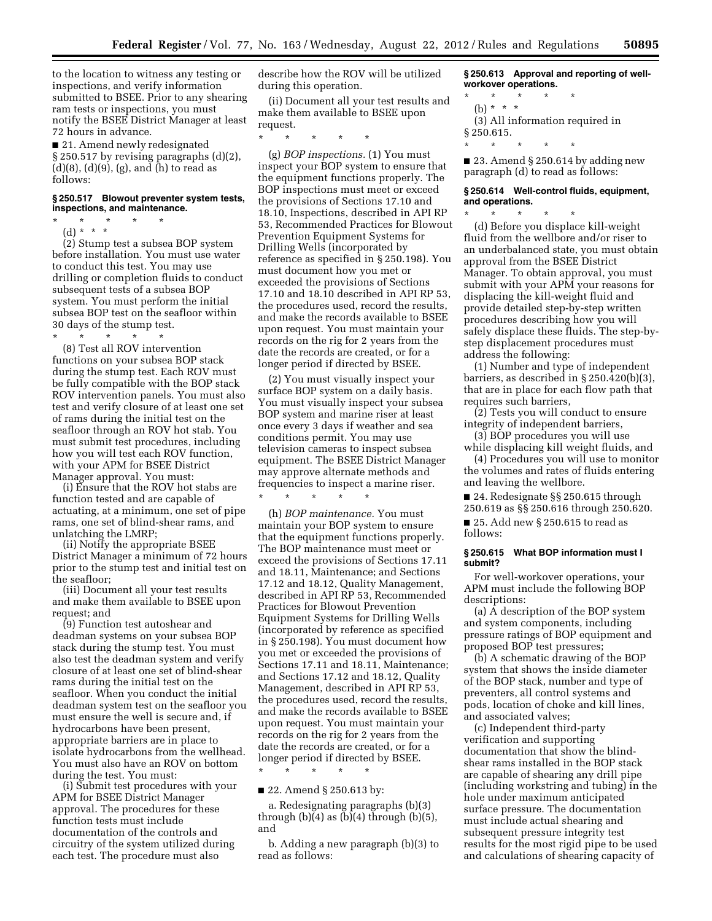to the location to witness any testing or inspections, and verify information submitted to BSEE. Prior to any shearing ram tests or inspections, you must notify the BSEE District Manager at least 72 hours in advance.

■ 21. Amend newly redesignated § 250.517 by revising paragraphs (d)(2), (d)(8), (d)(9), (g), and (h) to read as follows:

### § 250.517 Blowout preventer system tests, inspections, and maintenance.

\* \* \* \* \*

(d) \* \* \*

(2) Stump test a subsea BOP system before installation. You must use water to conduct this test. You may use drilling or completion fluids to conduct subsequent tests of a subsea BOP system. You must perform the initial subsea BOP test on the seafloor within 30 days of the stump test.

\* \* \* \* \*

(8) Test all ROV intervention functions on your subsea BOP stack during the stump test. Each ROV must be fully compatible with the BOP stack ROV intervention panels. You must also test and verify closure of at least one set of rams during the initial test on the seafloor through an ROV hot stab. You must submit test procedures, including how you will test each ROV function, with your APM for BSEE District Manager approval. You must:

(i) Ensure that the ROV hot stabs are function tested and are capable of actuating, at a minimum, one set of pipe rams, one set of blind-shear rams, and unlatching the LMRP;

(ii) Notify the appropriate BSEE District Manager a minimum of 72 hours prior to the stump test and initial test on the seafloor;

(iii) Document all your test results and make them available to BSEE upon request; and

(9) Function test autoshear and deadman systems on your subsea BOP stack during the stump test. You must also test the deadman system and verify closure of at least one set of blind-shear rams during the initial test on the seafloor. When you conduct the initial deadman system test on the seafloor you must ensure the well is secure and, if hydrocarbons have been present, appropriate barriers are in place to isolate hydrocarbons from the wellhead. You must also have an ROV on bottom during the test. You must:

(i) Submit test procedures with your APM for BSEE District Manager approval. The procedures for these function tests must include documentation of the controls and circuitry of the system utilized during each test. The procedure must also describe how the ROV will be utilized during this operation.

(ii) Document all your test results and make them available to BSEE upon request.

\* \* \* \* \*

(g) *BOP inspections.* (1) You must inspect your BOP system to ensure that the equipment functions properly. The BOP inspections must meet or exceed the provisions of Sections 17.10 and 18.10, Inspections, described in API RP 53, Recommended Practices for Blowout Prevention Equipment Systems for Drilling Wells (incorporated by reference as specified in § 250.198). You must document how you met or exceeded the provisions of Sections 17.10 and 18.10 described in API RP 53, the procedures used, record the results, and make the records available to BSEE upon request. You must maintain your records on the rig for 2 years from the date the records are created, or for a longer period if directed by BSEE.

(2) You must visually inspect your surface BOP system on a daily basis. You must visually inspect your subsea BOP system and marine riser at least once every 3 days if weather and sea conditions permit. You may use television cameras to inspect subsea equipment. The BSEE District Manager may approve alternate methods and frequencies to inspect a marine riser.

\* \* \* \* \*

(h) *BOP maintenance.* You must maintain your BOP system to ensure that the equipment functions properly. The BOP maintenance must meet or exceed the provisions of Sections 17.11 and 18.11, Maintenance; and Sections 17.12 and 18.12, Quality Management, described in API RP 53, Recommended Practices for Blowout Prevention Equipment Systems for Drilling Wells (incorporated by reference as specified in § 250.198). You must document how you met or exceeded the provisions of Sections 17.11 and 18.11, Maintenance; and Sections 17.12 and 18.12, Quality Management, described in API RP 53, the procedures used, record the results, and make the records available to BSEE upon request. You must maintain your records on the rig for 2 years from the date the records are created, or for a longer period if directed by BSEE.

\* \* \* \* \*

■ 22. Amend § 250.613 by:

a. Redesignating paragraphs (b)(3) through (b)(4) as (b)(4) through (b)(5), and

b. Adding a new paragraph (b)(3) to read as follows:

### § 250.613 Approval and reporting of well-workover operations.

\* \* \* \* \*

(b) \* \* \*

(3) All information required in § 250.615.

\* \* \* \* \*

■ 23. Amend § 250.614 by adding new paragraph (d) to read as follows:

### § 250.614 Well-control fluids, equipment, and operations.

\* \* \* \* \*

(d) Before you displace kill-weight fluid from the wellbore and/or riser to an underbalanced state, you must obtain approval from the BSEE District Manager. To obtain approval, you must submit with your APM your reasons for displacing the kill-weight fluid and provide detailed step-by-step written procedures describing how you will safely displace these fluids. The step-by-step displacement procedures must address the following:

(1) Number and type of independent barriers, as described in § 250.420(b)(3), that are in place for each flow path that requires such barriers,

(2) Tests you will conduct to ensure integrity of independent barriers,

(3) BOP procedures you will use while displacing kill weight fluids, and

(4) Procedures you will use to monitor the volumes and rates of fluids entering and leaving the wellbore.

■ 24. Redesignate §§ 250.615 through 250.619 as §§ 250.616 through 250.620.

■ 25. Add new § 250.615 to read as follows:

### § 250.615 What BOP information must I submit?

For well-workover operations, your APM must include the following BOP descriptions:

(a) A description of the BOP system and system components, including pressure ratings of BOP equipment and proposed BOP test pressures;

(b) A schematic drawing of the BOP system that shows the inside diameter of the BOP stack, number and type of preventers, all control systems and pods, location of choke and kill lines, and associated valves;

(c) Independent third-party verification and supporting documentation that show the blind-shear rams installed in the BOP stack are capable of shearing any drill pipe (including workstring and tubing) in the hole under maximum anticipated surface pressure. The documentation must include actual shearing and subsequent pressure integrity test results for the most rigid pipe to be used and calculations of shearing capacity of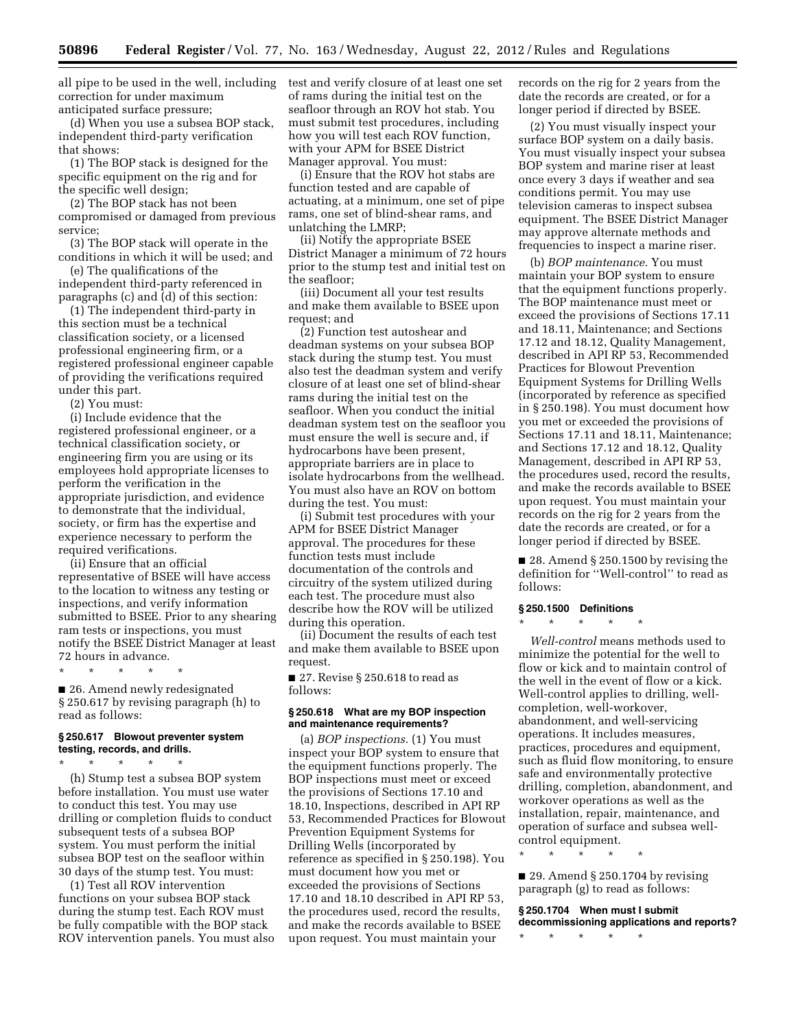all pipe to be used in the well, including correction for under maximum anticipated surface pressure;

(d) When you use a subsea BOP stack, independent third-party verification that shows:

(1) The BOP stack is designed for the specific equipment on the rig and for the specific well design;

(2) The BOP stack has not been compromised or damaged from previous service;

(3) The BOP stack will operate in the conditions in which it will be used; and

(e) The qualifications of the independent third-party referenced in paragraphs (c) and (d) of this section:

(1) The independent third-party in this section must be a technical classification society, or a licensed professional engineering firm, or a registered professional engineer capable of providing the verifications required under this part.

(2) You must:

(i) Include evidence that the registered professional engineer, or a technical classification society, or engineering firm you are using or its employees hold appropriate licenses to perform the verification in the appropriate jurisdiction, and evidence to demonstrate that the individual, society, or firm has the expertise and experience necessary to perform the required verifications.

(ii) Ensure that an official representative of BSEE will have access to the location to witness any testing or inspections, and verify information submitted to BSEE. Prior to any shearing ram tests or inspections, you must notify the BSEE District Manager at least 72 hours in advance.

\* \* \* \* \*

■ 26. Amend newly redesignated § 250.617 by revising paragraph (h) to read as follows:

**§ 250.617 Blowout preventer system testing, records, and drills.**

\* \* \* \* \*

(h) Stump test a subsea BOP system before installation. You must use water to conduct this test. You may use drilling or completion fluids to conduct subsequent tests of a subsea BOP system. You must perform the initial subsea BOP test on the seafloor within 30 days of the stump test. You must:

(1) Test all ROV intervention functions on your subsea BOP stack during the stump test. Each ROV must be fully compatible with the BOP stack ROV intervention panels. You must also test and verify closure of at least one set of rams during the initial test on the seafloor through an ROV hot stab. You must submit test procedures, including how you will test each ROV function, with your APM for BSEE District Manager approval. You must:

(i) Ensure that the ROV hot stabs are function tested and are capable of actuating, at a minimum, one set of pipe rams, one set of blind-shear rams, and unlatching the LMRP;

(ii) Notify the appropriate BSEE District Manager a minimum of 72 hours prior to the stump test and initial test on the seafloor;

(iii) Document all your test results and make them available to BSEE upon request; and

(2) Function test autoshear and deadman systems on your subsea BOP stack during the stump test. You must also test the deadman system and verify closure of at least one set of blind-shear rams during the initial test on the seafloor. When you conduct the initial deadman system test on the seafloor you must ensure the well is secure and, if hydrocarbons have been present, appropriate barriers are in place to isolate hydrocarbons from the wellhead. You must also have an ROV on bottom during the test. You must:

(i) Submit test procedures with your APM for BSEE District Manager approval. The procedures for these function tests must include documentation of the controls and circuitry of the system utilized during each test. The procedure must also describe how the ROV will be utilized during this operation.

(ii) Document the results of each test and make them available to BSEE upon request.

■ 27. Revise § 250.618 to read as follows:

**§ 250.618 What are my BOP inspection and maintenance requirements?**

(a) *BOP inspections.* (1) You must inspect your BOP system to ensure that the equipment functions properly. The BOP inspections must meet or exceed the provisions of Sections 17.10 and 18.10, Inspections, described in API RP 53, Recommended Practices for Blowout Prevention Equipment Systems for Drilling Wells (incorporated by reference as specified in § 250.198). You must document how you met or exceeded the provisions of Sections 17.10 and 18.10 described in API RP 53, the procedures used, record the results, and make the records available to BSEE upon request. You must maintain your records on the rig for 2 years from the date the records are created, or for a longer period if directed by BSEE.

(2) You must visually inspect your surface BOP system on a daily basis. You must visually inspect your subsea BOP system and marine riser at least once every 3 days if weather and sea conditions permit. You may use television cameras to inspect subsea equipment. The BSEE District Manager may approve alternate methods and frequencies to inspect a marine riser.

(b) *BOP maintenance.* You must maintain your BOP system to ensure that the equipment functions properly. The BOP maintenance must meet or exceed the provisions of Sections 17.11 and 18.11, Maintenance; and Sections 17.12 and 18.12, Quality Management, described in API RP 53, Recommended Practices for Blowout Prevention Equipment Systems for Drilling Wells (incorporated by reference as specified in § 250.198). You must document how you met or exceeded the provisions of Sections 17.11 and 18.11, Maintenance; and Sections 17.12 and 18.12, Quality Management, described in API RP 53, the procedures used, record the results, and make the records available to BSEE upon request. You must maintain your records on the rig for 2 years from the date the records are created, or for a longer period if directed by BSEE.

■ 28. Amend § 250.1500 by revising the definition for "Well-control" to read as follows:

**§ 250.1500 Definitions**

\* \* \* \* \*

*Well-control* means methods used to minimize the potential for the well to flow or kick and to maintain control of the well in the event of flow or a kick. Well-control applies to drilling, well-completion, well-workover, abandonment, and well-servicing operations. It includes measures, practices, procedures and equipment, such as fluid flow monitoring, to ensure safe and environmentally protective drilling, completion, abandonment, and workover operations as well as the installation, repair, maintenance, and operation of surface and subsea well-control equipment.

\* \* \* \* \*

■ 29. Amend § 250.1704 by revising paragraph (g) to read as follows:

**§ 250.1704 When must I submit decommissioning applications and reports?**

\* \* \* \* \*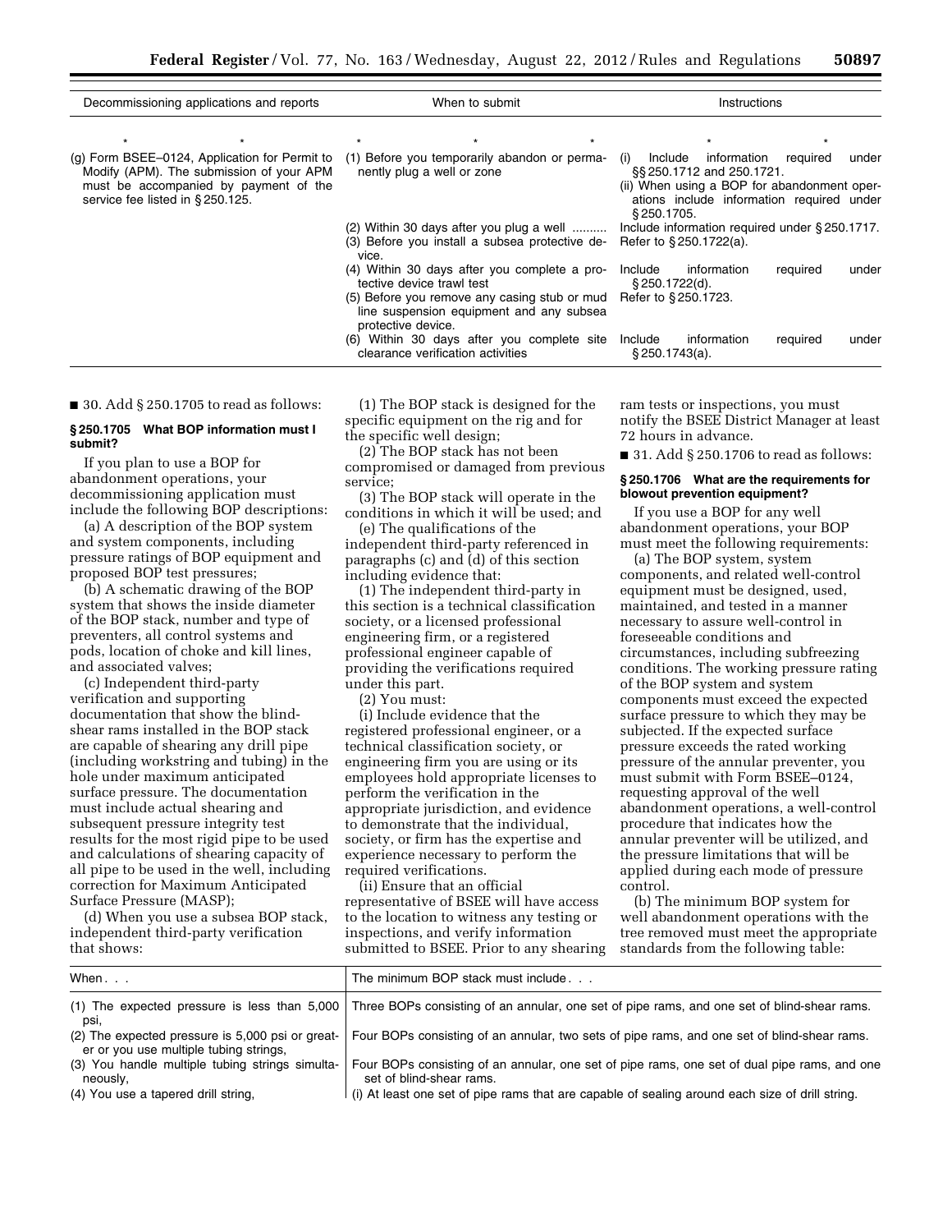| Decommissioning applications and reports | When to submit | Instructions |
|---|---|---|
| * * * | * * * | * * |
| (g) Form BSEE–0124, Application for Permit to Modify (APM). The submission of your APM must be accompanied by payment of the service fee listed in § 250.125. | (1) Before you temporarily abandon or permanently plug a well or zone | (i) Include information required under §§ 250.1712 and 250.1721. (ii) When using a BOP for abandonment operations include information required under § 250.1705. |
| | (2) Within 30 days after you plug a well .......... | Include information required under § 250.1717. |
| | (3) Before you install a subsea protective device. | Refer to § 250.1722(a). |
| | (4) Within 30 days after you complete a protective device trawl test | Include information required under § 250.1722(d). |
| | (5) Before you remove any casing stub or mud line suspension equipment and any subsea protective device. | Refer to § 250.1723. |
| | (6) Within 30 days after you complete site clearance verification activities | Include information required under § 250.1743(a). |

■ 30. Add § 250.1705 to read as follows:

**§ 250.1705 What BOP information must I submit?**

If you plan to use a BOP for abandonment operations, your decommissioning application must include the following BOP descriptions:

(a) A description of the BOP system and system components, including pressure ratings of BOP equipment and proposed BOP test pressures;

(b) A schematic drawing of the BOP system that shows the inside diameter of the BOP stack, number and type of preventers, all control systems and pods, location of choke and kill lines, and associated valves;

(c) Independent third-party verification and supporting documentation that show the blind-shear rams installed in the BOP stack are capable of shearing any drill pipe (including workstring and tubing) in the hole under maximum anticipated surface pressure. The documentation must include actual shearing and subsequent pressure integrity test results for the most rigid pipe to be used and calculations of shearing capacity of all pipe to be used in the well, including correction for Maximum Anticipated Surface Pressure (MASP);

(d) When you use a subsea BOP stack, independent third-party verification that shows:

(1) The BOP stack is designed for the specific equipment on the rig and for the specific well design;

(2) The BOP stack has not been compromised or damaged from previous service;

(3) The BOP stack will operate in the conditions in which it will be used; and

(e) The qualifications of the independent third-party referenced in paragraphs (c) and (d) of this section including evidence that:

(1) The independent third-party in this section is a technical classification society, or a licensed professional engineering firm, or a registered professional engineer capable of providing the verifications required under this part.

(2) You must:

(i) Include evidence that the registered professional engineer, or a technical classification society, or engineering firm you are using or its employees hold appropriate licenses to perform the verification in the appropriate jurisdiction, and evidence to demonstrate that the individual, society, or firm has the expertise and experience necessary to perform the required verifications.

(ii) Ensure that an official representative of BSEE will have access to the location to witness any testing or inspections, and verify information submitted to BSEE. Prior to any shearing ram tests or inspections, you must notify the BSEE District Manager at least 72 hours in advance.

■ 31. Add § 250.1706 to read as follows:

**§ 250.1706 What are the requirements for blowout prevention equipment?**

If you use a BOP for any well abandonment operations, your BOP must meet the following requirements:

(a) The BOP system, system components, and related well-control equipment must be designed, used, maintained, and tested in a manner necessary to assure well-control in foreseeable conditions and circumstances, including subfreezing conditions. The working pressure rating of the BOP system and system components must exceed the expected surface pressure to which they may be subjected. If the expected surface pressure exceeds the rated working pressure of the annular preventer, you must submit with Form BSEE–0124, requesting approval of the well abandonment operations, a well-control procedure that indicates how the annular preventer will be utilized, and the pressure limitations that will be applied during each mode of pressure control.

(b) The minimum BOP system for well abandonment operations with the tree removed must meet the appropriate standards from the following table:

| When . . . | The minimum BOP stack must include . . . |
|---|---|
| (1) The expected pressure is less than 5,000 psi, | Three BOPs consisting of an annular, one set of pipe rams, and one set of blind-shear rams. |
| (2) The expected pressure is 5,000 psi or greater or you use multiple tubing strings, | Four BOPs consisting of an annular, two sets of pipe rams, and one set of blind-shear rams. |
| (3) You handle multiple tubing strings simultaneously, | Four BOPs consisting of an annular, one set of pipe rams, one set of dual pipe rams, and one set of blind-shear rams. |
| (4) You use a tapered drill string, | (i) At least one set of pipe rams that are capable of sealing around each size of drill string. |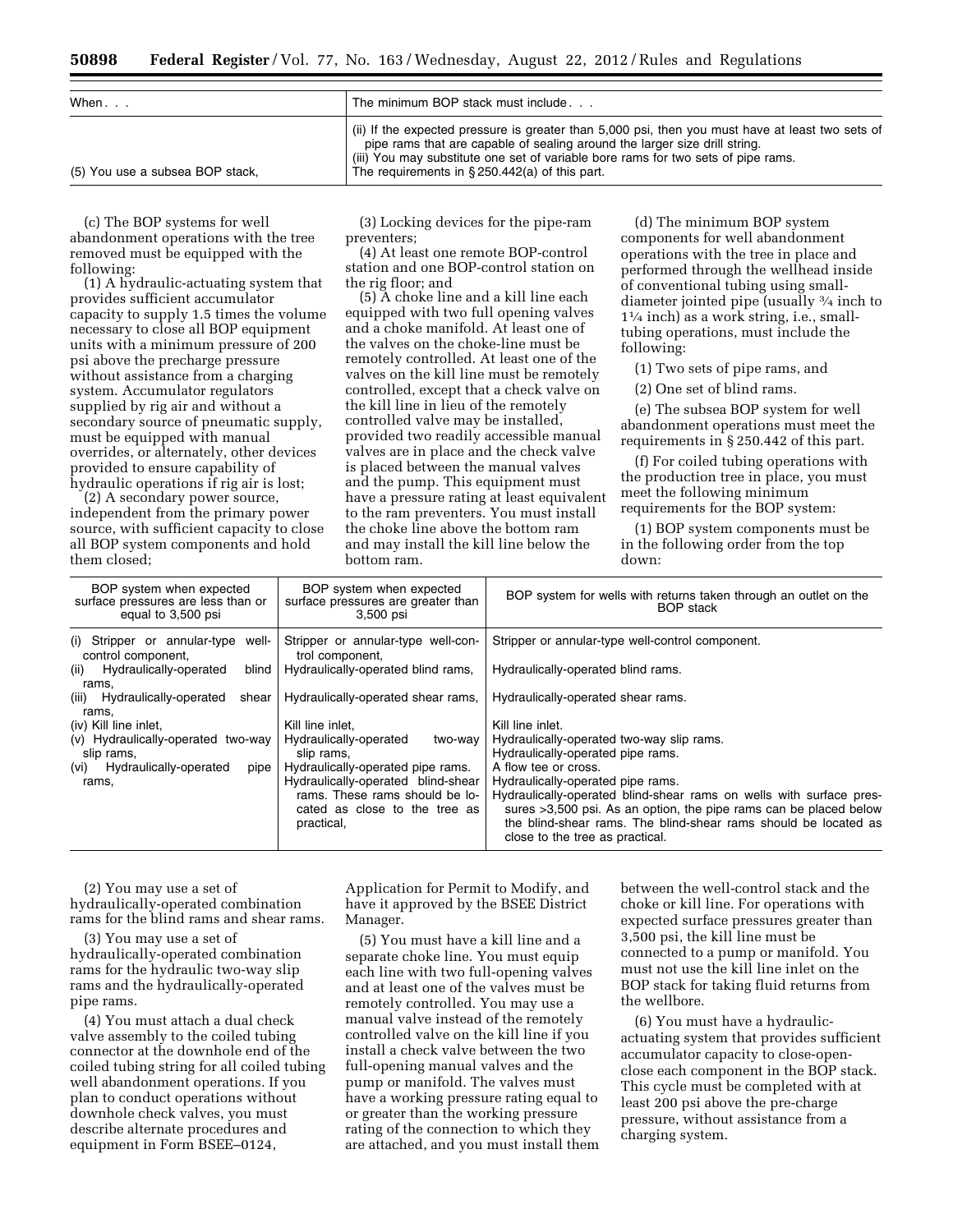| When. . . | The minimum BOP stack must include. . . |
| --- | --- |
| | (ii) If the expected pressure is greater than 5,000 psi, then you must have at least two sets of pipe rams that are capable of sealing around the larger size drill string. (iii) You may substitute one set of variable bore rams for two sets of pipe rams. |
| (5) You use a subsea BOP stack, | The requirements in § 250.442(a) of this part. |

(c) The BOP systems for well abandonment operations with the tree removed must be equipped with the following:

(1) A hydraulic-actuating system that provides sufficient accumulator capacity to supply 1.5 times the volume necessary to close all BOP equipment units with a minimum pressure of 200 psi above the precharge pressure without assistance from a charging system. Accumulator regulators supplied by rig air and without a secondary source of pneumatic supply, must be equipped with manual overrides, or alternately, other devices provided to ensure capability of hydraulic operations if rig air is lost;

(2) A secondary power source, independent from the primary power source, with sufficient capacity to close all BOP system components and hold them closed;

(3) Locking devices for the pipe-ram preventers;

(4) At least one remote BOP-control station and one BOP-control station on the rig floor; and

(5) A choke line and a kill line each equipped with two full opening valves and a choke manifold. At least one of the valves on the choke-line must be remotely controlled. At least one of the valves on the kill line must be remotely controlled, except that a check valve on the kill line in lieu of the remotely controlled valve may be installed, provided two readily accessible manual valves are in place and the check valve is placed between the manual valves and the pump. This equipment must have a pressure rating at least equivalent to the ram preventers. You must install the choke line above the bottom ram and may install the kill line below the bottom ram.

(d) The minimum BOP system components for well abandonment operations with the tree in place and performed through the wellhead inside of conventional tubing using small-diameter jointed pipe (usually ¾ inch to 1¼ inch) as a work string, i.e., small-tubing operations, must include the following:

(1) Two sets of pipe rams, and

(2) One set of blind rams.

(e) The subsea BOP system for well abandonment operations must meet the requirements in § 250.442 of this part.

(f) For coiled tubing operations with the production tree in place, you must meet the following minimum requirements for the BOP system:

(1) BOP system components must be in the following order from the top down:

| BOP system when expected surface pressures are less than or equal to 3,500 psi | BOP system when expected surface pressures are greater than 3,500 psi | BOP system for wells with returns taken through an outlet on the BOP stack |
| --- | --- | --- |
| (i) Stripper or annular-type well-control component, | Stripper or annular-type well-control component, | Stripper or annular-type well-control component. |
| (ii) Hydraulically-operated blind rams, | Hydraulically-operated blind rams, | Hydraulically-operated blind rams. |
| (iii) Hydraulically-operated shear rams, | Hydraulically-operated shear rams, | Hydraulically-operated shear rams. |
| (iv) Kill line inlet, | Kill line inlet, | Kill line inlet. |
| (v) Hydraulically-operated two-way slip rams, | Hydraulically-operated two-way slip rams, | Hydraulically-operated two-way slip rams. |
| (vi) Hydraulically-operated pipe rams, | Hydraulically-operated pipe rams. | Hydraulically-operated pipe rams. |
| | Hydraulically-operated blind-shear rams. These rams should be located as close to the tree as practical, | A flow tee or cross. |
| | | Hydraulically-operated pipe rams. |
| | | Hydraulically-operated blind-shear rams on wells with surface pressures >3,500 psi. As an option, the pipe rams can be placed below the blind-shear rams. The blind-shear rams should be located as close to the tree as practical. |

(2) You may use a set of hydraulically-operated combination rams for the blind rams and shear rams.

(3) You may use a set of hydraulically-operated combination rams for the hydraulic two-way slip rams and the hydraulically-operated pipe rams.

(4) You must attach a dual check valve assembly to the coiled tubing connector at the downhole end of the coiled tubing string for all coiled tubing well abandonment operations. If you plan to conduct operations without downhole check valves, you must describe alternate procedures and equipment in Form BSEE–0124, Application for Permit to Modify, and have it approved by the BSEE District Manager.

(5) You must have a kill line and a separate choke line. You must equip each line with two full-opening valves and at least one of the valves must be remotely controlled. You may use a manual valve instead of the remotely controlled valve on the kill line if you install a check valve between the two full-opening manual valves and the pump or manifold. The valves must have a working pressure rating equal to or greater than the working pressure rating of the connection to which they are attached, and you must install them between the well-control stack and the choke or kill line. For operations with expected surface pressures greater than 3,500 psi, the kill line must be connected to a pump or manifold. You must not use the kill line inlet on the BOP stack for taking fluid returns from the wellbore.

(6) You must have a hydraulic-actuating system that provides sufficient accumulator capacity to close-open-close each component in the BOP stack. This cycle must be completed with at least 200 psi above the pre-charge pressure, without assistance from a charging system.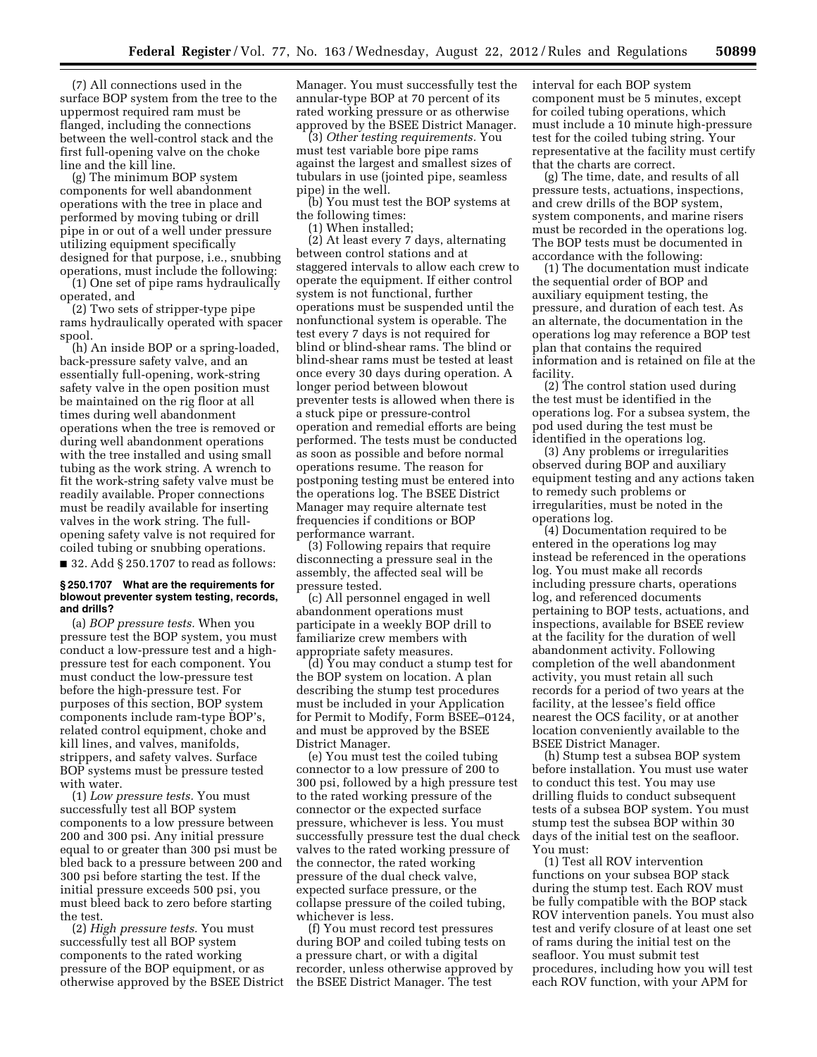(7) All connections used in the surface BOP system from the tree to the uppermost required ram must be flanged, including the connections between the well-control stack and the first full-opening valve on the choke line and the kill line.

(g) The minimum BOP system components for well abandonment operations with the tree in place and performed by moving tubing or drill pipe in or out of a well under pressure utilizing equipment specifically designed for that purpose, i.e., snubbing operations, must include the following:

(1) One set of pipe rams hydraulically operated, and

(2) Two sets of stripper-type pipe rams hydraulically operated with spacer spool.

(h) An inside BOP or a spring-loaded, back-pressure safety valve, and an essentially full-opening, work-string safety valve in the open position must be maintained on the rig floor at all times during well abandonment operations when the tree is removed or during well abandonment operations with the tree installed and using small tubing as the work string. A wrench to fit the work-string safety valve must be readily available. Proper connections must be readily available for inserting valves in the work string. The full-opening safety valve is not required for coiled tubing or snubbing operations.

■ 32. Add § 250.1707 to read as follows:

**§ 250.1707 What are the requirements for blowout preventer system testing, records, and drills?**

(a) *BOP pressure tests.* When you pressure test the BOP system, you must conduct a low-pressure test and a high-pressure test for each component. You must conduct the low-pressure test before the high-pressure test. For purposes of this section, BOP system components include ram-type BOP's, related control equipment, choke and kill lines, and valves, manifolds, strippers, and safety valves. Surface BOP systems must be pressure tested with water.

(1) *Low pressure tests.* You must successfully test all BOP system components to a low pressure between 200 and 300 psi. Any initial pressure equal to or greater than 300 psi must be bled back to a pressure between 200 and 300 psi before starting the test. If the initial pressure exceeds 500 psi, you must bleed back to zero before starting the test.

(2) *High pressure tests.* You must successfully test all BOP system components to the rated working pressure of the BOP equipment, or as otherwise approved by the BSEE District Manager. You must successfully test the annular-type BOP at 70 percent of its rated working pressure or as otherwise approved by the BSEE District Manager.

(3) *Other testing requirements.* You must test variable bore pipe rams against the largest and smallest sizes of tubulars in use (jointed pipe, seamless pipe) in the well.

(b) You must test the BOP systems at the following times:

(1) When installed;

(2) At least every 7 days, alternating between control stations and at staggered intervals to allow each crew to operate the equipment. If either control system is not functional, further operations must be suspended until the nonfunctional system is operable. The test every 7 days is not required for blind or blind-shear rams. The blind or blind-shear rams must be tested at least once every 30 days during operation. A longer period between blowout preventer tests is allowed when there is a stuck pipe or pressure-control operation and remedial efforts are being performed. The tests must be conducted as soon as possible and before normal operations resume. The reason for postponing testing must be entered into the operations log. The BSEE District Manager may require alternate test frequencies if conditions or BOP performance warrant.

(3) Following repairs that require disconnecting a pressure seal in the assembly, the affected seal will be pressure tested.

(c) All personnel engaged in well abandonment operations must participate in a weekly BOP drill to familiarize crew members with appropriate safety measures.

(d) You may conduct a stump test for the BOP system on location. A plan describing the stump test procedures must be included in your Application for Permit to Modify, Form BSEE–0124, and must be approved by the BSEE District Manager.

(e) You must test the coiled tubing connector to a low pressure of 200 to 300 psi, followed by a high pressure test to the rated working pressure of the connector or the expected surface pressure, whichever is less. You must successfully pressure test the dual check valves to the rated working pressure of the connector, the rated working pressure of the dual check valve, expected surface pressure, or the collapse pressure of the coiled tubing, whichever is less.

(f) You must record test pressures during BOP and coiled tubing tests on a pressure chart, or with a digital recorder, unless otherwise approved by the BSEE District Manager. The test interval for each BOP system component must be 5 minutes, except for coiled tubing operations, which must include a 10 minute high-pressure test for the coiled tubing string. Your representative at the facility must certify that the charts are correct.

(g) The time, date, and results of all pressure tests, actuations, inspections, and crew drills of the BOP system, system components, and marine risers must be recorded in the operations log. The BOP tests must be documented in accordance with the following:

(1) The documentation must indicate the sequential order of BOP and auxiliary equipment testing, the pressure, and duration of each test. As an alternate, the documentation in the operations log may reference a BOP test plan that contains the required information and is retained on file at the facility.

(2) The control station used during the test must be identified in the operations log. For a subsea system, the pod used during the test must be identified in the operations log.

(3) Any problems or irregularities observed during BOP and auxiliary equipment testing and any actions taken to remedy such problems or irregularities, must be noted in the operations log.

(4) Documentation required to be entered in the operations log may instead be referenced in the operations log. You must make all records including pressure charts, operations log, and referenced documents pertaining to BOP tests, actuations, and inspections, available for BSEE review at the facility for the duration of well abandonment activity. Following completion of the well abandonment activity, you must retain all such records for a period of two years at the facility, at the lessee's field office nearest the OCS facility, or at another location conveniently available to the BSEE District Manager.

(h) Stump test a subsea BOP system before installation. You must use water to conduct this test. You may use drilling fluids to conduct subsequent tests of a subsea BOP system. You must stump test the subsea BOP within 30 days of the initial test on the seafloor. You must:

(1) Test all ROV intervention functions on your subsea BOP stack during the stump test. Each ROV must be fully compatible with the BOP stack ROV intervention panels. You must also test and verify closure of at least one set of rams during the initial test on the seafloor. You must submit test procedures, including how you will test each ROV function, with your APM for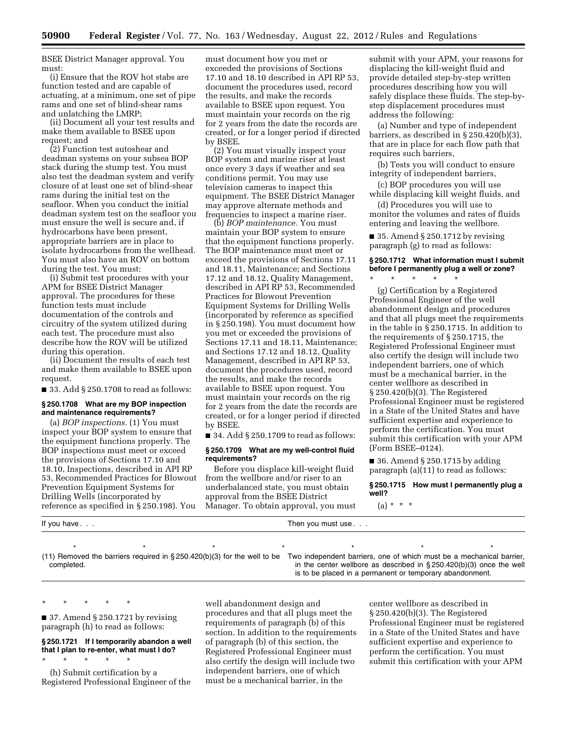BSEE District Manager approval. You must:

(i) Ensure that the ROV hot stabs are function tested and are capable of actuating, at a minimum, one set of pipe rams and one set of blind-shear rams and unlatching the LMRP;

(ii) Document all your test results and make them available to BSEE upon request; and

(2) Function test autoshear and deadman systems on your subsea BOP stack during the stump test. You must also test the deadman system and verify closure of at least one set of blind-shear rams during the initial test on the seafloor. When you conduct the initial deadman system test on the seafloor you must ensure the well is secure and, if hydrocarbons have been present, appropriate barriers are in place to isolate hydrocarbons from the wellhead. You must also have an ROV on bottom during the test. You must:

(i) Submit test procedures with your APM for BSEE District Manager approval. The procedures for these function tests must include documentation of the controls and circuitry of the system utilized during each test. The procedure must also describe how the ROV will be utilized during this operation.

(ii) Document the results of each test and make them available to BSEE upon request.

■ 33. Add § 250.1708 to read as follows:

**§ 250.1708 What are my BOP inspection and maintenance requirements?**

(a) *BOP inspections.* (1) You must inspect your BOP system to ensure that the equipment functions properly. The BOP inspections must meet or exceed the provisions of Sections 17.10 and 18.10, Inspections, described in API RP 53, Recommended Practices for Blowout Prevention Equipment Systems for Drilling Wells (incorporated by reference as specified in § 250.198). You must document how you met or exceeded the provisions of Sections 17.10 and 18.10 described in API RP 53, document the procedures used, record the results, and make the records available to BSEE upon request. You must maintain your records on the rig for 2 years from the date the records are created, or for a longer period if directed by BSEE.

(2) You must visually inspect your BOP system and marine riser at least once every 3 days if weather and sea conditions permit. You may use television cameras to inspect this equipment. The BSEE District Manager may approve alternate methods and frequencies to inspect a marine riser.

(b) *BOP maintenance.* You must maintain your BOP system to ensure that the equipment functions properly. The BOP maintenance must meet or exceed the provisions of Sections 17.11 and 18.11, Maintenance; and Sections 17.12 and 18.12, Quality Management, described in API RP 53, Recommended Practices for Blowout Prevention Equipment Systems for Drilling Wells (incorporated by reference as specified in § 250.198). You must document how you met or exceeded the provisions of Sections 17.11 and 18.11, Maintenance; and Sections 17.12 and 18.12, Quality Management, described in API RP 53, document the procedures used, record the results, and make the records available to BSEE upon request. You must maintain your records on the rig for 2 years from the date the records are created, or for a longer period if directed by BSEE.

■ 34. Add § 250.1709 to read as follows:

**§ 250.1709 What are my well-control fluid requirements?**

Before you displace kill-weight fluid from the wellbore and/or riser to an underbalanced state, you must obtain approval from the BSEE District Manager. To obtain approval, you must submit with your APM, your reasons for displacing the kill-weight fluid and provide detailed step-by-step written procedures describing how you will safely displace these fluids. The step-by-step displacement procedures must address the following:

(a) Number and type of independent barriers, as described in § 250.420(b)(3), that are in place for each flow path that requires such barriers,

(b) Tests you will conduct to ensure integrity of independent barriers,

(c) BOP procedures you will use while displacing kill weight fluids, and

(d) Procedures you will use to monitor the volumes and rates of fluids entering and leaving the wellbore.

■ 35. Amend § 250.1712 by revising paragraph (g) to read as follows:

**§ 250.1712 What information must I submit before I permanently plug a well or zone?**

\* \* \* \* \*

(g) Certification by a Registered Professional Engineer of the well abandonment design and procedures and that all plugs meet the requirements in the table in § 250.1715. In addition to the requirements of § 250.1715, the Registered Professional Engineer must also certify the design will include two independent barriers, one of which must be a mechanical barrier, in the center wellbore as described in § 250.420(b)(3). The Registered Professional Engineer must be registered in a State of the United States and have sufficient expertise and experience to perform the certification. You must submit this certification with your APM (Form BSEE–0124).

■ 36. Amend § 250.1715 by adding paragraph (a)(11) to read as follows:

**§ 250.1715 How must I permanently plug a well?**

(a) \* \* \*

| If you have . . . | Then you must use . . . |
|---|---|
| \* \* \* \* | \* \* \* |
| (11) Removed the barriers required in § 250.420(b)(3) for the well to be completed. | Two independent barriers, one of which must be a mechanical barrier, in the center wellbore as described in § 250.420(b)(3) once the well is to be placed in a permanent or temporary abandonment. |

\* \* \* \* \*

■ 37. Amend § 250.1721 by revising paragraph (h) to read as follows:

**§ 250.1721 If I temporarily abandon a well that I plan to re-enter, what must I do?**

\* \* \* \* \*

(h) Submit certification by a Registered Professional Engineer of the well abandonment design and procedures and that all plugs meet the requirements of paragraph (b) of this section. In addition to the requirements of paragraph (b) of this section, the Registered Professional Engineer must also certify the design will include two independent barriers, one of which must be a mechanical barrier, in the center wellbore as described in § 250.420(b)(3). The Registered Professional Engineer must be registered in a State of the United States and have sufficient expertise and experience to perform the certification. You must submit this certification with your APM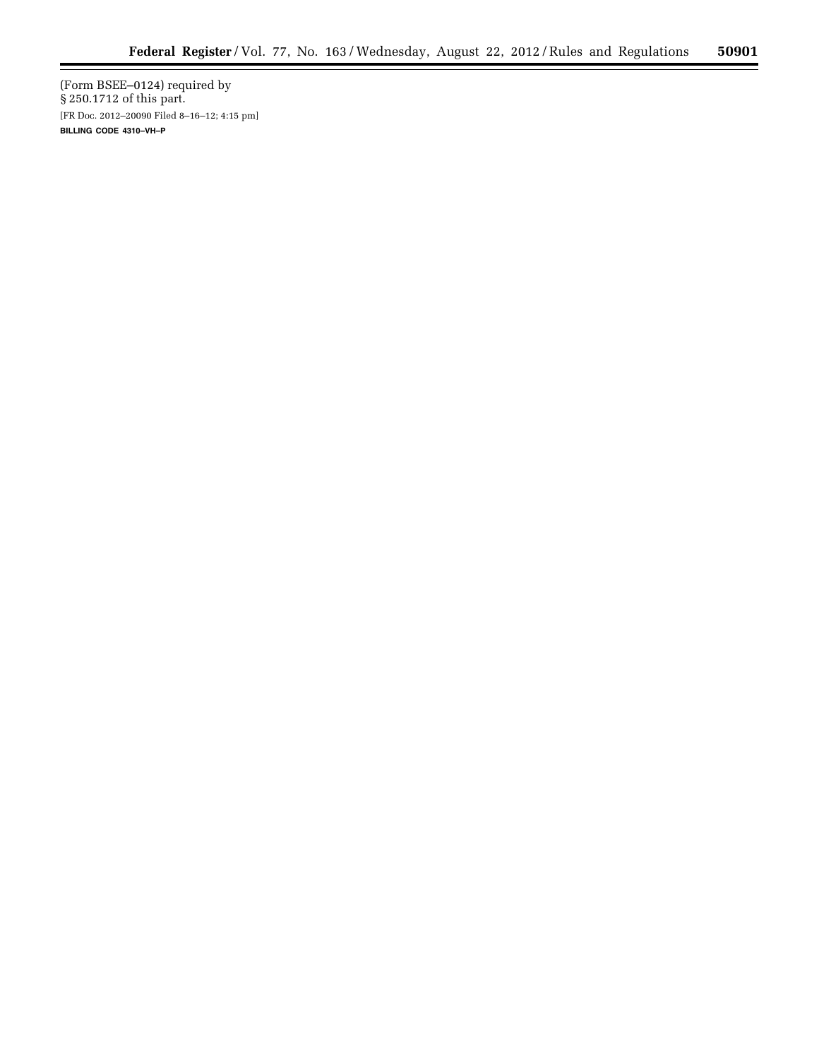(Form BSEE–0124) required by § 250.1712 of this part.

[FR Doc. 2012–20090 Filed 8–16–12; 4:15 pm]

**BILLING CODE 4310–VH–P**